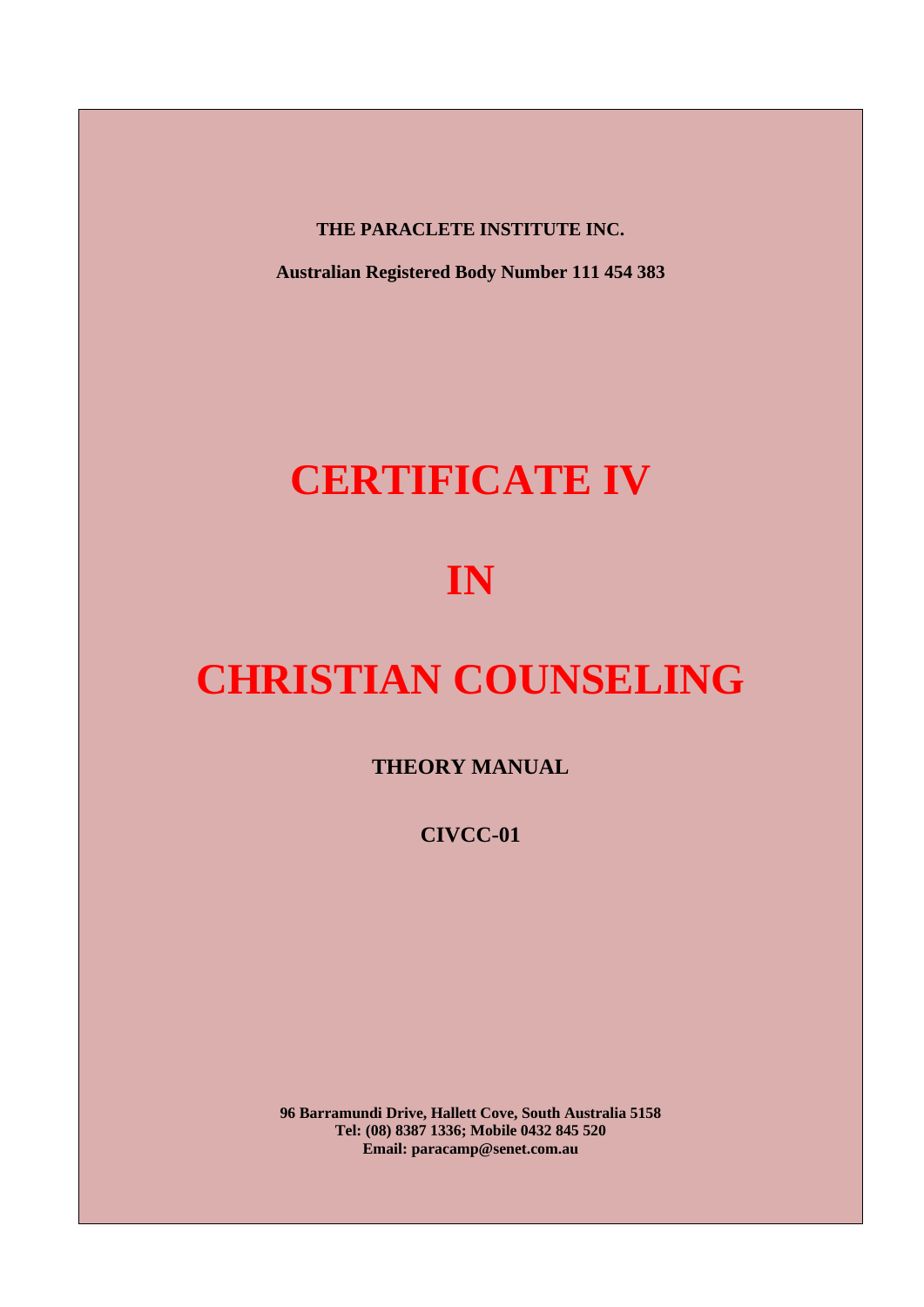**THE PARACLETE INSTITUTE INC.**

**Australian Registered Body Number 111 454 383**

# CERTIFICATE IV

# IN

# CHRISTIAN COUNSELING

**THEORY MANUAL**

**CIVCC-01**

**96 Barramundi Drive, Hallett Cove, South Australia 5158**
**Tel: (08) 8387 1336; Mobile 0432 845 520**
**Email: paracamp@senet.com.au**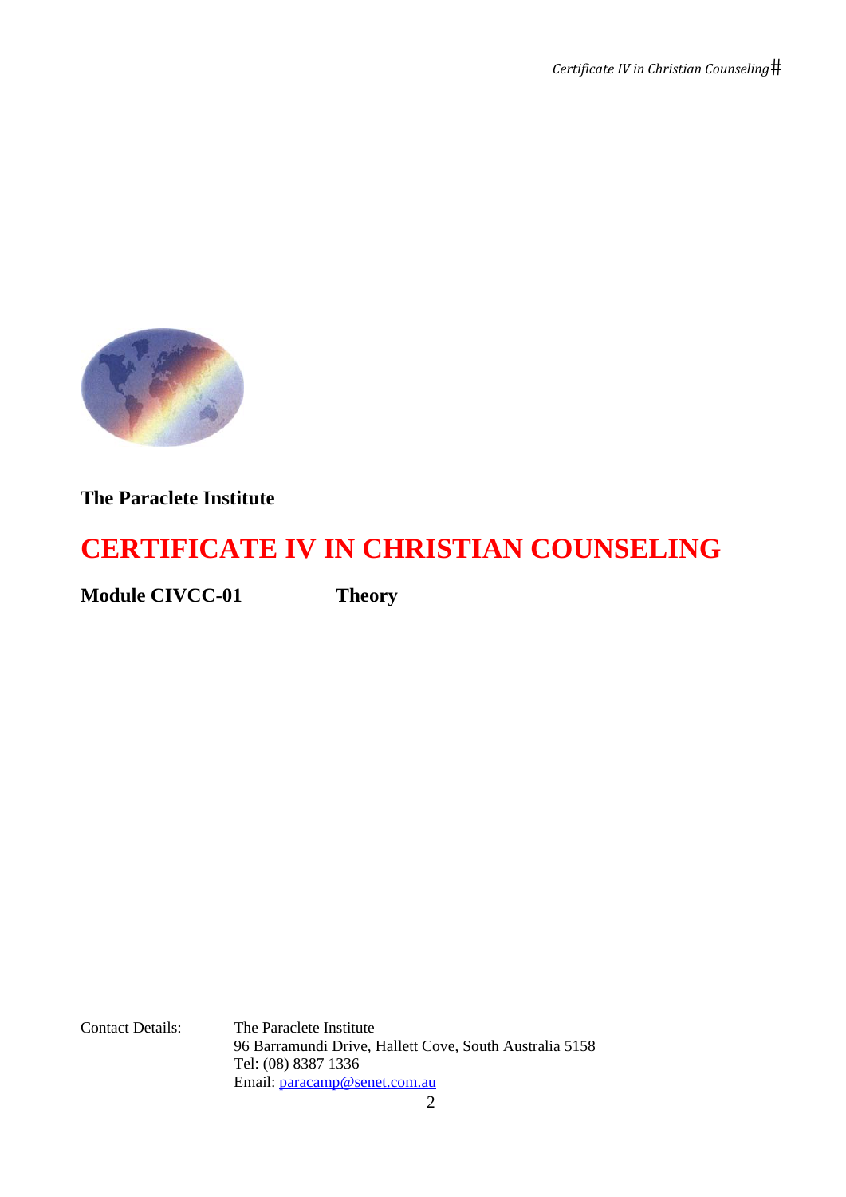**The Paraclete Institute**

# CERTIFICATE IV IN CHRISTIAN COUNSELING

**Module CIVCC-01** **Theory**

Contact Details: The Paraclete Institute
96 Barramundi Drive, Hallett Cove, South Australia 5158
Tel: (08) 8387 1336
Email: paracamp@senet.com.au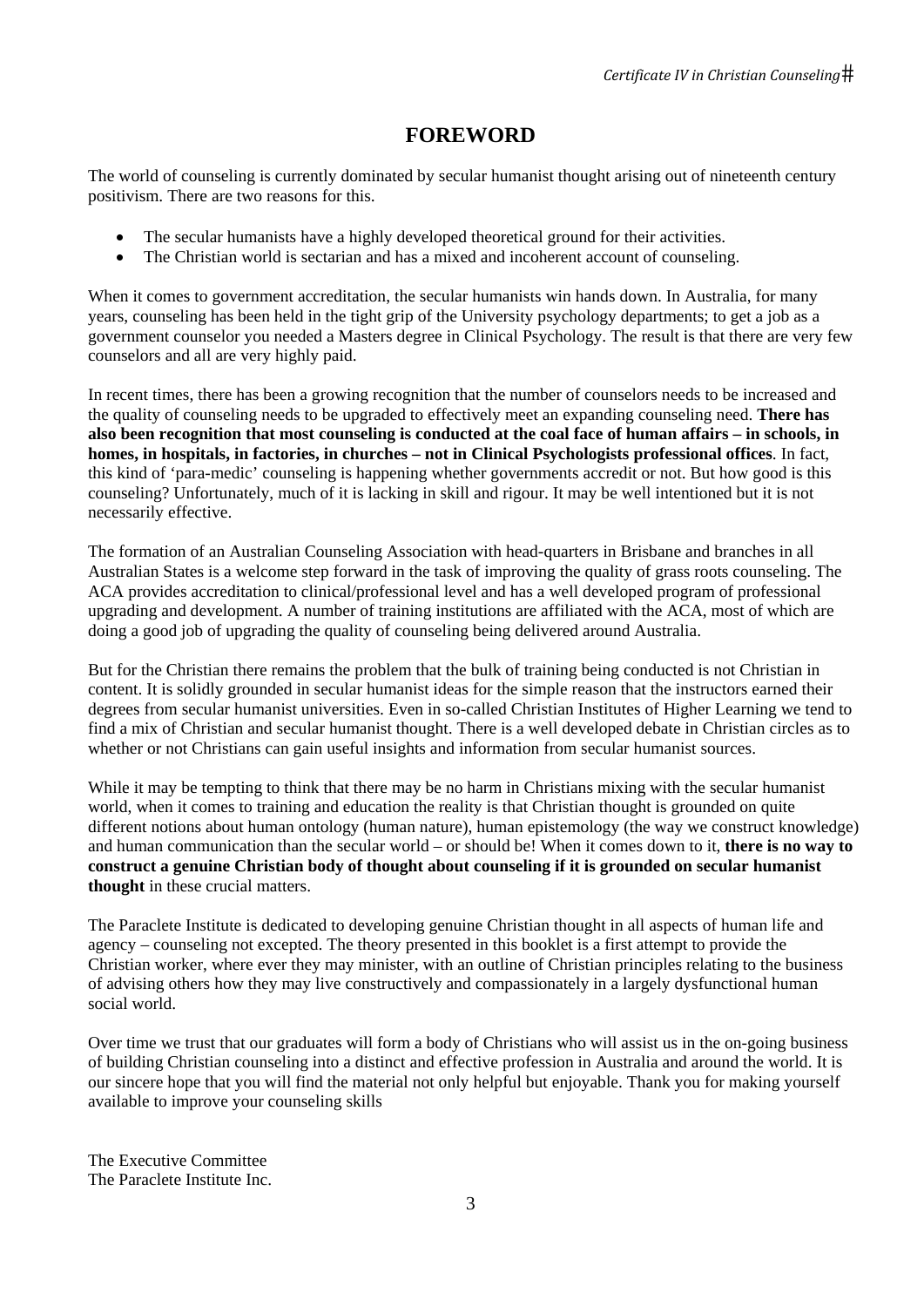# FOREWORD

The world of counseling is currently dominated by secular humanist thought arising out of nineteenth century positivism. There are two reasons for this.

- The secular humanists have a highly developed theoretical ground for their activities.
- The Christian world is sectarian and has a mixed and incoherent account of counseling.

When it comes to government accreditation, the secular humanists win hands down. In Australia, for many years, counseling has been held in the tight grip of the University psychology departments; to get a job as a government counselor you needed a Masters degree in Clinical Psychology. The result is that there are very few counselors and all are very highly paid.

In recent times, there has been a growing recognition that the number of counselors needs to be increased and the quality of counseling needs to be upgraded to effectively meet an expanding counseling need. **There has also been recognition that most counseling is conducted at the coal face of human affairs – in schools, in homes, in hospitals, in factories, in churches – not in Clinical Psychologists professional offices**. In fact, this kind of 'para-medic' counseling is happening whether governments accredit or not. But how good is this counseling? Unfortunately, much of it is lacking in skill and rigour. It may be well intentioned but it is not necessarily effective.

The formation of an Australian Counseling Association with head-quarters in Brisbane and branches in all Australian States is a welcome step forward in the task of improving the quality of grass roots counseling. The ACA provides accreditation to clinical/professional level and has a well developed program of professional upgrading and development. A number of training institutions are affiliated with the ACA, most of which are doing a good job of upgrading the quality of counseling being delivered around Australia.

But for the Christian there remains the problem that the bulk of training being conducted is not Christian in content. It is solidly grounded in secular humanist ideas for the simple reason that the instructors earned their degrees from secular humanist universities. Even in so-called Christian Institutes of Higher Learning we tend to find a mix of Christian and secular humanist thought. There is a well developed debate in Christian circles as to whether or not Christians can gain useful insights and information from secular humanist sources.

While it may be tempting to think that there may be no harm in Christians mixing with the secular humanist world, when it comes to training and education the reality is that Christian thought is grounded on quite different notions about human ontology (human nature), human epistemology (the way we construct knowledge) and human communication than the secular world – or should be! When it comes down to it, **there is no way to construct a genuine Christian body of thought about counseling if it is grounded on secular humanist thought** in these crucial matters.

The Paraclete Institute is dedicated to developing genuine Christian thought in all aspects of human life and agency – counseling not excepted. The theory presented in this booklet is a first attempt to provide the Christian worker, where ever they may minister, with an outline of Christian principles relating to the business of advising others how they may live constructively and compassionately in a largely dysfunctional human social world.

Over time we trust that our graduates will form a body of Christians who will assist us in the on-going business of building Christian counseling into a distinct and effective profession in Australia and around the world. It is our sincere hope that you will find the material not only helpful but enjoyable. Thank you for making yourself available to improve your counseling skills

The Executive Committee
The Paraclete Institute Inc.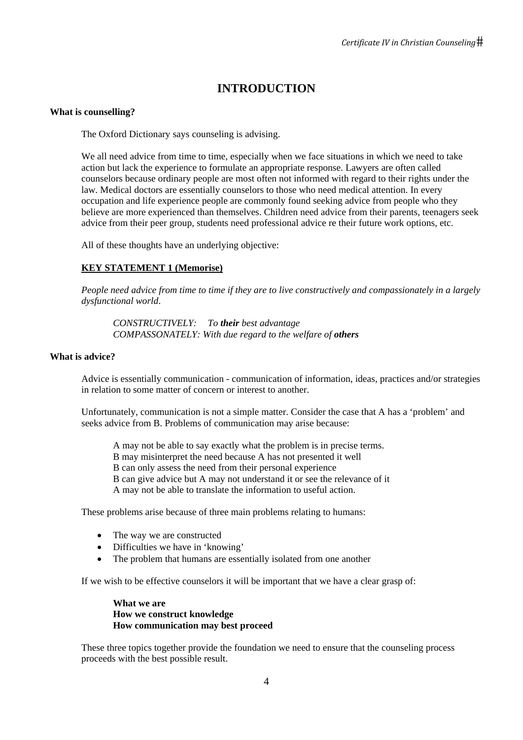# INTRODUCTION

**What is counselling?**

The Oxford Dictionary says counseling is advising.

We all need advice from time to time, especially when we face situations in which we need to take action but lack the experience to formulate an appropriate response. Lawyers are often called counselors because ordinary people are most often not informed with regard to their rights under the law. Medical doctors are essentially counselors to those who need medical attention. In every occupation and life experience people are commonly found seeking advice from people who they believe are more experienced than themselves. Children need advice from their parents, teenagers seek advice from their peer group, students need professional advice re their future work options, etc.

All of these thoughts have an underlying objective:

**KEY STATEMENT 1 (Memorise)**

*People need advice from time to time if they are to live constructively and compassionately in a largely dysfunctional world.*

*CONSTRUCTIVELY: To **their** best advantage*
*COMPASSONATELY: With due regard to the welfare of **others***

**What is advice?**

Advice is essentially communication - communication of information, ideas, practices and/or strategies in relation to some matter of concern or interest to another.

Unfortunately, communication is not a simple matter. Consider the case that A has a 'problem' and seeks advice from B. Problems of communication may arise because:

A may not be able to say exactly what the problem is in precise terms.
B may misinterpret the need because A has not presented it well
B can only assess the need from their personal experience
B can give advice but A may not understand it or see the relevance of it
A may not be able to translate the information to useful action.

These problems arise because of three main problems relating to humans:

- The way we are constructed
- Difficulties we have in 'knowing'
- The problem that humans are essentially isolated from one another

If we wish to be effective counselors it will be important that we have a clear grasp of:

**What we are**
**How we construct knowledge**
**How communication may best proceed**

These three topics together provide the foundation we need to ensure that the counseling process proceeds with the best possible result.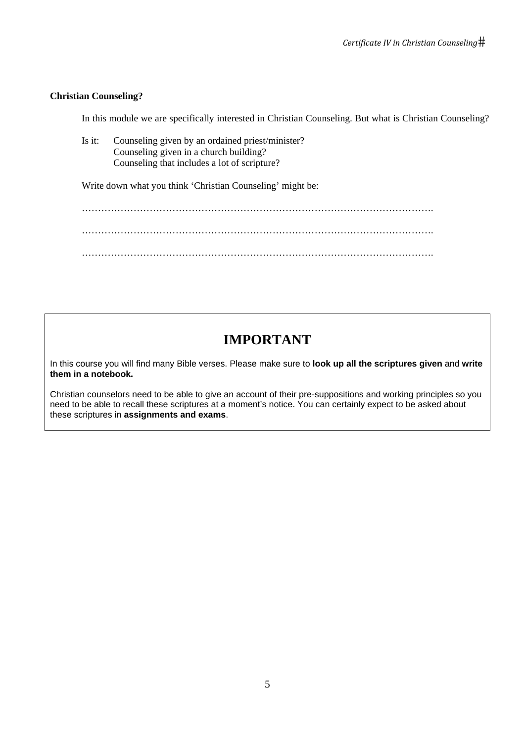**Christian Counseling?**

In this module we are specifically interested in Christian Counseling. But what is Christian Counseling?

Is it: Counseling given by an ordained priest/minister?
Counseling given in a church building?
Counseling that includes a lot of scripture?

Write down what you think 'Christian Counseling' might be:

…………………………………………………………………………………………….

…………………………………………………………………………………………….

…………………………………………………………………………………………….

## IMPORTANT

In this course you will find many Bible verses. Please make sure to **look up all the scriptures given** and **write them in a notebook.**

Christian counselors need to be able to give an account of their pre-suppositions and working principles so you need to be able to recall these scriptures at a moment's notice. You can certainly expect to be asked about these scriptures in **assignments and exams**.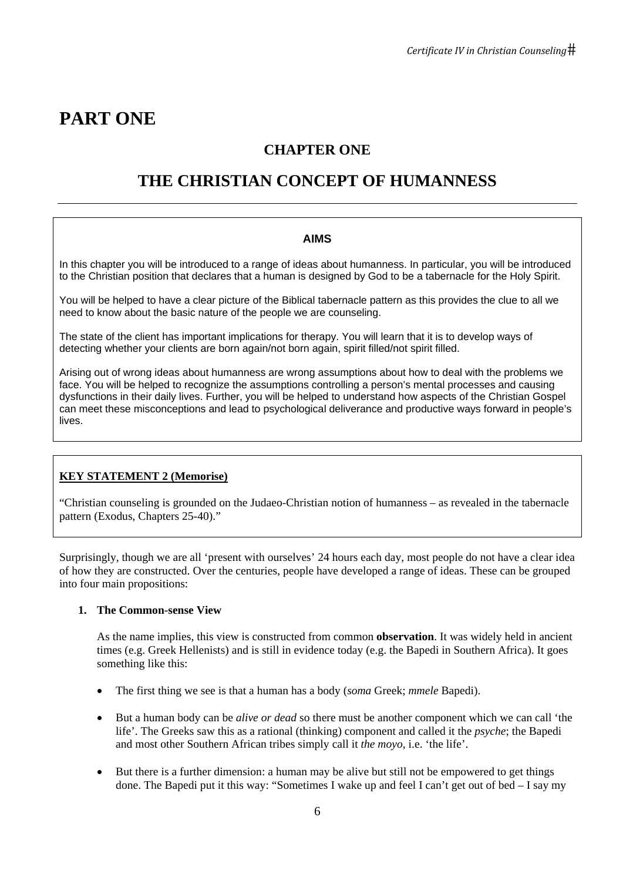# PART ONE

## CHAPTER ONE

## THE CHRISTIAN CONCEPT OF HUMANNESS

---

**AIMS**

In this chapter you will be introduced to a range of ideas about humanness. In particular, you will be introduced to the Christian position that declares that a human is designed by God to be a tabernacle for the Holy Spirit.

You will be helped to have a clear picture of the Biblical tabernacle pattern as this provides the clue to all we need to know about the basic nature of the people we are counseling.

The state of the client has important implications for therapy. You will learn that it is to develop ways of detecting whether your clients are born again/not born again, spirit filled/not spirit filled.

Arising out of wrong ideas about humanness are wrong assumptions about how to deal with the problems we face. You will be helped to recognize the assumptions controlling a person's mental processes and causing dysfunctions in their daily lives. Further, you will be helped to understand how aspects of the Christian Gospel can meet these misconceptions and lead to psychological deliverance and productive ways forward in people's lives.

---

**KEY STATEMENT 2 (Memorise)**

"Christian counseling is grounded on the Judaeo-Christian notion of humanness – as revealed in the tabernacle pattern (Exodus, Chapters 25-40)."

---

Surprisingly, though we are all 'present with ourselves' 24 hours each day, most people do not have a clear idea of how they are constructed. Over the centuries, people have developed a range of ideas. These can be grouped into four main propositions:

1. **The Common-sense View**

   As the name implies, this view is constructed from common **observation**. It was widely held in ancient times (e.g. Greek Hellenists) and is still in evidence today (e.g. the Bapedi in Southern Africa). It goes something like this:

   - The first thing we see is that a human has a body (*soma* Greek; *mmele* Bapedi).
   - But a human body can be *alive or dead* so there must be another component which we can call 'the life'. The Greeks saw this as a rational (thinking) component and called it the *psyche*; the Bapedi and most other Southern African tribes simply call it *the moyo*, i.e. 'the life'.
   - But there is a further dimension: a human may be alive but still not be empowered to get things done. The Bapedi put it this way: "Sometimes I wake up and feel I can't get out of bed – I say my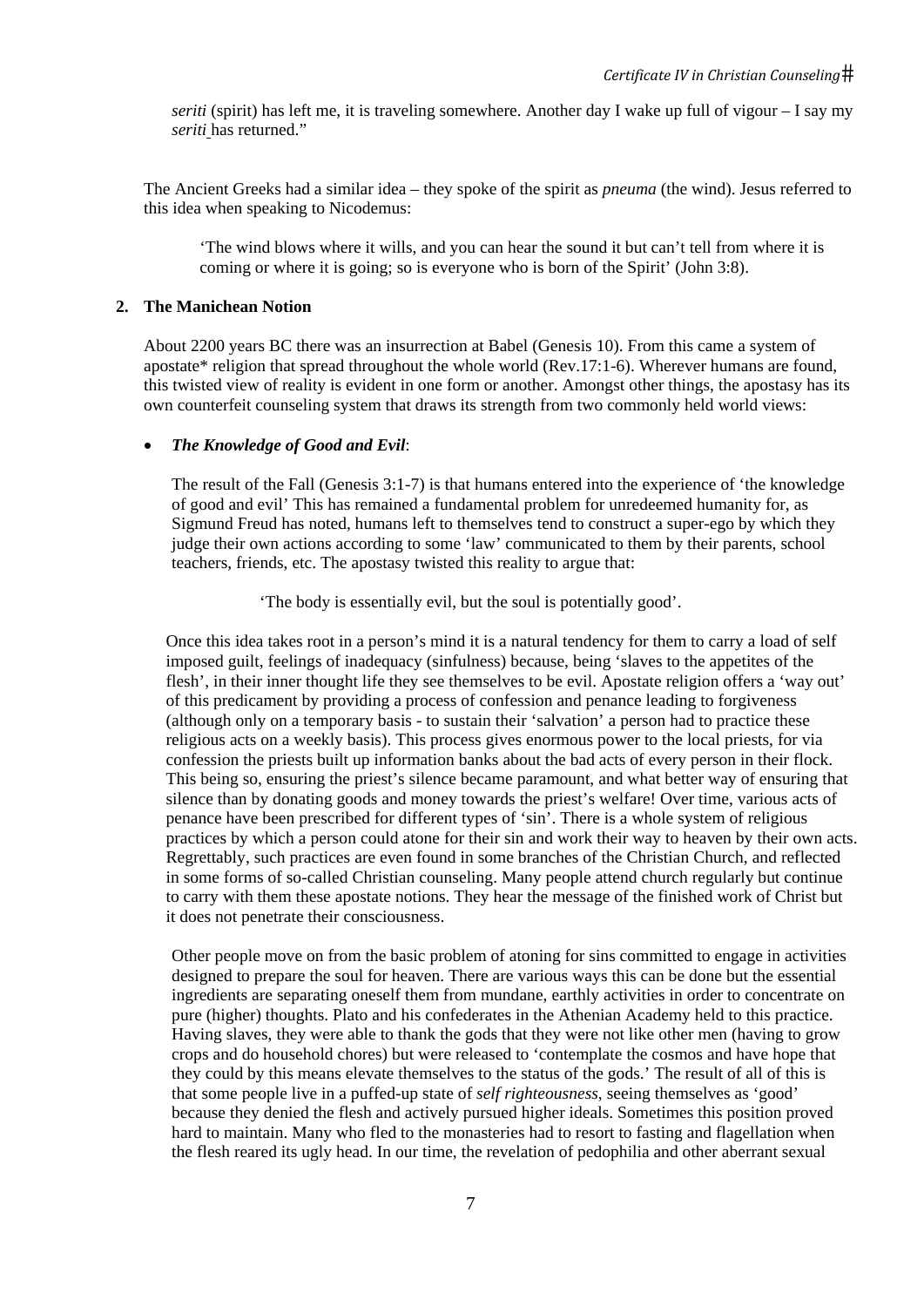*seriti* (spirit) has left me, it is traveling somewhere. Another day I wake up full of vigour – I say my *seriti* has returned."

The Ancient Greeks had a similar idea – they spoke of the spirit as *pneuma* (the wind). Jesus referred to this idea when speaking to Nicodemus:

> 'The wind blows where it wills, and you can hear the sound it but can't tell from where it is coming or where it is going; so is everyone who is born of the Spirit' (John 3:8).

## 2. The Manichean Notion

About 2200 years BC there was an insurrection at Babel (Genesis 10). From this came a system of apostate* religion that spread throughout the whole world (Rev.17:1-6). Wherever humans are found, this twisted view of reality is evident in one form or another. Amongst other things, the apostasy has its own counterfeit counseling system that draws its strength from two commonly held world views:

- ***The Knowledge of Good and Evil***:

  The result of the Fall (Genesis 3:1-7) is that humans entered into the experience of 'the knowledge of good and evil' This has remained a fundamental problem for unredeemed humanity for, as Sigmund Freud has noted, humans left to themselves tend to construct a super-ego by which they judge their own actions according to some 'law' communicated to them by their parents, school teachers, friends, etc. The apostasy twisted this reality to argue that:

  > 'The body is essentially evil, but the soul is potentially good'.

  Once this idea takes root in a person's mind it is a natural tendency for them to carry a load of self imposed guilt, feelings of inadequacy (sinfulness) because, being 'slaves to the appetites of the flesh', in their inner thought life they see themselves to be evil. Apostate religion offers a 'way out' of this predicament by providing a process of confession and penance leading to forgiveness (although only on a temporary basis - to sustain their 'salvation' a person had to practice these religious acts on a weekly basis). This process gives enormous power to the local priests, for via confession the priests built up information banks about the bad acts of every person in their flock. This being so, ensuring the priest's silence became paramount, and what better way of ensuring that silence than by donating goods and money towards the priest's welfare! Over time, various acts of penance have been prescribed for different types of 'sin'. There is a whole system of religious practices by which a person could atone for their sin and work their way to heaven by their own acts. Regrettably, such practices are even found in some branches of the Christian Church, and reflected in some forms of so-called Christian counseling. Many people attend church regularly but continue to carry with them these apostate notions. They hear the message of the finished work of Christ but it does not penetrate their consciousness.

  Other people move on from the basic problem of atoning for sins committed to engage in activities designed to prepare the soul for heaven. There are various ways this can be done but the essential ingredients are separating oneself them from mundane, earthly activities in order to concentrate on pure (higher) thoughts. Plato and his confederates in the Athenian Academy held to this practice. Having slaves, they were able to thank the gods that they were not like other men (having to grow crops and do household chores) but were released to 'contemplate the cosmos and have hope that they could by this means elevate themselves to the status of the gods.' The result of all of this is that some people live in a puffed-up state of *self righteousness*, seeing themselves as 'good' because they denied the flesh and actively pursued higher ideals. Sometimes this position proved hard to maintain. Many who fled to the monasteries had to resort to fasting and flagellation when the flesh reared its ugly head. In our time, the revelation of pedophilia and other aberrant sexual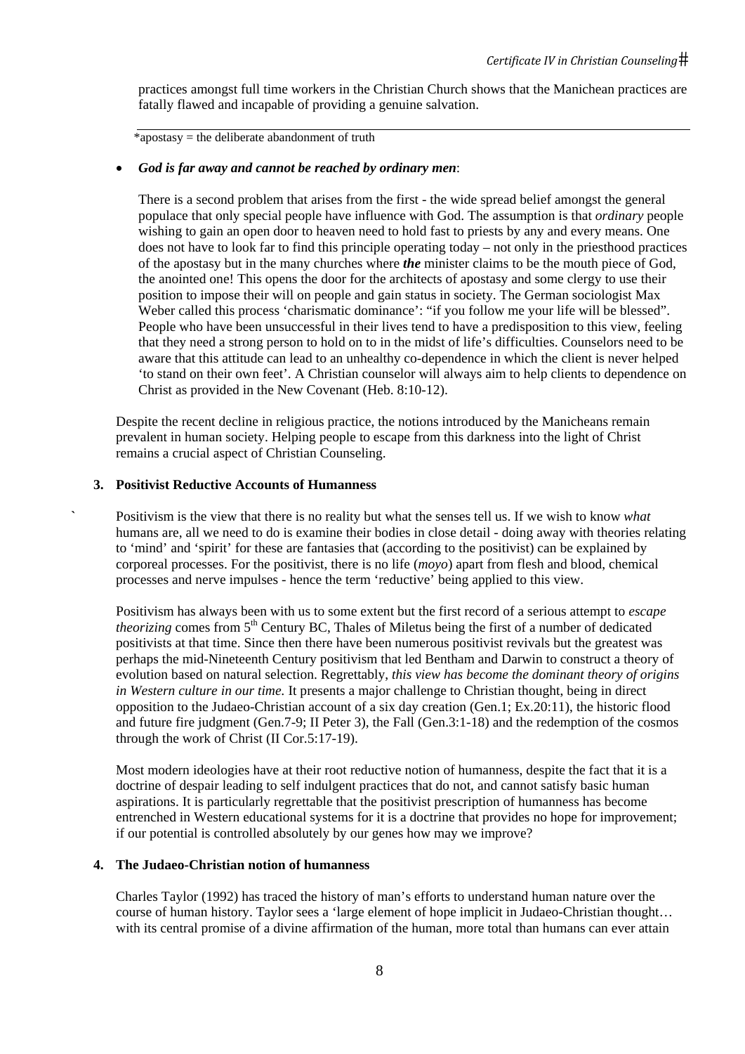practices amongst full time workers in the Christian Church shows that the Manichean practices are fatally flawed and incapable of providing a genuine salvation.

*apostasy = the deliberate abandonment of truth

- ***God is far away and cannot be reached by ordinary men***:

  There is a second problem that arises from the first - the wide spread belief amongst the general populace that only special people have influence with God. The assumption is that *ordinary* people wishing to gain an open door to heaven need to hold fast to priests by any and every means. One does not have to look far to find this principle operating today – not only in the priesthood practices of the apostasy but in the many churches where ***the*** minister claims to be the mouth piece of God, the anointed one! This opens the door for the architects of apostasy and some clergy to use their position to impose their will on people and gain status in society. The German sociologist Max Weber called this process 'charismatic dominance': "if you follow me your life will be blessed". People who have been unsuccessful in their lives tend to have a predisposition to this view, feeling that they need a strong person to hold on to in the midst of life's difficulties. Counselors need to be aware that this attitude can lead to an unhealthy co-dependence in which the client is never helped 'to stand on their own feet'. A Christian counselor will always aim to help clients to dependence on Christ as provided in the New Covenant (Heb. 8:10-12).

Despite the recent decline in religious practice, the notions introduced by the Manicheans remain prevalent in human society. Helping people to escape from this darkness into the light of Christ remains a crucial aspect of Christian Counseling.

### 3. Positivist Reductive Accounts of Humanness

Positivism is the view that there is no reality but what the senses tell us. If we wish to know *what* humans are, all we need to do is examine their bodies in close detail - doing away with theories relating to 'mind' and 'spirit' for these are fantasies that (according to the positivist) can be explained by corporeal processes. For the positivist, there is no life (*moyo*) apart from flesh and blood, chemical processes and nerve impulses - hence the term 'reductive' being applied to this view.

Positivism has always been with us to some extent but the first record of a serious attempt to *escape theorizing* comes from 5th Century BC, Thales of Miletus being the first of a number of dedicated positivists at that time. Since then there have been numerous positivist revivals but the greatest was perhaps the mid-Nineteenth Century positivism that led Bentham and Darwin to construct a theory of evolution based on natural selection. Regrettably, *this view has become the dominant theory of origins in Western culture in our time.* It presents a major challenge to Christian thought, being in direct opposition to the Judaeo-Christian account of a six day creation (Gen.1; Ex.20:11), the historic flood and future fire judgment (Gen.7-9; II Peter 3), the Fall (Gen.3:1-18) and the redemption of the cosmos through the work of Christ (II Cor.5:17-19).

Most modern ideologies have at their root reductive notion of humanness, despite the fact that it is a doctrine of despair leading to self indulgent practices that do not, and cannot satisfy basic human aspirations. It is particularly regrettable that the positivist prescription of humanness has become entrenched in Western educational systems for it is a doctrine that provides no hope for improvement; if our potential is controlled absolutely by our genes how may we improve?

### 4. The Judaeo-Christian notion of humanness

Charles Taylor (1992) has traced the history of man's efforts to understand human nature over the course of human history. Taylor sees a 'large element of hope implicit in Judaeo-Christian thought… with its central promise of a divine affirmation of the human, more total than humans can ever attain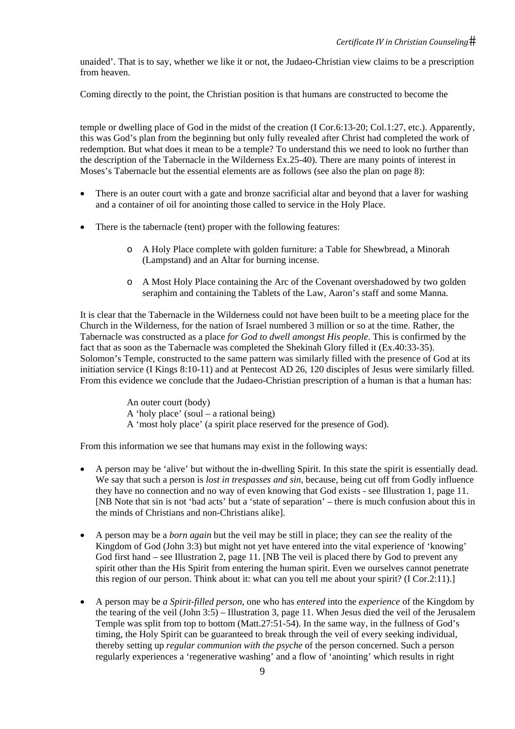unaided'. That is to say, whether we like it or not, the Judaeo-Christian view claims to be a prescription from heaven.

Coming directly to the point, the Christian position is that humans are constructed to become the

temple or dwelling place of God in the midst of the creation (I Cor.6:13-20; Col.1:27, etc.). Apparently, this was God's plan from the beginning but only fully revealed after Christ had completed the work of redemption. But what does it mean to be a temple? To understand this we need to look no further than the description of the Tabernacle in the Wilderness Ex.25-40). There are many points of interest in Moses's Tabernacle but the essential elements are as follows (see also the plan on page 8):

- There is an outer court with a gate and bronze sacrificial altar and beyond that a laver for washing and a container of oil for anointing those called to service in the Holy Place.
- There is the tabernacle (tent) proper with the following features:
    - A Holy Place complete with golden furniture: a Table for Shewbread, a Minorah (Lampstand) and an Altar for burning incense.
    - A Most Holy Place containing the Arc of the Covenant overshadowed by two golden seraphim and containing the Tablets of the Law, Aaron's staff and some Manna.

It is clear that the Tabernacle in the Wilderness could not have been built to be a meeting place for the Church in the Wilderness, for the nation of Israel numbered 3 million or so at the time. Rather, the Tabernacle was constructed as a place *for God to dwell amongst His people*. This is confirmed by the fact that as soon as the Tabernacle was completed the Shekinah Glory filled it (Ex.40:33-35). Solomon's Temple, constructed to the same pattern was similarly filled with the presence of God at its initiation service (I Kings 8:10-11) and at Pentecost AD 26, 120 disciples of Jesus were similarly filled. From this evidence we conclude that the Judaeo-Christian prescription of a human is that a human has:

> An outer court (body)
> A 'holy place' (soul – a rational being)
> A 'most holy place' (a spirit place reserved for the presence of God).

From this information we see that humans may exist in the following ways:

- A person may be 'alive' but without the in-dwelling Spirit. In this state the spirit is essentially dead. We say that such a person is *lost in trespasses and sin*, because, being cut off from Godly influence they have no connection and no way of even knowing that God exists - see Illustration 1, page 11. [NB Note that sin is not 'bad acts' but a 'state of separation' – there is much confusion about this in the minds of Christians and non-Christians alike].
- A person may be a *born again* but the veil may be still in place; they can *see* the reality of the Kingdom of God (John 3:3) but might not yet have entered into the vital experience of 'knowing' God first hand – see Illustration 2, page 11. [NB The veil is placed there by God to prevent any spirit other than the His Spirit from entering the human spirit. Even we ourselves cannot penetrate this region of our person. Think about it: what can you tell me about your spirit? (I Cor.2:11).]
- A person may be *a Spirit-filled person*, one who has *entered* into the *experience* of the Kingdom by the tearing of the veil (John 3:5) – Illustration 3, page 11. When Jesus died the veil of the Jerusalem Temple was split from top to bottom (Matt.27:51-54). In the same way, in the fullness of God's timing, the Holy Spirit can be guaranteed to break through the veil of every seeking individual, thereby setting up *regular communion with the psyche* of the person concerned. Such a person regularly experiences a 'regenerative washing' and a flow of 'anointing' which results in right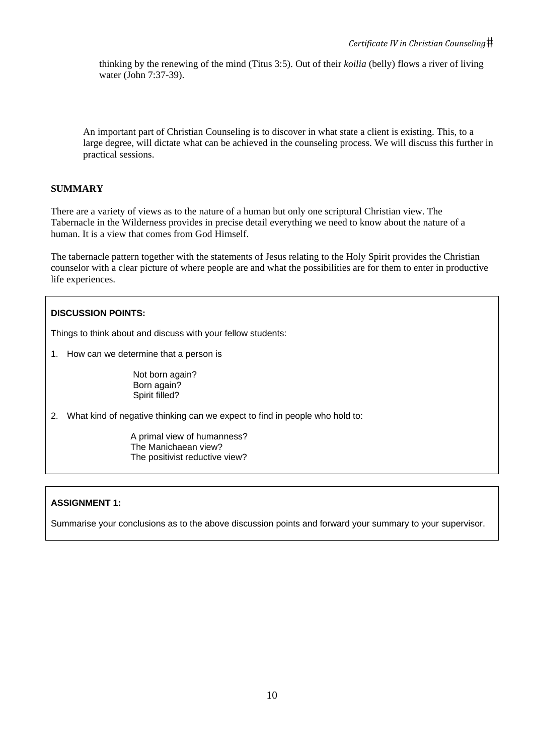thinking by the renewing of the mind (Titus 3:5). Out of their *koilia* (belly) flows a river of living water (John 7:37-39).

An important part of Christian Counseling is to discover in what state a client is existing. This, to a large degree, will dictate what can be achieved in the counseling process. We will discuss this further in practical sessions.

## SUMMARY

There are a variety of views as to the nature of a human but only one scriptural Christian view. The Tabernacle in the Wilderness provides in precise detail everything we need to know about the nature of a human. It is a view that comes from God Himself.

The tabernacle pattern together with the statements of Jesus relating to the Holy Spirit provides the Christian counselor with a clear picture of where people are and what the possibilities are for them to enter in productive life experiences.

**DISCUSSION POINTS:**

Things to think about and discuss with your fellow students:

1. How can we determine that a person is

   Not born again?
   Born again?
   Spirit filled?

2. What kind of negative thinking can we expect to find in people who hold to:

   A primal view of humanness?
   The Manichaean view?
   The positivist reductive view?

**ASSIGNMENT 1:**

Summarise your conclusions as to the above discussion points and forward your summary to your supervisor.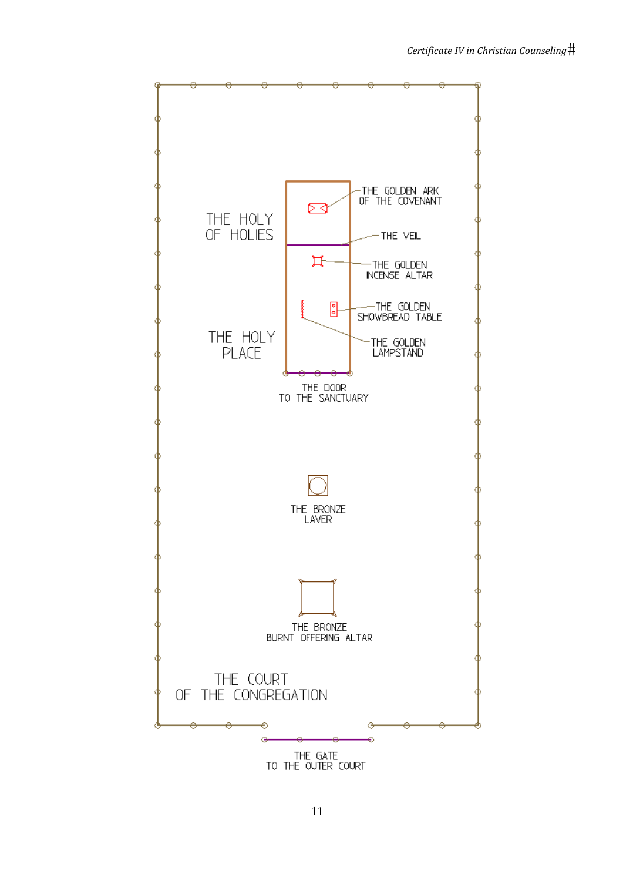THE HOLY OF HOLIES

THE GOLDEN ARK OF THE COVENANT

THE VEIL

THE GOLDEN INCENSE ALTAR

THE GOLDEN SHOWBREAD TABLE

THE HOLY PLACE

THE GOLDEN LAMPSTAND

THE DOOR TO THE SANCTUARY

THE BRONZE LAVER

THE BRONZE BURNT OFFERING ALTAR

THE COURT OF THE CONGREGATION

THE GATE TO THE OUTER COURT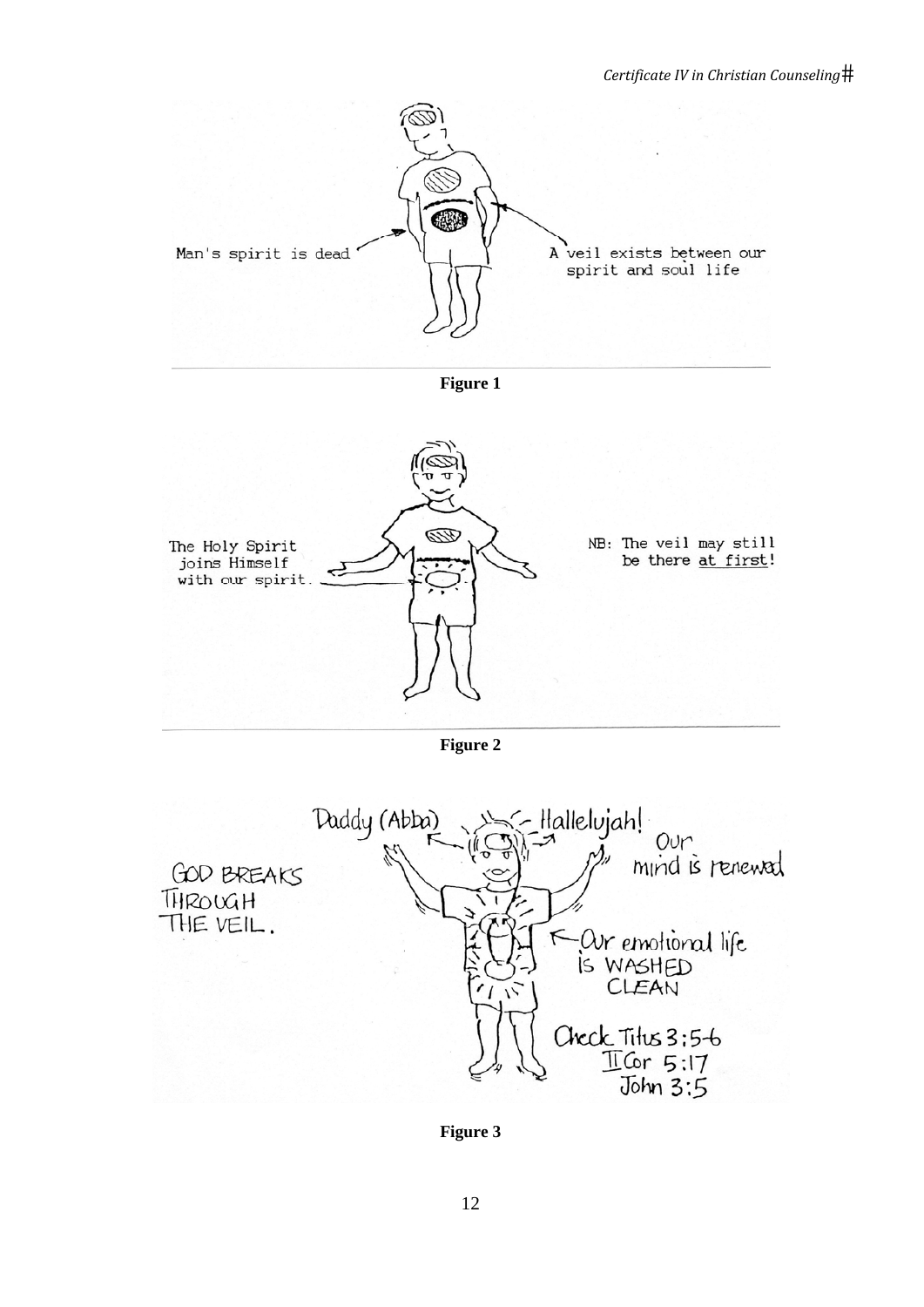Man's spirit is dead

A veil exists between our spirit and soul life

**Figure 1**

The Holy Spirit joins Himself with our spirit.

NB: The veil may still be there at first!

**Figure 2**

Daddy (Abba)

Hallelujah!

Our mind is renewed

GOD BREAKS THROUGH THE VEIL.

Our emotional life is WASHED CLEAN

Check Titus 3:5-6
II Cor 5:17
John 3:5

**Figure 3**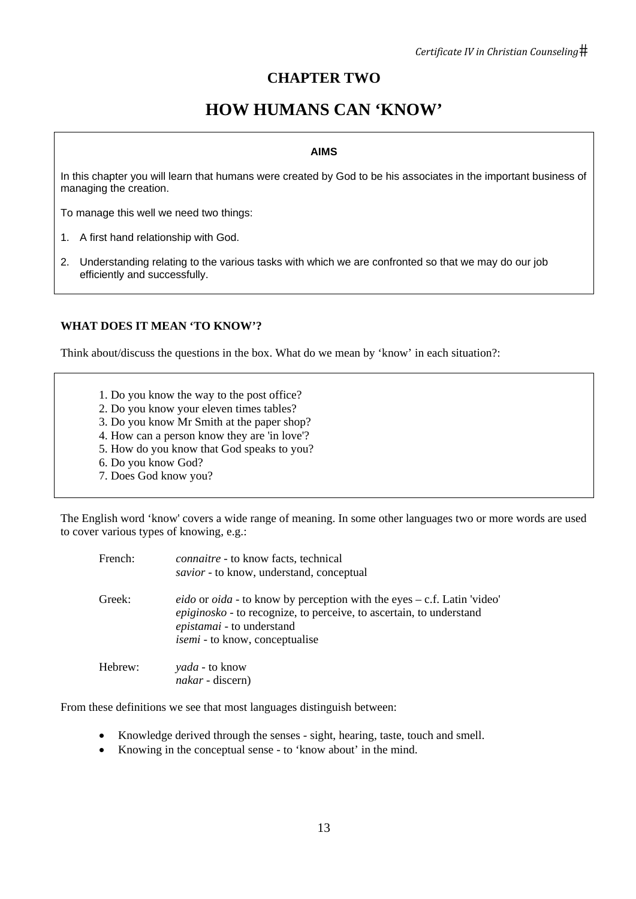# CHAPTER TWO

# HOW HUMANS CAN 'KNOW'

**AIMS**

In this chapter you will learn that humans were created by God to be his associates in the important business of managing the creation.

To manage this well we need two things:

1. A first hand relationship with God.
2. Understanding relating to the various tasks with which we are confronted so that we may do our job efficiently and successfully.

### WHAT DOES IT MEAN 'TO KNOW'?

Think about/discuss the questions in the box. What do we mean by 'know' in each situation?:

1. Do you know the way to the post office?
2. Do you know your eleven times tables?
3. Do you know Mr Smith at the paper shop?
4. How can a person know they are 'in love'?
5. How do you know that God speaks to you?
6. Do you know God?
7. Does God know you?

The English word 'know' covers a wide range of meaning. In some other languages two or more words are used to cover various types of knowing, e.g.:

French: *connaitre* - to know facts, technical
*savior* - to know, understand, conceptual

Greek: *eido* or *oida* - to know by perception with the eyes – c.f. Latin 'video'
*epiginosko* - to recognize, to perceive, to ascertain, to understand
*epistamai* - to understand
*isemi* - to know, conceptualise

Hebrew: *yada* - to know
*nakar* - discern)

From these definitions we see that most languages distinguish between:

- Knowledge derived through the senses - sight, hearing, taste, touch and smell.
- Knowing in the conceptual sense - to 'know about' in the mind.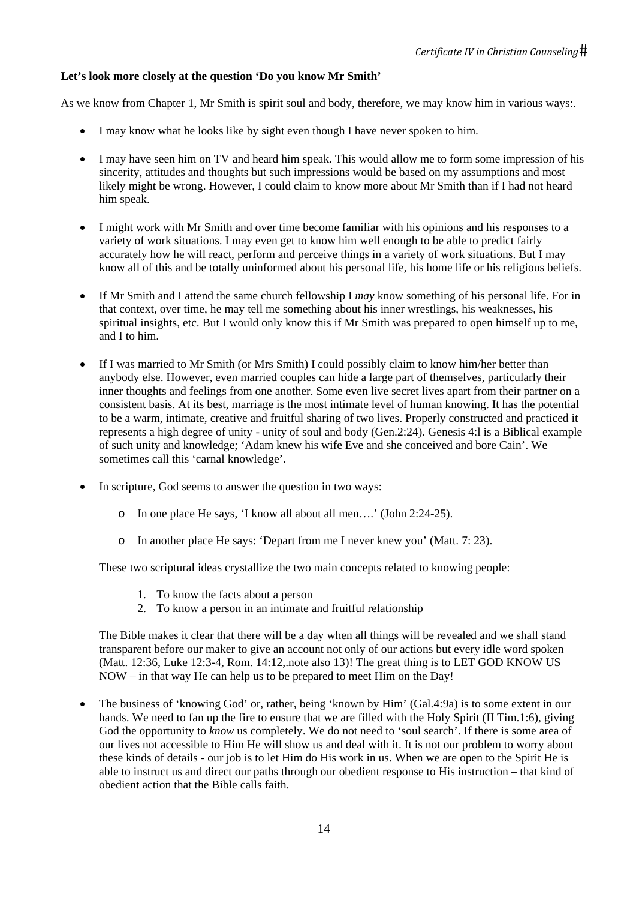**Let's look more closely at the question 'Do you know Mr Smith'**

As we know from Chapter 1, Mr Smith is spirit soul and body, therefore, we may know him in various ways:.

- I may know what he looks like by sight even though I have never spoken to him.
- I may have seen him on TV and heard him speak. This would allow me to form some impression of his sincerity, attitudes and thoughts but such impressions would be based on my assumptions and most likely might be wrong. However, I could claim to know more about Mr Smith than if I had not heard him speak.
- I might work with Mr Smith and over time become familiar with his opinions and his responses to a variety of work situations. I may even get to know him well enough to be able to predict fairly accurately how he will react, perform and perceive things in a variety of work situations. But I may know all of this and be totally uninformed about his personal life, his home life or his religious beliefs.
- If Mr Smith and I attend the same church fellowship I *may* know something of his personal life. For in that context, over time, he may tell me something about his inner wrestlings, his weaknesses, his spiritual insights, etc. But I would only know this if Mr Smith was prepared to open himself up to me, and I to him.
- If I was married to Mr Smith (or Mrs Smith) I could possibly claim to know him/her better than anybody else. However, even married couples can hide a large part of themselves, particularly their inner thoughts and feelings from one another. Some even live secret lives apart from their partner on a consistent basis. At its best, marriage is the most intimate level of human knowing. It has the potential to be a warm, intimate, creative and fruitful sharing of two lives. Properly constructed and practiced it represents a high degree of unity - unity of soul and body (Gen.2:24). Genesis 4:l is a Biblical example of such unity and knowledge; 'Adam knew his wife Eve and she conceived and bore Cain'. We sometimes call this 'carnal knowledge'.
- In scripture, God seems to answer the question in two ways:
  - In one place He says, 'I know all about all men….' (John 2:24-25).
  - In another place He says: 'Depart from me I never knew you' (Matt. 7: 23).

  These two scriptural ideas crystallize the two main concepts related to knowing people:

  1. To know the facts about a person
  2. To know a person in an intimate and fruitful relationship

  The Bible makes it clear that there will be a day when all things will be revealed and we shall stand transparent before our maker to give an account not only of our actions but every idle word spoken (Matt. 12:36, Luke 12:3-4, Rom. 14:12,.note also 13)! The great thing is to LET GOD KNOW US NOW – in that way He can help us to be prepared to meet Him on the Day!

- The business of 'knowing God' or, rather, being 'known by Him' (Gal.4:9a) is to some extent in our hands. We need to fan up the fire to ensure that we are filled with the Holy Spirit (II Tim.1:6), giving God the opportunity to *know* us completely. We do not need to 'soul search'. If there is some area of our lives not accessible to Him He will show us and deal with it. It is not our problem to worry about these kinds of details - our job is to let Him do His work in us. When we are open to the Spirit He is able to instruct us and direct our paths through our obedient response to His instruction – that kind of obedient action that the Bible calls faith.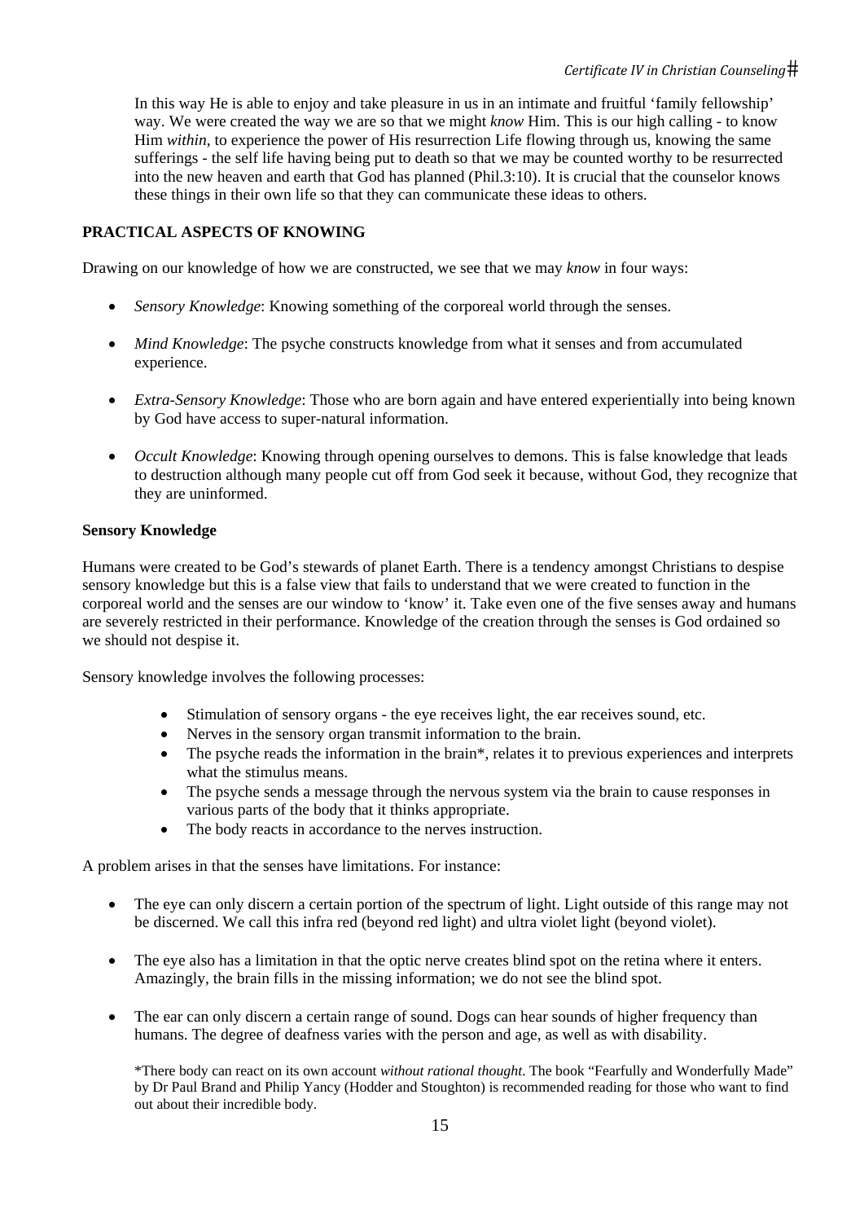In this way He is able to enjoy and take pleasure in us in an intimate and fruitful 'family fellowship' way. We were created the way we are so that we might *know* Him. This is our high calling - to know Him *within*, to experience the power of His resurrection Life flowing through us, knowing the same sufferings - the self life having being put to death so that we may be counted worthy to be resurrected into the new heaven and earth that God has planned (Phil.3:10). It is crucial that the counselor knows these things in their own life so that they can communicate these ideas to others.

## PRACTICAL ASPECTS OF KNOWING

Drawing on our knowledge of how we are constructed, we see that we may *know* in four ways:

- *Sensory Knowledge*: Knowing something of the corporeal world through the senses.
- *Mind Knowledge*: The psyche constructs knowledge from what it senses and from accumulated experience.
- *Extra-Sensory Knowledge*: Those who are born again and have entered experientially into being known by God have access to super-natural information.
- *Occult Knowledge*: Knowing through opening ourselves to demons. This is false knowledge that leads to destruction although many people cut off from God seek it because, without God, they recognize that they are uninformed.

### Sensory Knowledge

Humans were created to be God's stewards of planet Earth. There is a tendency amongst Christians to despise sensory knowledge but this is a false view that fails to understand that we were created to function in the corporeal world and the senses are our window to 'know' it. Take even one of the five senses away and humans are severely restricted in their performance. Knowledge of the creation through the senses is God ordained so we should not despise it.

Sensory knowledge involves the following processes:

- Stimulation of sensory organs - the eye receives light, the ear receives sound, etc.
- Nerves in the sensory organ transmit information to the brain.
- The psyche reads the information in the brain*, relates it to previous experiences and interprets what the stimulus means.
- The psyche sends a message through the nervous system via the brain to cause responses in various parts of the body that it thinks appropriate.
- The body reacts in accordance to the nerves instruction.

A problem arises in that the senses have limitations. For instance:

- The eye can only discern a certain portion of the spectrum of light. Light outside of this range may not be discerned. We call this infra red (beyond red light) and ultra violet light (beyond violet).
- The eye also has a limitation in that the optic nerve creates blind spot on the retina where it enters. Amazingly, the brain fills in the missing information; we do not see the blind spot.
- The ear can only discern a certain range of sound. Dogs can hear sounds of higher frequency than humans. The degree of deafness varies with the person and age, as well as with disability.

*There body can react on its own account *without rational thought*. The book "Fearfully and Wonderfully Made" by Dr Paul Brand and Philip Yancy (Hodder and Stoughton) is recommended reading for those who want to find out about their incredible body.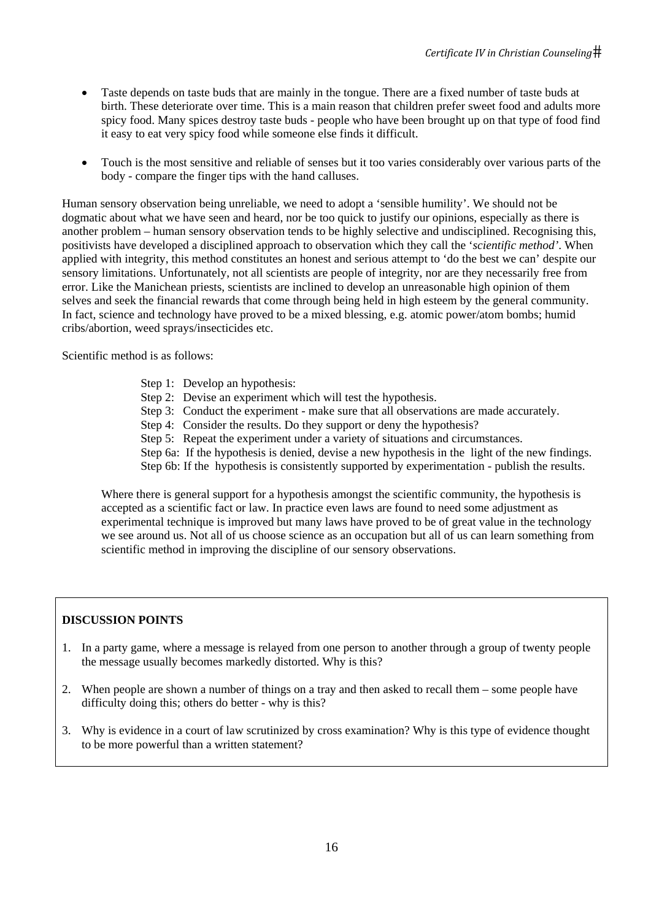- Taste depends on taste buds that are mainly in the tongue. There are a fixed number of taste buds at birth. These deteriorate over time. This is a main reason that children prefer sweet food and adults more spicy food. Many spices destroy taste buds - people who have been brought up on that type of food find it easy to eat very spicy food while someone else finds it difficult.

- Touch is the most sensitive and reliable of senses but it too varies considerably over various parts of the body - compare the finger tips with the hand calluses.

Human sensory observation being unreliable, we need to adopt a 'sensible humility'. We should not be dogmatic about what we have seen and heard, nor be too quick to justify our opinions, especially as there is another problem – human sensory observation tends to be highly selective and undisciplined. Recognising this, positivists have developed a disciplined approach to observation which they call the '*scientific method*'. When applied with integrity, this method constitutes an honest and serious attempt to 'do the best we can' despite our sensory limitations. Unfortunately, not all scientists are people of integrity, nor are they necessarily free from error. Like the Manichean priests, scientists are inclined to develop an unreasonable high opinion of them selves and seek the financial rewards that come through being held in high esteem by the general community. In fact, science and technology have proved to be a mixed blessing, e.g. atomic power/atom bombs; humid cribs/abortion, weed sprays/insecticides etc.

Scientific method is as follows:

> Step 1: Develop an hypothesis:
> Step 2: Devise an experiment which will test the hypothesis.
> Step 3: Conduct the experiment - make sure that all observations are made accurately.
> Step 4: Consider the results. Do they support or deny the hypothesis?
> Step 5: Repeat the experiment under a variety of situations and circumstances.
> Step 6a: If the hypothesis is denied, devise a new hypothesis in the light of the new findings.
> Step 6b: If the hypothesis is consistently supported by experimentation - publish the results.

Where there is general support for a hypothesis amongst the scientific community, the hypothesis is accepted as a scientific fact or law. In practice even laws are found to need some adjustment as experimental technique is improved but many laws have proved to be of great value in the technology we see around us. Not all of us choose science as an occupation but all of us can learn something from scientific method in improving the discipline of our sensory observations.

**DISCUSSION POINTS**

1. In a party game, where a message is relayed from one person to another through a group of twenty people the message usually becomes markedly distorted. Why is this?

2. When people are shown a number of things on a tray and then asked to recall them – some people have difficulty doing this; others do better - why is this?

3. Why is evidence in a court of law scrutinized by cross examination? Why is this type of evidence thought to be more powerful than a written statement?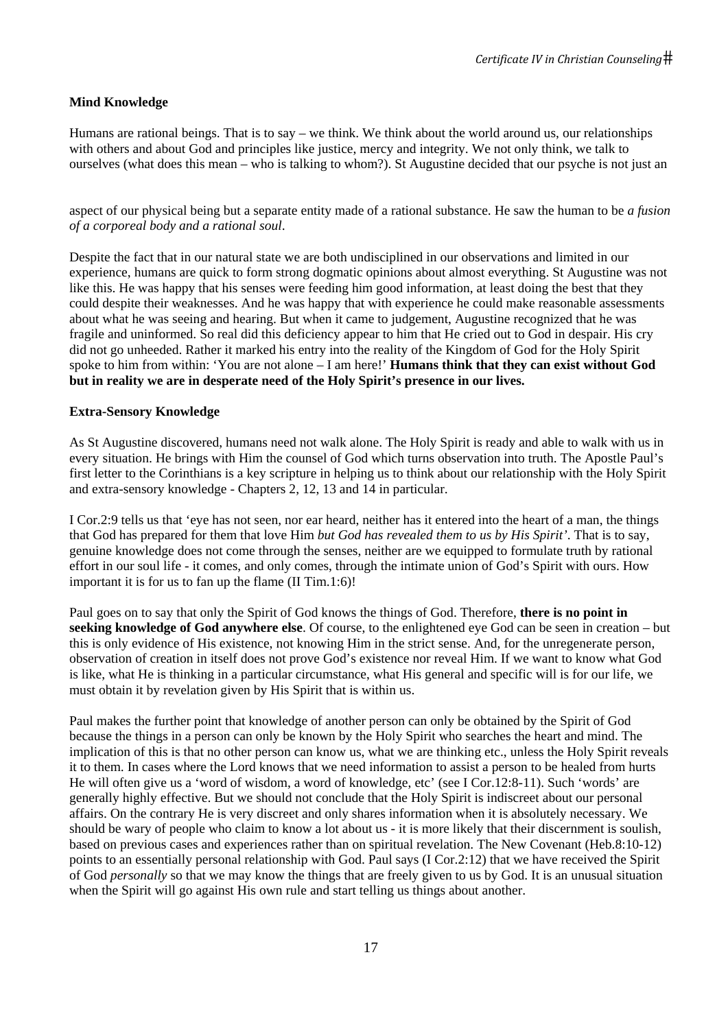**Mind Knowledge**

Humans are rational beings. That is to say – we think. We think about the world around us, our relationships with others and about God and principles like justice, mercy and integrity. We not only think, we talk to ourselves (what does this mean – who is talking to whom?). St Augustine decided that our psyche is not just an aspect of our physical being but a separate entity made of a rational substance. He saw the human to be *a fusion of a corporeal body and a rational soul*.

Despite the fact that in our natural state we are both undisciplined in our observations and limited in our experience, humans are quick to form strong dogmatic opinions about almost everything. St Augustine was not like this. He was happy that his senses were feeding him good information, at least doing the best that they could despite their weaknesses. And he was happy that with experience he could make reasonable assessments about what he was seeing and hearing. But when it came to judgement, Augustine recognized that he was fragile and uninformed. So real did this deficiency appear to him that He cried out to God in despair. His cry did not go unheeded. Rather it marked his entry into the reality of the Kingdom of God for the Holy Spirit spoke to him from within: 'You are not alone – I am here!' **Humans think that they can exist without God but in reality we are in desperate need of the Holy Spirit's presence in our lives.**

**Extra-Sensory Knowledge**

As St Augustine discovered, humans need not walk alone. The Holy Spirit is ready and able to walk with us in every situation. He brings with Him the counsel of God which turns observation into truth. The Apostle Paul's first letter to the Corinthians is a key scripture in helping us to think about our relationship with the Holy Spirit and extra-sensory knowledge - Chapters 2, 12, 13 and 14 in particular.

I Cor.2:9 tells us that 'eye has not seen, nor ear heard, neither has it entered into the heart of a man, the things that God has prepared for them that love Him *but God has revealed them to us by His Spirit'*. That is to say, genuine knowledge does not come through the senses, neither are we equipped to formulate truth by rational effort in our soul life - it comes, and only comes, through the intimate union of God's Spirit with ours. How important it is for us to fan up the flame (II Tim.1:6)!

Paul goes on to say that only the Spirit of God knows the things of God. Therefore, **there is no point in seeking knowledge of God anywhere else**. Of course, to the enlightened eye God can be seen in creation – but this is only evidence of His existence, not knowing Him in the strict sense. And, for the unregenerate person, observation of creation in itself does not prove God's existence nor reveal Him. If we want to know what God is like, what He is thinking in a particular circumstance, what His general and specific will is for our life, we must obtain it by revelation given by His Spirit that is within us.

Paul makes the further point that knowledge of another person can only be obtained by the Spirit of God because the things in a person can only be known by the Holy Spirit who searches the heart and mind. The implication of this is that no other person can know us, what we are thinking etc., unless the Holy Spirit reveals it to them. In cases where the Lord knows that we need information to assist a person to be healed from hurts He will often give us a 'word of wisdom, a word of knowledge, etc' (see I Cor.12:8-11). Such 'words' are generally highly effective. But we should not conclude that the Holy Spirit is indiscreet about our personal affairs. On the contrary He is very discreet and only shares information when it is absolutely necessary. We should be wary of people who claim to know a lot about us - it is more likely that their discernment is soulish, based on previous cases and experiences rather than on spiritual revelation. The New Covenant (Heb.8:10-12) points to an essentially personal relationship with God. Paul says (I Cor.2:12) that we have received the Spirit of God *personally* so that we may know the things that are freely given to us by God. It is an unusual situation when the Spirit will go against His own rule and start telling us things about another.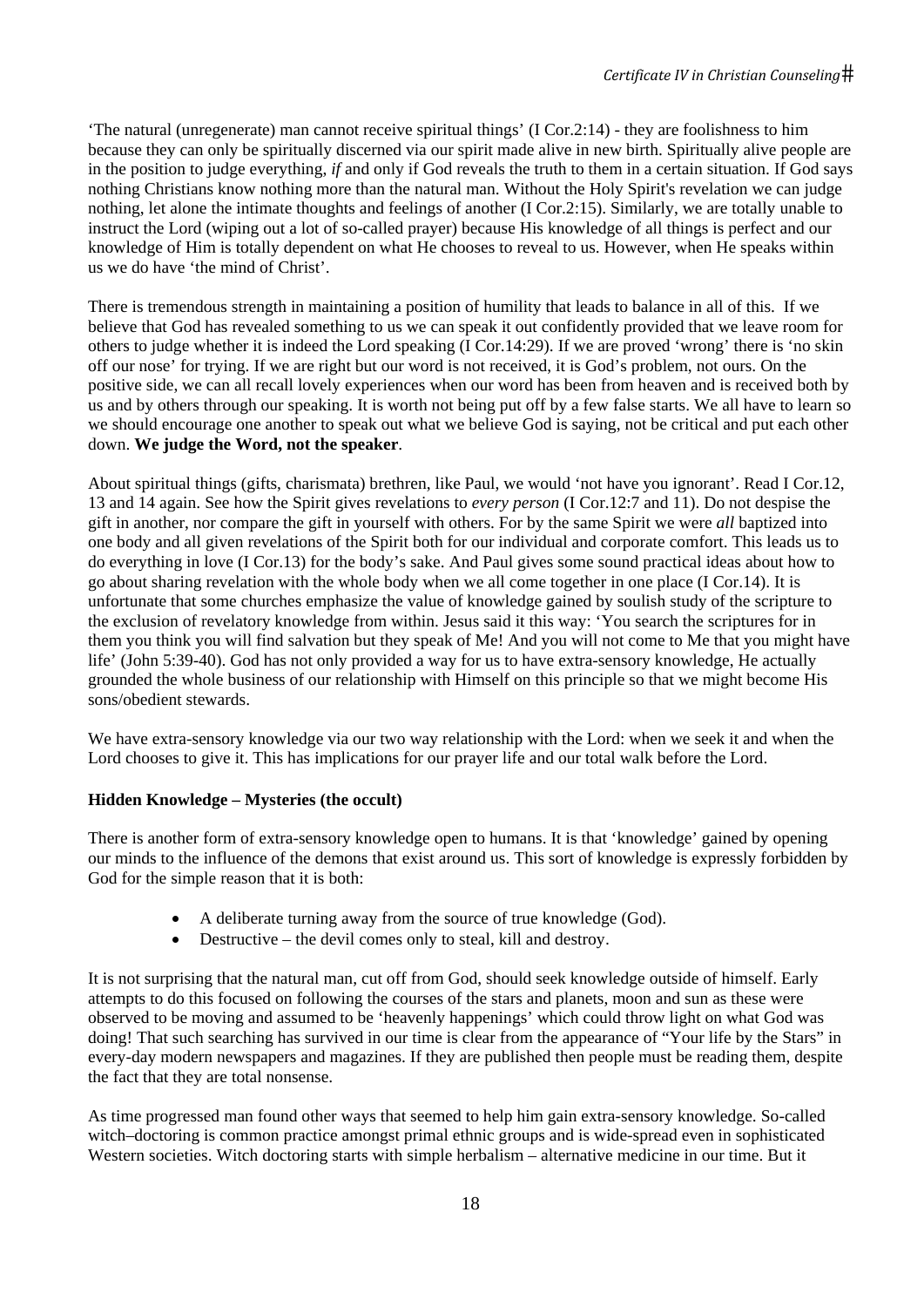'The natural (unregenerate) man cannot receive spiritual things' (I Cor.2:14) - they are foolishness to him because they can only be spiritually discerned via our spirit made alive in new birth. Spiritually alive people are in the position to judge everything, *if* and only if God reveals the truth to them in a certain situation. If God says nothing Christians know nothing more than the natural man. Without the Holy Spirit's revelation we can judge nothing, let alone the intimate thoughts and feelings of another (I Cor.2:15). Similarly, we are totally unable to instruct the Lord (wiping out a lot of so-called prayer) because His knowledge of all things is perfect and our knowledge of Him is totally dependent on what He chooses to reveal to us. However, when He speaks within us we do have 'the mind of Christ'.

There is tremendous strength in maintaining a position of humility that leads to balance in all of this. If we believe that God has revealed something to us we can speak it out confidently provided that we leave room for others to judge whether it is indeed the Lord speaking (I Cor.14:29). If we are proved 'wrong' there is 'no skin off our nose' for trying. If we are right but our word is not received, it is God's problem, not ours. On the positive side, we can all recall lovely experiences when our word has been from heaven and is received both by us and by others through our speaking. It is worth not being put off by a few false starts. We all have to learn so we should encourage one another to speak out what we believe God is saying, not be critical and put each other down. **We judge the Word, not the speaker**.

About spiritual things (gifts, charismata) brethren, like Paul, we would 'not have you ignorant'. Read I Cor.12, 13 and 14 again. See how the Spirit gives revelations to *every person* (I Cor.12:7 and 11). Do not despise the gift in another, nor compare the gift in yourself with others. For by the same Spirit we were *all* baptized into one body and all given revelations of the Spirit both for our individual and corporate comfort. This leads us to do everything in love (I Cor.13) for the body's sake. And Paul gives some sound practical ideas about how to go about sharing revelation with the whole body when we all come together in one place (I Cor.14). It is unfortunate that some churches emphasize the value of knowledge gained by soulish study of the scripture to the exclusion of revelatory knowledge from within. Jesus said it this way: 'You search the scriptures for in them you think you will find salvation but they speak of Me! And you will not come to Me that you might have life' (John 5:39-40). God has not only provided a way for us to have extra-sensory knowledge, He actually grounded the whole business of our relationship with Himself on this principle so that we might become His sons/obedient stewards.

We have extra-sensory knowledge via our two way relationship with the Lord: when we seek it and when the Lord chooses to give it. This has implications for our prayer life and our total walk before the Lord.

**Hidden Knowledge – Mysteries (the occult)**

There is another form of extra-sensory knowledge open to humans. It is that 'knowledge' gained by opening our minds to the influence of the demons that exist around us. This sort of knowledge is expressly forbidden by God for the simple reason that it is both:

- A deliberate turning away from the source of true knowledge (God).
- Destructive – the devil comes only to steal, kill and destroy.

It is not surprising that the natural man, cut off from God, should seek knowledge outside of himself. Early attempts to do this focused on following the courses of the stars and planets, moon and sun as these were observed to be moving and assumed to be 'heavenly happenings' which could throw light on what God was doing! That such searching has survived in our time is clear from the appearance of "Your life by the Stars" in every-day modern newspapers and magazines. If they are published then people must be reading them, despite the fact that they are total nonsense.

As time progressed man found other ways that seemed to help him gain extra-sensory knowledge. So-called witch–doctoring is common practice amongst primal ethnic groups and is wide-spread even in sophisticated Western societies. Witch doctoring starts with simple herbalism – alternative medicine in our time. But it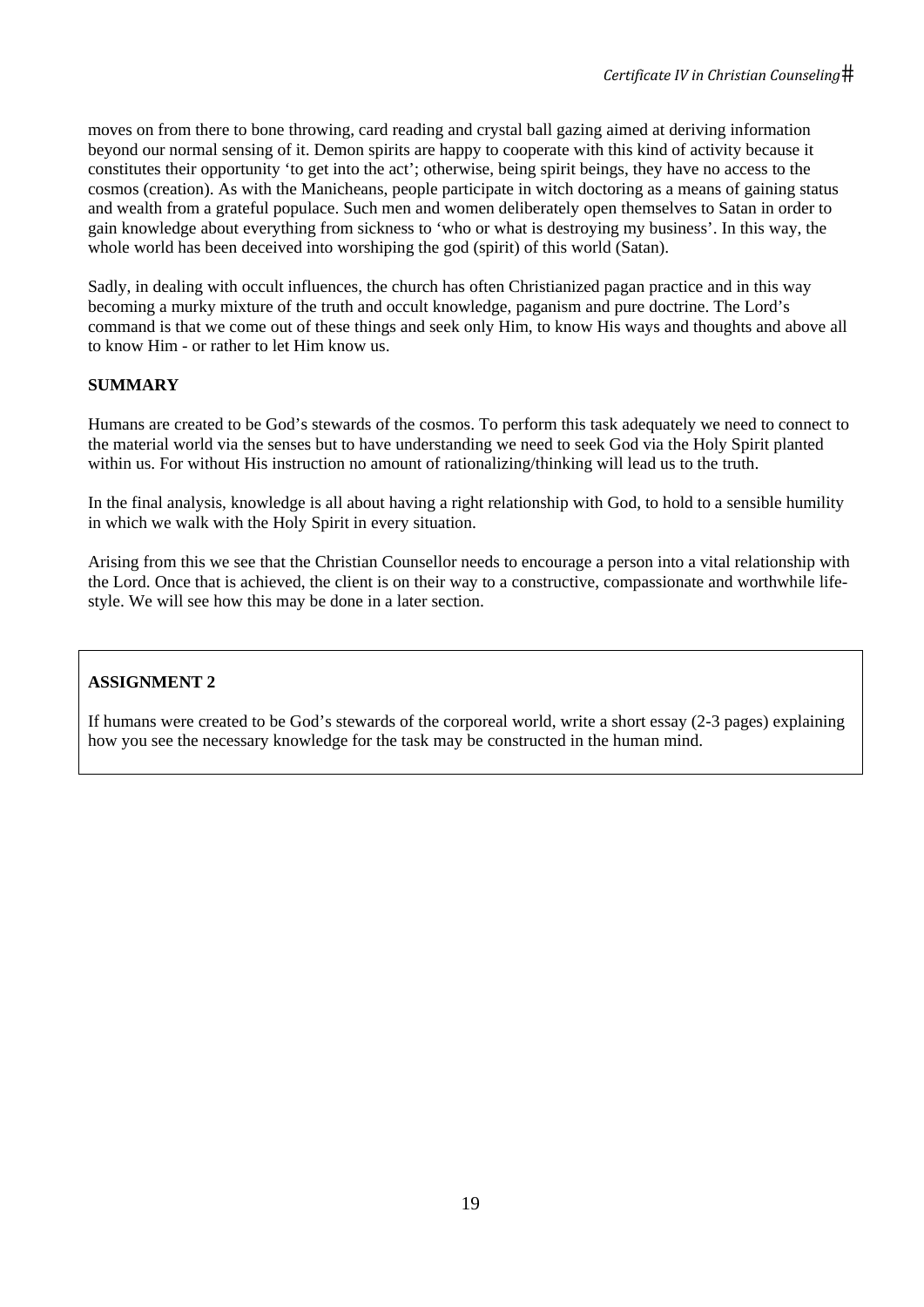moves on from there to bone throwing, card reading and crystal ball gazing aimed at deriving information beyond our normal sensing of it. Demon spirits are happy to cooperate with this kind of activity because it constitutes their opportunity 'to get into the act'; otherwise, being spirit beings, they have no access to the cosmos (creation). As with the Manicheans, people participate in witch doctoring as a means of gaining status and wealth from a grateful populace. Such men and women deliberately open themselves to Satan in order to gain knowledge about everything from sickness to 'who or what is destroying my business'. In this way, the whole world has been deceived into worshiping the god (spirit) of this world (Satan).

Sadly, in dealing with occult influences, the church has often Christianized pagan practice and in this way becoming a murky mixture of the truth and occult knowledge, paganism and pure doctrine. The Lord's command is that we come out of these things and seek only Him, to know His ways and thoughts and above all to know Him - or rather to let Him know us.

**SUMMARY**

Humans are created to be God's stewards of the cosmos. To perform this task adequately we need to connect to the material world via the senses but to have understanding we need to seek God via the Holy Spirit planted within us. For without His instruction no amount of rationalizing/thinking will lead us to the truth.

In the final analysis, knowledge is all about having a right relationship with God, to hold to a sensible humility in which we walk with the Holy Spirit in every situation.

Arising from this we see that the Christian Counsellor needs to encourage a person into a vital relationship with the Lord. Once that is achieved, the client is on their way to a constructive, compassionate and worthwhile life-style. We will see how this may be done in a later section.

**ASSIGNMENT 2**

If humans were created to be God's stewards of the corporeal world, write a short essay (2-3 pages) explaining how you see the necessary knowledge for the task may be constructed in the human mind.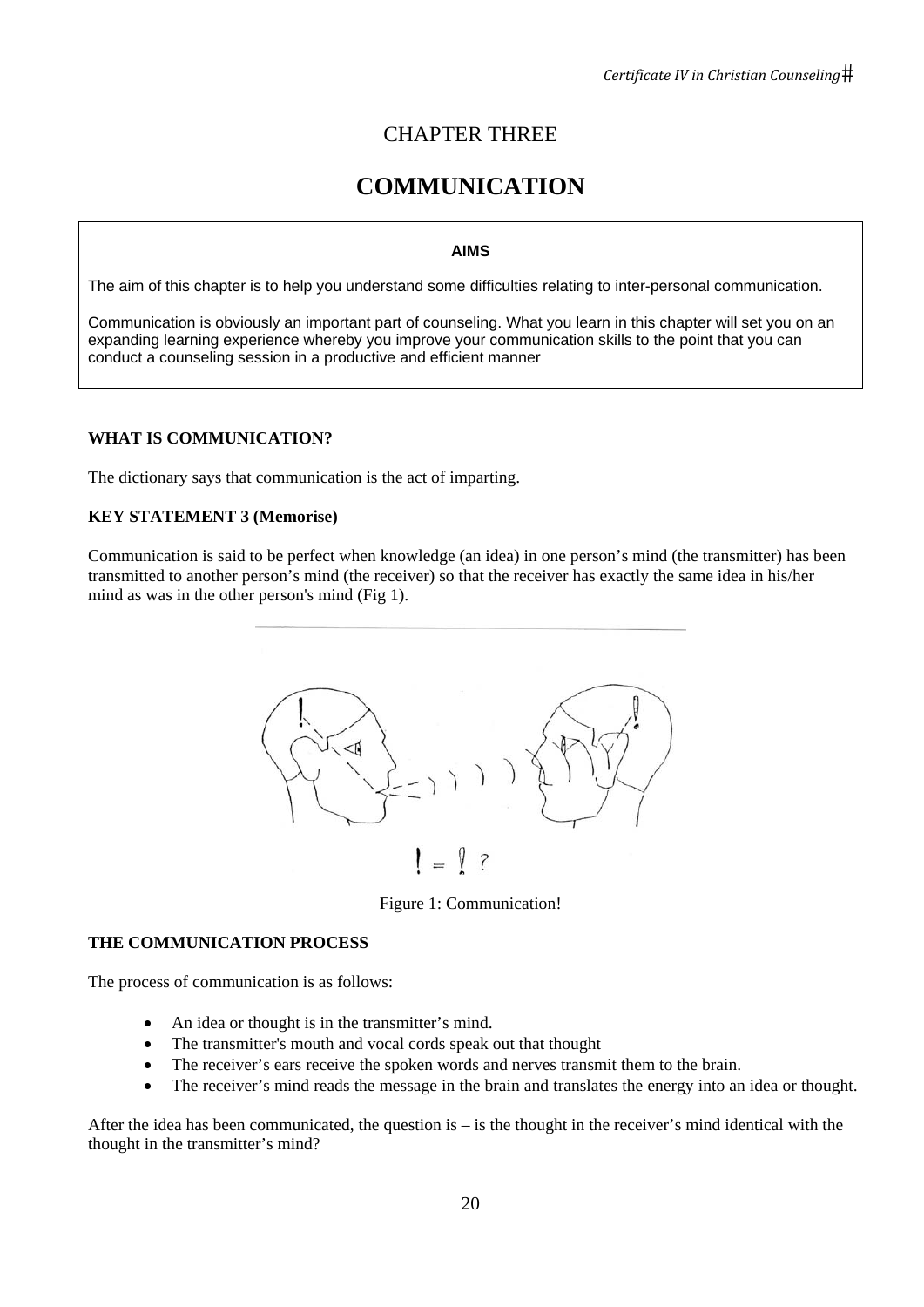# CHAPTER THREE

# COMMUNICATION

> **AIMS**
>
> The aim of this chapter is to help you understand some difficulties relating to inter-personal communication.
>
> Communication is obviously an important part of counseling. What you learn in this chapter will set you on an expanding learning experience whereby you improve your communication skills to the point that you can conduct a counseling session in a productive and efficient manner

### WHAT IS COMMUNICATION?

The dictionary says that communication is the act of imparting.

### KEY STATEMENT 3 (Memorise)

Communication is said to be perfect when knowledge (an idea) in one person's mind (the transmitter) has been transmitted to another person's mind (the receiver) so that the receiver has exactly the same idea in his/her mind as was in the other person's mind (Fig 1).

Figure 1: Communication!

### THE COMMUNICATION PROCESS

The process of communication is as follows:

- An idea or thought is in the transmitter's mind.
- The transmitter's mouth and vocal cords speak out that thought
- The receiver's ears receive the spoken words and nerves transmit them to the brain.
- The receiver's mind reads the message in the brain and translates the energy into an idea or thought.

After the idea has been communicated, the question is – is the thought in the receiver's mind identical with the thought in the transmitter's mind?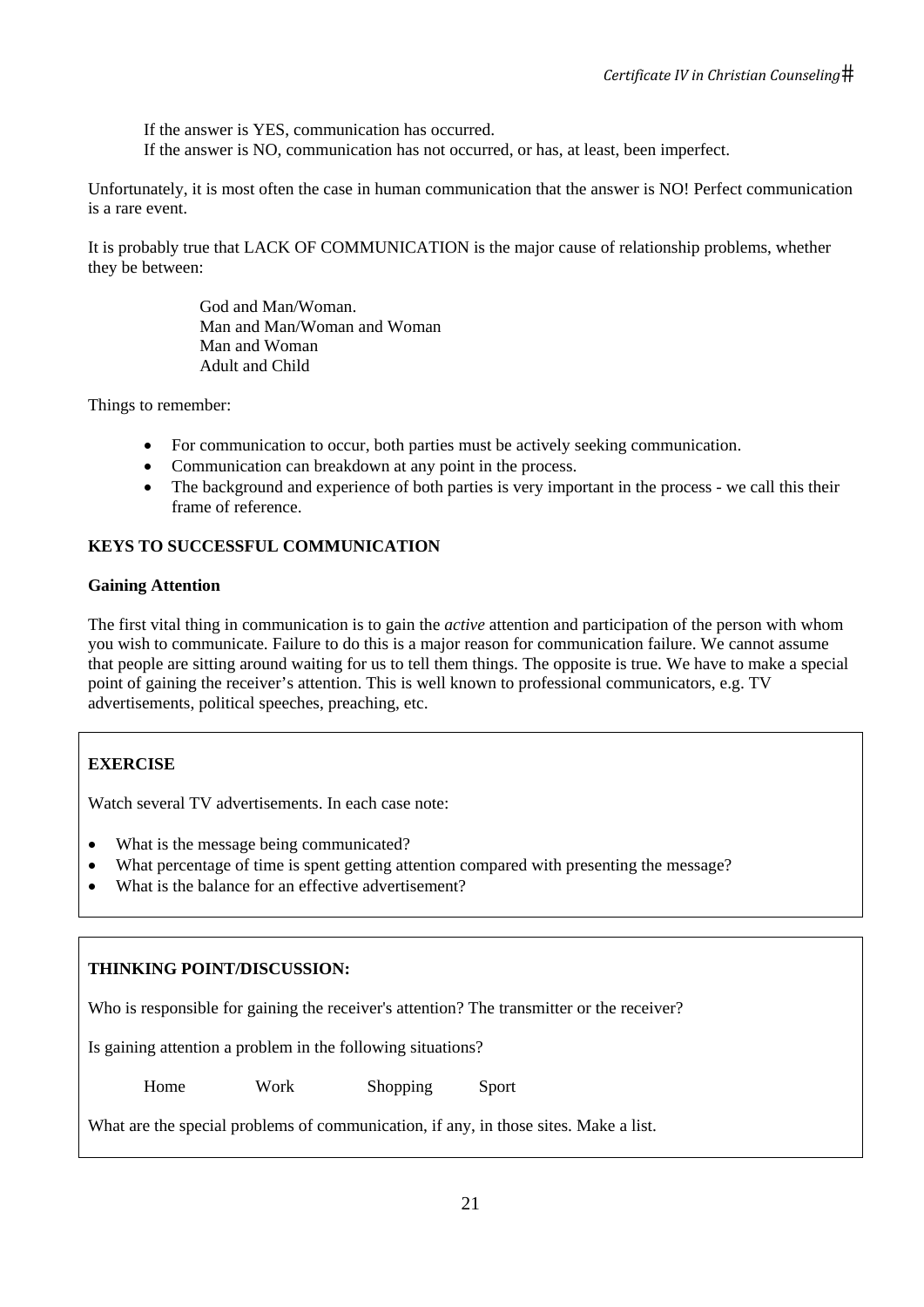If the answer is YES, communication has occurred.
If the answer is NO, communication has not occurred, or has, at least, been imperfect.

Unfortunately, it is most often the case in human communication that the answer is NO! Perfect communication is a rare event.

It is probably true that LACK OF COMMUNICATION is the major cause of relationship problems, whether they be between:

God and Man/Woman.
Man and Man/Woman and Woman
Man and Woman
Adult and Child

Things to remember:

- For communication to occur, both parties must be actively seeking communication.
- Communication can breakdown at any point in the process.
- The background and experience of both parties is very important in the process - we call this their frame of reference.

**KEYS TO SUCCESSFUL COMMUNICATION**

**Gaining Attention**

The first vital thing in communication is to gain the *active* attention and participation of the person with whom you wish to communicate. Failure to do this is a major reason for communication failure. We cannot assume that people are sitting around waiting for us to tell them things. The opposite is true. We have to make a special point of gaining the receiver's attention. This is well known to professional communicators, e.g. TV advertisements, political speeches, preaching, etc.

**EXERCISE**

Watch several TV advertisements. In each case note:

- What is the message being communicated?
- What percentage of time is spent getting attention compared with presenting the message?
- What is the balance for an effective advertisement?

**THINKING POINT/DISCUSSION:**

Who is responsible for gaining the receiver's attention? The transmitter or the receiver?

Is gaining attention a problem in the following situations?

Home Work Shopping Sport

What are the special problems of communication, if any, in those sites. Make a list.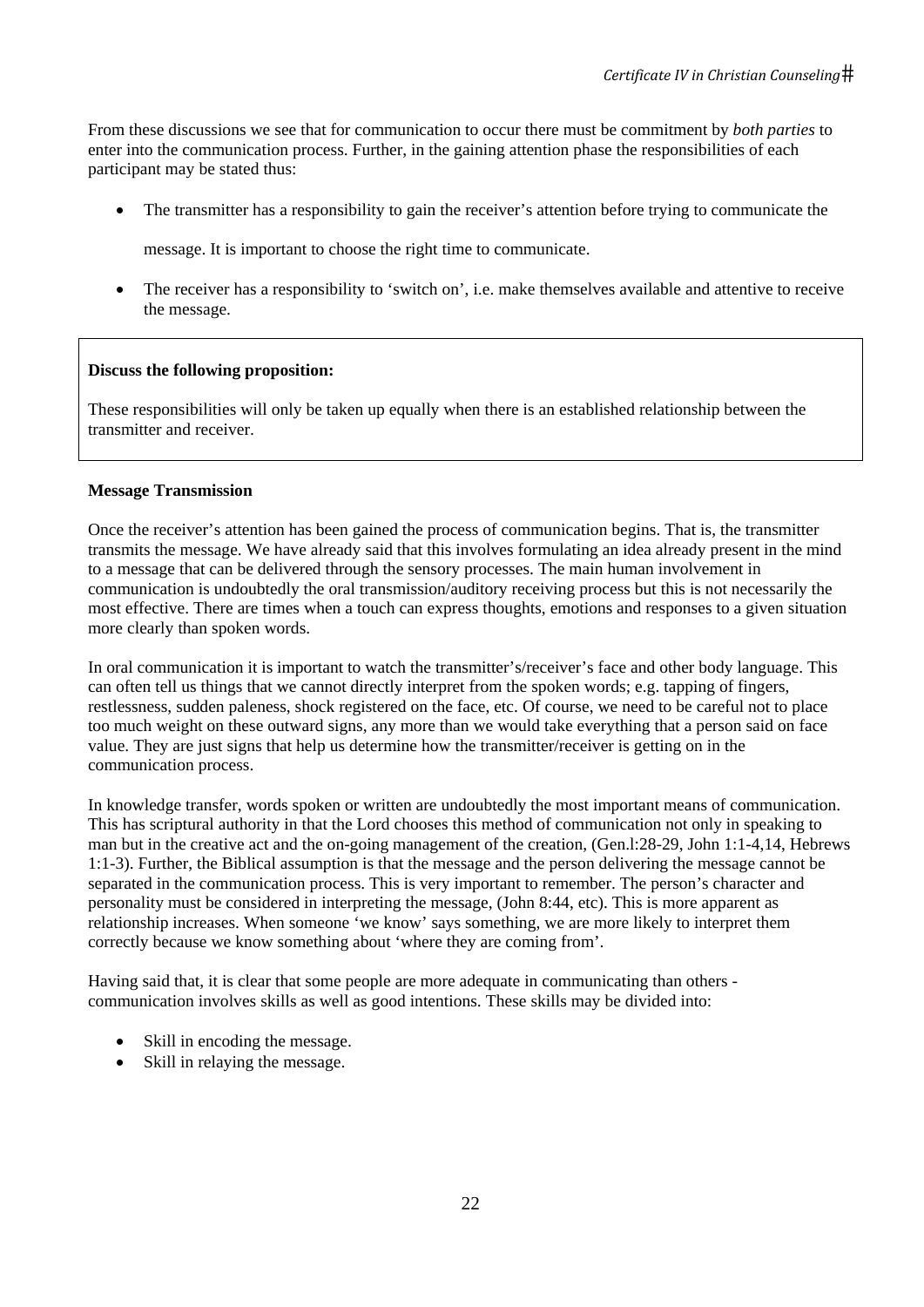From these discussions we see that for communication to occur there must be commitment by *both parties* to enter into the communication process. Further, in the gaining attention phase the responsibilities of each participant may be stated thus:

- The transmitter has a responsibility to gain the receiver's attention before trying to communicate the message. It is important to choose the right time to communicate.
- The receiver has a responsibility to 'switch on', i.e. make themselves available and attentive to receive the message.

> **Discuss the following proposition:**
>
> These responsibilities will only be taken up equally when there is an established relationship between the transmitter and receiver.

**Message Transmission**

Once the receiver's attention has been gained the process of communication begins. That is, the transmitter transmits the message. We have already said that this involves formulating an idea already present in the mind to a message that can be delivered through the sensory processes. The main human involvement in communication is undoubtedly the oral transmission/auditory receiving process but this is not necessarily the most effective. There are times when a touch can express thoughts, emotions and responses to a given situation more clearly than spoken words.

In oral communication it is important to watch the transmitter's/receiver's face and other body language. This can often tell us things that we cannot directly interpret from the spoken words; e.g. tapping of fingers, restlessness, sudden paleness, shock registered on the face, etc. Of course, we need to be careful not to place too much weight on these outward signs, any more than we would take everything that a person said on face value. They are just signs that help us determine how the transmitter/receiver is getting on in the communication process.

In knowledge transfer, words spoken or written are undoubtedly the most important means of communication. This has scriptural authority in that the Lord chooses this method of communication not only in speaking to man but in the creative act and the on-going management of the creation, (Gen.l:28-29, John 1:1-4,14, Hebrews 1:1-3). Further, the Biblical assumption is that the message and the person delivering the message cannot be separated in the communication process. This is very important to remember. The person's character and personality must be considered in interpreting the message, (John 8:44, etc). This is more apparent as relationship increases. When someone 'we know' says something, we are more likely to interpret them correctly because we know something about 'where they are coming from'.

Having said that, it is clear that some people are more adequate in communicating than others - communication involves skills as well as good intentions. These skills may be divided into:

- Skill in encoding the message.
- Skill in relaying the message.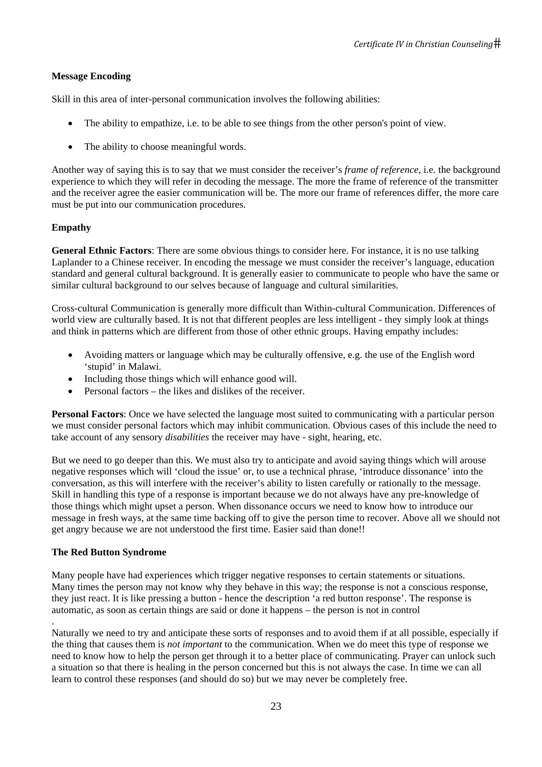**Message Encoding**

Skill in this area of inter-personal communication involves the following abilities:

- The ability to empathize, i.e. to be able to see things from the other person's point of view.
- The ability to choose meaningful words.

Another way of saying this is to say that we must consider the receiver's *frame of reference*, i.e. the background experience to which they will refer in decoding the message. The more the frame of reference of the transmitter and the receiver agree the easier communication will be. The more our frame of references differ, the more care must be put into our communication procedures.

**Empathy**

**General Ethnic Factors**: There are some obvious things to consider here. For instance, it is no use talking Laplander to a Chinese receiver. In encoding the message we must consider the receiver's language, education standard and general cultural background. It is generally easier to communicate to people who have the same or similar cultural background to our selves because of language and cultural similarities.

Cross-cultural Communication is generally more difficult than Within-cultural Communication. Differences of world view are culturally based. It is not that different peoples are less intelligent - they simply look at things and think in patterns which are different from those of other ethnic groups. Having empathy includes:

- Avoiding matters or language which may be culturally offensive, e.g. the use of the English word 'stupid' in Malawi.
- Including those things which will enhance good will.
- Personal factors – the likes and dislikes of the receiver.

**Personal Factors**: Once we have selected the language most suited to communicating with a particular person we must consider personal factors which may inhibit communication. Obvious cases of this include the need to take account of any sensory *disabilities* the receiver may have - sight, hearing, etc.

But we need to go deeper than this. We must also try to anticipate and avoid saying things which will arouse negative responses which will 'cloud the issue' or, to use a technical phrase, 'introduce dissonance' into the conversation, as this will interfere with the receiver's ability to listen carefully or rationally to the message. Skill in handling this type of a response is important because we do not always have any pre-knowledge of those things which might upset a person. When dissonance occurs we need to know how to introduce our message in fresh ways, at the same time backing off to give the person time to recover. Above all we should not get angry because we are not understood the first time. Easier said than done!!

**The Red Button Syndrome**

Many people have had experiences which trigger negative responses to certain statements or situations. Many times the person may not know why they behave in this way; the response is not a conscious response, they just react. It is like pressing a button - hence the description 'a red button response'. The response is automatic, as soon as certain things are said or done it happens – the person is not in control.

Naturally we need to try and anticipate these sorts of responses and to avoid them if at all possible, especially if the thing that causes them is *not important* to the communication. When we do meet this type of response we need to know how to help the person get through it to a better place of communicating. Prayer can unlock such a situation so that there is healing in the person concerned but this is not always the case. In time we can all learn to control these responses (and should do so) but we may never be completely free.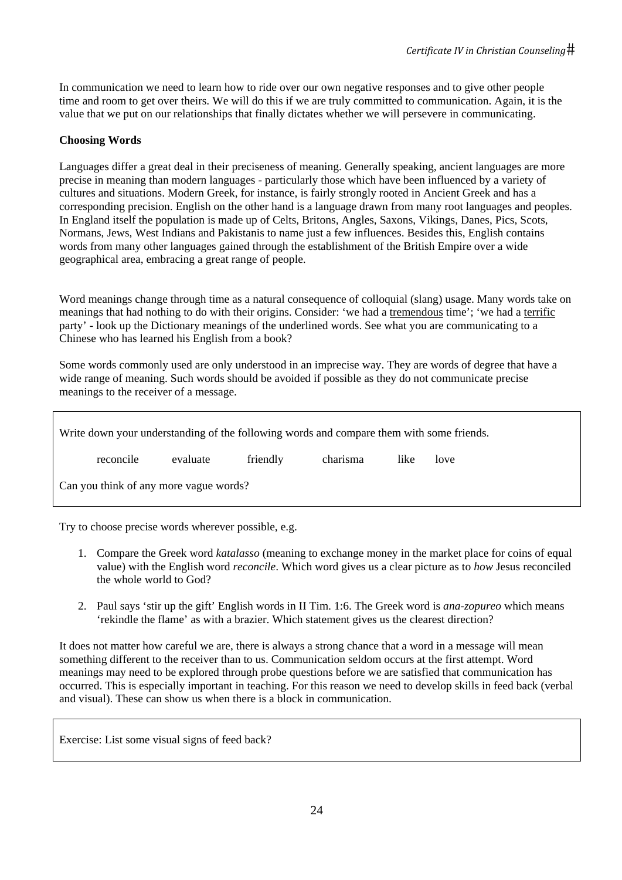In communication we need to learn how to ride over our own negative responses and to give other people time and room to get over theirs. We will do this if we are truly committed to communication. Again, it is the value that we put on our relationships that finally dictates whether we will persevere in communicating.

**Choosing Words**

Languages differ a great deal in their preciseness of meaning. Generally speaking, ancient languages are more precise in meaning than modern languages - particularly those which have been influenced by a variety of cultures and situations. Modern Greek, for instance, is fairly strongly rooted in Ancient Greek and has a corresponding precision. English on the other hand is a language drawn from many root languages and peoples. In England itself the population is made up of Celts, Britons, Angles, Saxons, Vikings, Danes, Pics, Scots, Normans, Jews, West Indians and Pakistanis to name just a few influences. Besides this, English contains words from many other languages gained through the establishment of the British Empire over a wide geographical area, embracing a great range of people.

Word meanings change through time as a natural consequence of colloquial (slang) usage. Many words take on meanings that had nothing to do with their origins. Consider: 'we had a <u>tremendous</u> time'; 'we had a <u>terrific</u> party' - look up the Dictionary meanings of the underlined words. See what you are communicating to a Chinese who has learned his English from a book?

Some words commonly used are only understood in an imprecise way. They are words of degree that have a wide range of meaning. Such words should be avoided if possible as they do not communicate precise meanings to the receiver of a message.

> Write down your understanding of the following words and compare them with some friends.
>
> reconcile    evaluate    friendly    charisma    like    love
>
> Can you think of any more vague words?

Try to choose precise words wherever possible, e.g.

1. Compare the Greek word *katalasso* (meaning to exchange money in the market place for coins of equal value) with the English word *reconcile*. Which word gives us a clear picture as to *how* Jesus reconciled the whole world to God?
2. Paul says 'stir up the gift' English words in II Tim. 1:6. The Greek word is *ana-zopureo* which means 'rekindle the flame' as with a brazier. Which statement gives us the clearest direction?

It does not matter how careful we are, there is always a strong chance that a word in a message will mean something different to the receiver than to us. Communication seldom occurs at the first attempt. Word meanings may need to be explored through probe questions before we are satisfied that communication has occurred. This is especially important in teaching. For this reason we need to develop skills in feed back (verbal and visual). These can show us when there is a block in communication.

> Exercise: List some visual signs of feed back?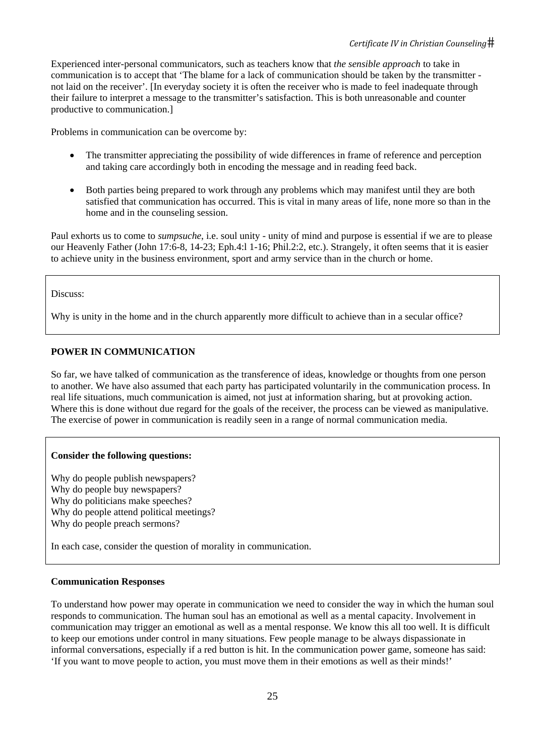Experienced inter-personal communicators, such as teachers know that *the sensible approach* to take in communication is to accept that 'The blame for a lack of communication should be taken by the transmitter - not laid on the receiver'. [In everyday society it is often the receiver who is made to feel inadequate through their failure to interpret a message to the transmitter's satisfaction. This is both unreasonable and counter productive to communication.]

Problems in communication can be overcome by:

- The transmitter appreciating the possibility of wide differences in frame of reference and perception and taking care accordingly both in encoding the message and in reading feed back.
- Both parties being prepared to work through any problems which may manifest until they are both satisfied that communication has occurred. This is vital in many areas of life, none more so than in the home and in the counseling session.

Paul exhorts us to come to *sumpsuche*, i.e. soul unity - unity of mind and purpose is essential if we are to please our Heavenly Father (John 17:6-8, 14-23; Eph.4:l 1-16; Phil.2:2, etc.). Strangely, it often seems that it is easier to achieve unity in the business environment, sport and army service than in the church or home.

> Discuss:
>
> Why is unity in the home and in the church apparently more difficult to achieve than in a secular office?

## POWER IN COMMUNICATION

So far, we have talked of communication as the transference of ideas, knowledge or thoughts from one person to another. We have also assumed that each party has participated voluntarily in the communication process. In real life situations, much communication is aimed, not just at information sharing, but at provoking action. Where this is done without due regard for the goals of the receiver, the process can be viewed as manipulative. The exercise of power in communication is readily seen in a range of normal communication media.

> **Consider the following questions:**
>
> Why do people publish newspapers?
> Why do people buy newspapers?
> Why do politicians make speeches?
> Why do people attend political meetings?
> Why do people preach sermons?
>
> In each case, consider the question of morality in communication.

### Communication Responses

To understand how power may operate in communication we need to consider the way in which the human soul responds to communication. The human soul has an emotional as well as a mental capacity. Involvement in communication may trigger an emotional as well as a mental response. We know this all too well. It is difficult to keep our emotions under control in many situations. Few people manage to be always dispassionate in informal conversations, especially if a red button is hit. In the communication power game, someone has said: 'If you want to move people to action, you must move them in their emotions as well as their minds!'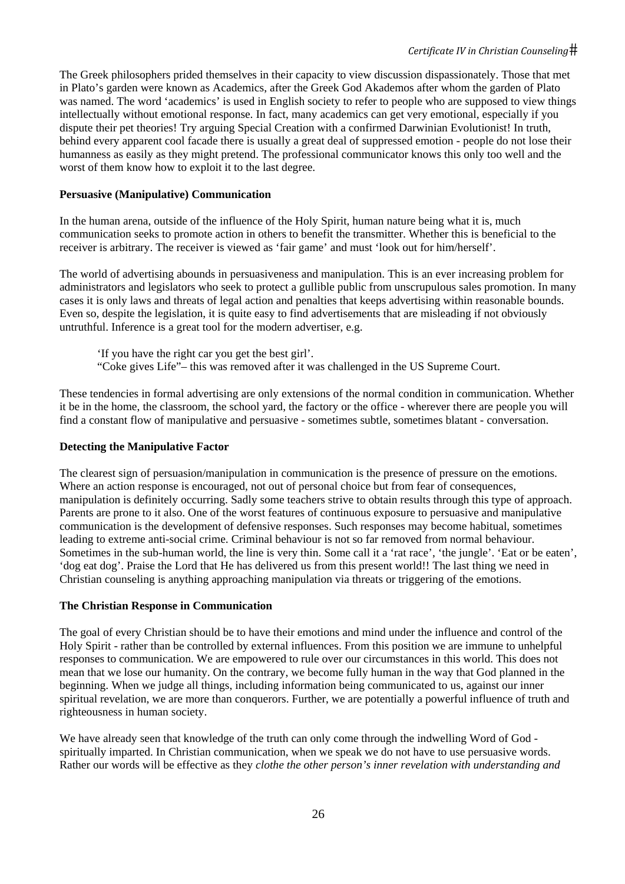The Greek philosophers prided themselves in their capacity to view discussion dispassionately. Those that met in Plato's garden were known as Academics, after the Greek God Akademos after whom the garden of Plato was named. The word 'academics' is used in English society to refer to people who are supposed to view things intellectually without emotional response. In fact, many academics can get very emotional, especially if you dispute their pet theories! Try arguing Special Creation with a confirmed Darwinian Evolutionist! In truth, behind every apparent cool facade there is usually a great deal of suppressed emotion - people do not lose their humanness as easily as they might pretend. The professional communicator knows this only too well and the worst of them know how to exploit it to the last degree.

**Persuasive (Manipulative) Communication**

In the human arena, outside of the influence of the Holy Spirit, human nature being what it is, much communication seeks to promote action in others to benefit the transmitter. Whether this is beneficial to the receiver is arbitrary. The receiver is viewed as 'fair game' and must 'look out for him/herself'.

The world of advertising abounds in persuasiveness and manipulation. This is an ever increasing problem for administrators and legislators who seek to protect a gullible public from unscrupulous sales promotion. In many cases it is only laws and threats of legal action and penalties that keeps advertising within reasonable bounds. Even so, despite the legislation, it is quite easy to find advertisements that are misleading if not obviously untruthful. Inference is a great tool for the modern advertiser, e.g.

> 'If you have the right car you get the best girl'.
> "Coke gives Life"– this was removed after it was challenged in the US Supreme Court.

These tendencies in formal advertising are only extensions of the normal condition in communication. Whether it be in the home, the classroom, the school yard, the factory or the office - wherever there are people you will find a constant flow of manipulative and persuasive - sometimes subtle, sometimes blatant - conversation.

**Detecting the Manipulative Factor**

The clearest sign of persuasion/manipulation in communication is the presence of pressure on the emotions. Where an action response is encouraged, not out of personal choice but from fear of consequences, manipulation is definitely occurring. Sadly some teachers strive to obtain results through this type of approach. Parents are prone to it also. One of the worst features of continuous exposure to persuasive and manipulative communication is the development of defensive responses. Such responses may become habitual, sometimes leading to extreme anti-social crime. Criminal behaviour is not so far removed from normal behaviour. Sometimes in the sub-human world, the line is very thin. Some call it a 'rat race', 'the jungle'. 'Eat or be eaten', 'dog eat dog'. Praise the Lord that He has delivered us from this present world!! The last thing we need in Christian counseling is anything approaching manipulation via threats or triggering of the emotions.

**The Christian Response in Communication**

The goal of every Christian should be to have their emotions and mind under the influence and control of the Holy Spirit - rather than be controlled by external influences. From this position we are immune to unhelpful responses to communication. We are empowered to rule over our circumstances in this world. This does not mean that we lose our humanity. On the contrary, we become fully human in the way that God planned in the beginning. When we judge all things, including information being communicated to us, against our inner spiritual revelation, we are more than conquerors. Further, we are potentially a powerful influence of truth and righteousness in human society.

We have already seen that knowledge of the truth can only come through the indwelling Word of God - spiritually imparted. In Christian communication, when we speak we do not have to use persuasive words. Rather our words will be effective as they *clothe the other person's inner revelation with understanding and*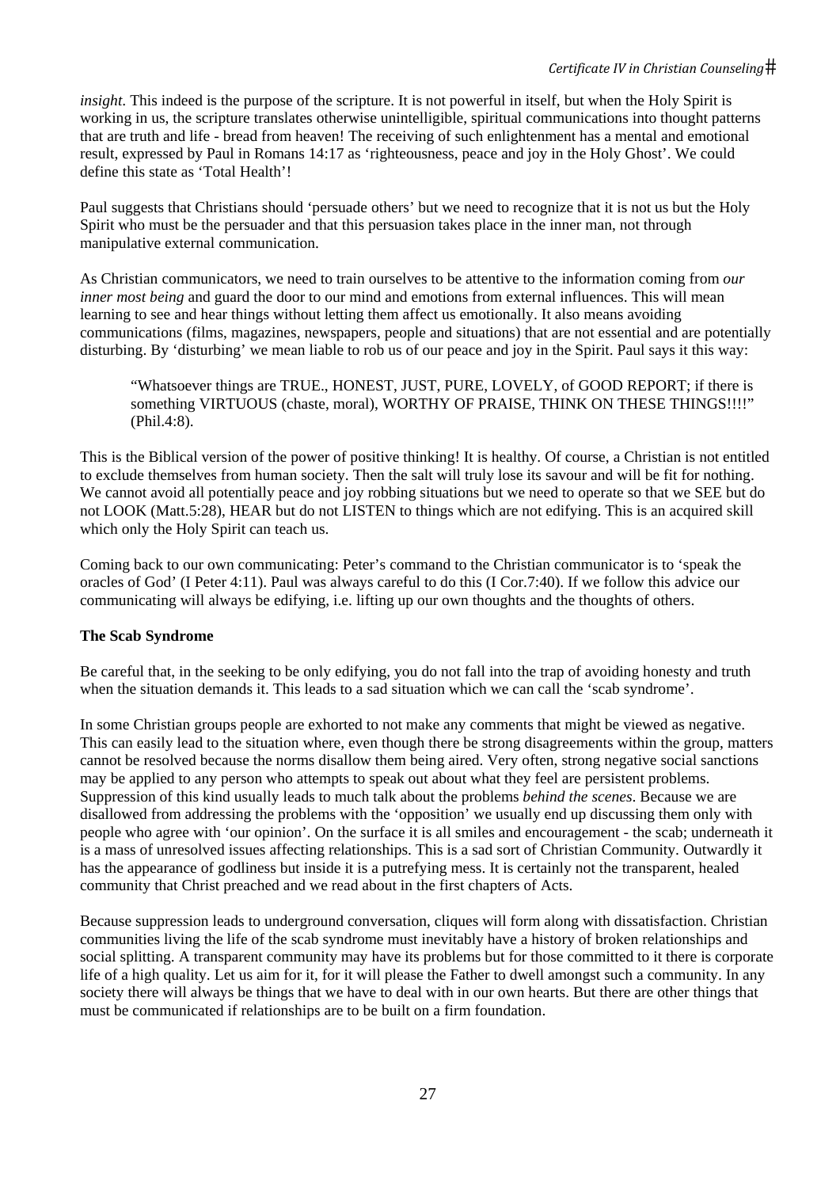*insight.* This indeed is the purpose of the scripture. It is not powerful in itself, but when the Holy Spirit is working in us, the scripture translates otherwise unintelligible, spiritual communications into thought patterns that are truth and life - bread from heaven! The receiving of such enlightenment has a mental and emotional result, expressed by Paul in Romans 14:17 as 'righteousness, peace and joy in the Holy Ghost'. We could define this state as 'Total Health'!

Paul suggests that Christians should 'persuade others' but we need to recognize that it is not us but the Holy Spirit who must be the persuader and that this persuasion takes place in the inner man, not through manipulative external communication.

As Christian communicators, we need to train ourselves to be attentive to the information coming from *our inner most being* and guard the door to our mind and emotions from external influences. This will mean learning to see and hear things without letting them affect us emotionally. It also means avoiding communications (films, magazines, newspapers, people and situations) that are not essential and are potentially disturbing. By 'disturbing' we mean liable to rob us of our peace and joy in the Spirit. Paul says it this way:

> "Whatsoever things are TRUE., HONEST, JUST, PURE, LOVELY, of GOOD REPORT; if there is something VIRTUOUS (chaste, moral), WORTHY OF PRAISE, THINK ON THESE THINGS!!!!" (Phil.4:8).

This is the Biblical version of the power of positive thinking! It is healthy. Of course, a Christian is not entitled to exclude themselves from human society. Then the salt will truly lose its savour and will be fit for nothing. We cannot avoid all potentially peace and joy robbing situations but we need to operate so that we SEE but do not LOOK (Matt.5:28), HEAR but do not LISTEN to things which are not edifying. This is an acquired skill which only the Holy Spirit can teach us.

Coming back to our own communicating: Peter's command to the Christian communicator is to 'speak the oracles of God' (I Peter 4:11). Paul was always careful to do this (I Cor.7:40). If we follow this advice our communicating will always be edifying, i.e. lifting up our own thoughts and the thoughts of others.

**The Scab Syndrome**

Be careful that, in the seeking to be only edifying, you do not fall into the trap of avoiding honesty and truth when the situation demands it. This leads to a sad situation which we can call the 'scab syndrome'.

In some Christian groups people are exhorted to not make any comments that might be viewed as negative. This can easily lead to the situation where, even though there be strong disagreements within the group, matters cannot be resolved because the norms disallow them being aired. Very often, strong negative social sanctions may be applied to any person who attempts to speak out about what they feel are persistent problems. Suppression of this kind usually leads to much talk about the problems *behind the scenes*. Because we are disallowed from addressing the problems with the 'opposition' we usually end up discussing them only with people who agree with 'our opinion'. On the surface it is all smiles and encouragement - the scab; underneath it is a mass of unresolved issues affecting relationships. This is a sad sort of Christian Community. Outwardly it has the appearance of godliness but inside it is a putrefying mess. It is certainly not the transparent, healed community that Christ preached and we read about in the first chapters of Acts.

Because suppression leads to underground conversation, cliques will form along with dissatisfaction. Christian communities living the life of the scab syndrome must inevitably have a history of broken relationships and social splitting. A transparent community may have its problems but for those committed to it there is corporate life of a high quality. Let us aim for it, for it will please the Father to dwell amongst such a community. In any society there will always be things that we have to deal with in our own hearts. But there are other things that must be communicated if relationships are to be built on a firm foundation.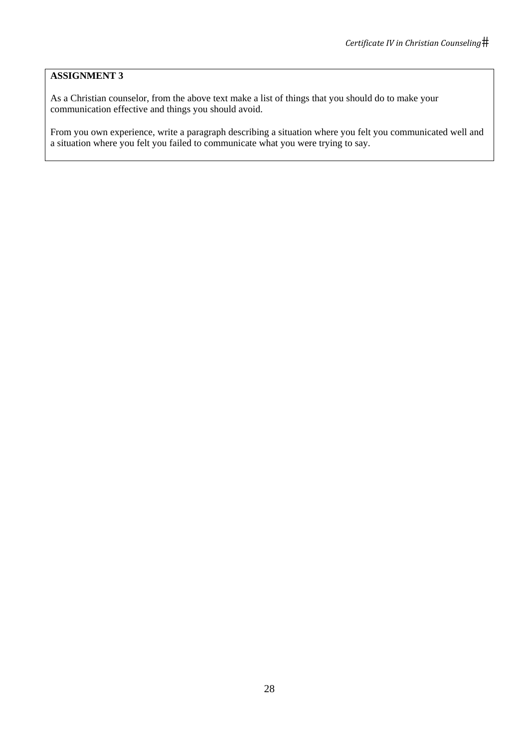**ASSIGNMENT 3**

As a Christian counselor, from the above text make a list of things that you should do to make your communication effective and things you should avoid.

From you own experience, write a paragraph describing a situation where you felt you communicated well and a situation where you felt you failed to communicate what you were trying to say.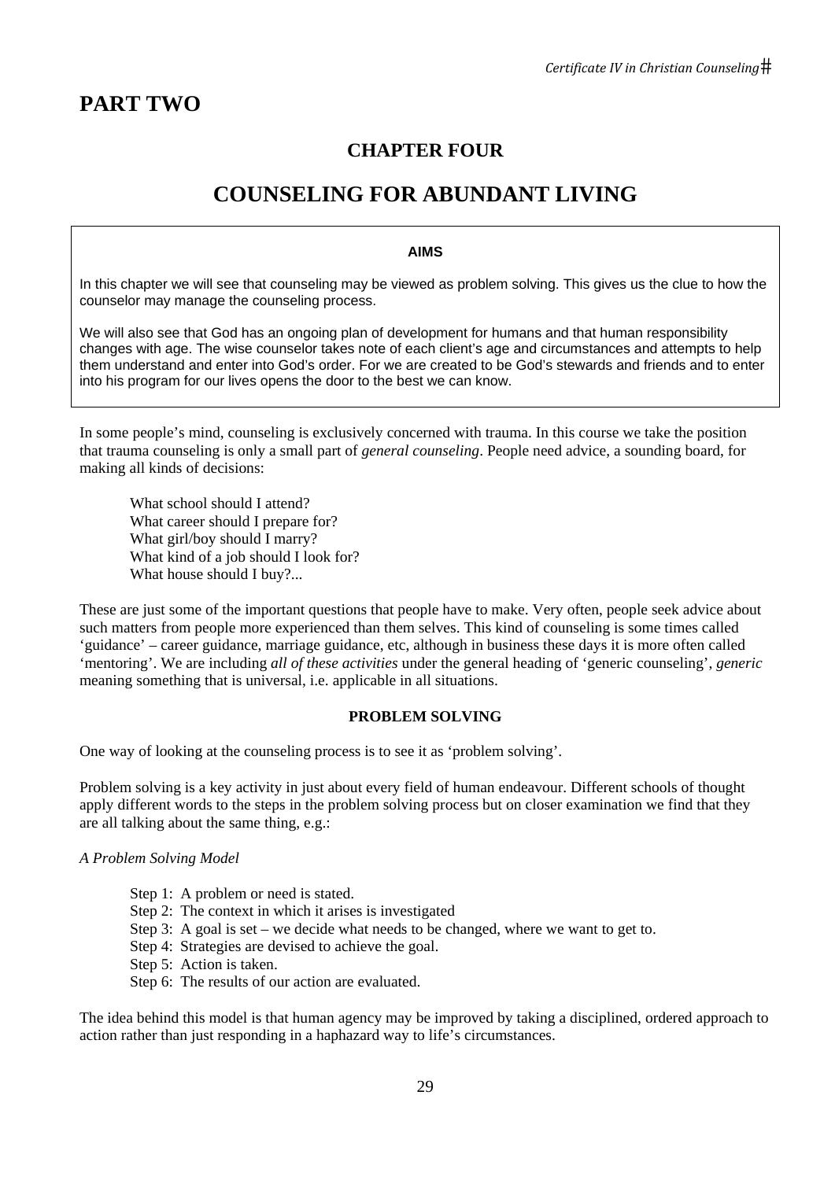# PART TWO

## CHAPTER FOUR

## COUNSELING FOR ABUNDANT LIVING

**AIMS**

In this chapter we will see that counseling may be viewed as problem solving. This gives us the clue to how the counselor may manage the counseling process.

We will also see that God has an ongoing plan of development for humans and that human responsibility changes with age. The wise counselor takes note of each client's age and circumstances and attempts to help them understand and enter into God's order. For we are created to be God's stewards and friends and to enter into his program for our lives opens the door to the best we can know.

In some people's mind, counseling is exclusively concerned with trauma. In this course we take the position that trauma counseling is only a small part of *general counseling*. People need advice, a sounding board, for making all kinds of decisions:

What school should I attend?
What career should I prepare for?
What girl/boy should I marry?
What kind of a job should I look for?
What house should I buy?...

These are just some of the important questions that people have to make. Very often, people seek advice about such matters from people more experienced than them selves. This kind of counseling is some times called 'guidance' – career guidance, marriage guidance, etc, although in business these days it is more often called 'mentoring'. We are including *all of these activities* under the general heading of 'generic counseling', *generic* meaning something that is universal, i.e. applicable in all situations.

**PROBLEM SOLVING**

One way of looking at the counseling process is to see it as 'problem solving'.

Problem solving is a key activity in just about every field of human endeavour. Different schools of thought apply different words to the steps in the problem solving process but on closer examination we find that they are all talking about the same thing, e.g.:

*A Problem Solving Model*

Step 1: A problem or need is stated.
Step 2: The context in which it arises is investigated
Step 3: A goal is set – we decide what needs to be changed, where we want to get to.
Step 4: Strategies are devised to achieve the goal.
Step 5: Action is taken.
Step 6: The results of our action are evaluated.

The idea behind this model is that human agency may be improved by taking a disciplined, ordered approach to action rather than just responding in a haphazard way to life's circumstances.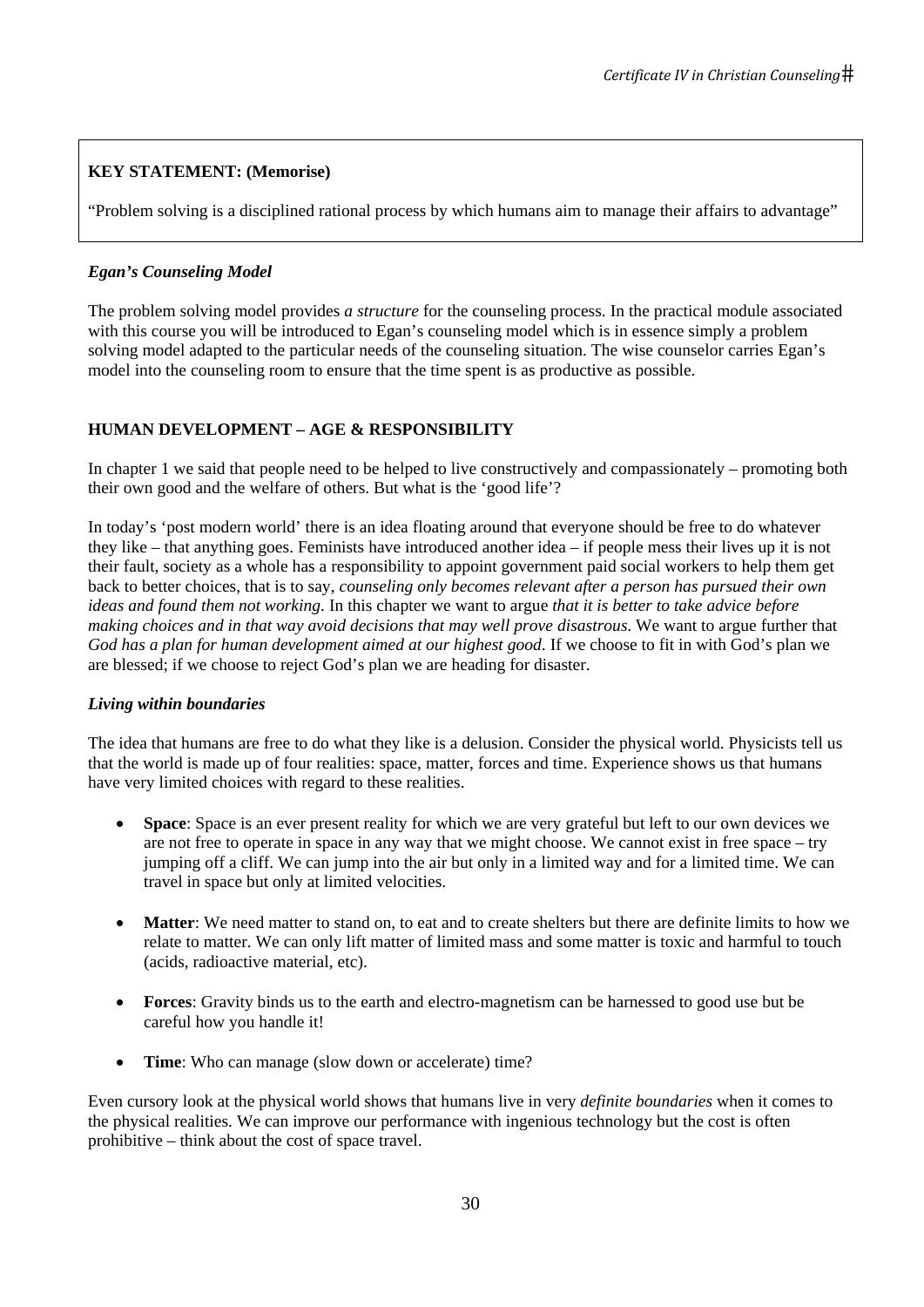**KEY STATEMENT: (Memorise)**

"Problem solving is a disciplined rational process by which humans aim to manage their affairs to advantage"

### *Egan's Counseling Model*

The problem solving model provides *a structure* for the counseling process. In the practical module associated with this course you will be introduced to Egan's counseling model which is in essence simply a problem solving model adapted to the particular needs of the counseling situation. The wise counselor carries Egan's model into the counseling room to ensure that the time spent is as productive as possible.

## HUMAN DEVELOPMENT – AGE & RESPONSIBILITY

In chapter 1 we said that people need to be helped to live constructively and compassionately – promoting both their own good and the welfare of others. But what is the 'good life'?

In today's 'post modern world' there is an idea floating around that everyone should be free to do whatever they like – that anything goes. Feminists have introduced another idea – if people mess their lives up it is not their fault, society as a whole has a responsibility to appoint government paid social workers to help them get back to better choices, that is to say, *counseling only becomes relevant after a person has pursued their own ideas and found them not working*. In this chapter we want to argue *that it is better to take advice before making choices and in that way avoid decisions that may well prove disastrous*. We want to argue further that *God has a plan for human development aimed at our highest good*. If we choose to fit in with God's plan we are blessed; if we choose to reject God's plan we are heading for disaster.

### *Living within boundaries*

The idea that humans are free to do what they like is a delusion. Consider the physical world. Physicists tell us that the world is made up of four realities: space, matter, forces and time. Experience shows us that humans have very limited choices with regard to these realities.

- **Space**: Space is an ever present reality for which we are very grateful but left to our own devices we are not free to operate in space in any way that we might choose. We cannot exist in free space – try jumping off a cliff. We can jump into the air but only in a limited way and for a limited time. We can travel in space but only at limited velocities.

- **Matter**: We need matter to stand on, to eat and to create shelters but there are definite limits to how we relate to matter. We can only lift matter of limited mass and some matter is toxic and harmful to touch (acids, radioactive material, etc).

- **Forces**: Gravity binds us to the earth and electro-magnetism can be harnessed to good use but be careful how you handle it!

- **Time**: Who can manage (slow down or accelerate) time?

Even cursory look at the physical world shows that humans live in very *definite boundaries* when it comes to the physical realities. We can improve our performance with ingenious technology but the cost is often prohibitive – think about the cost of space travel.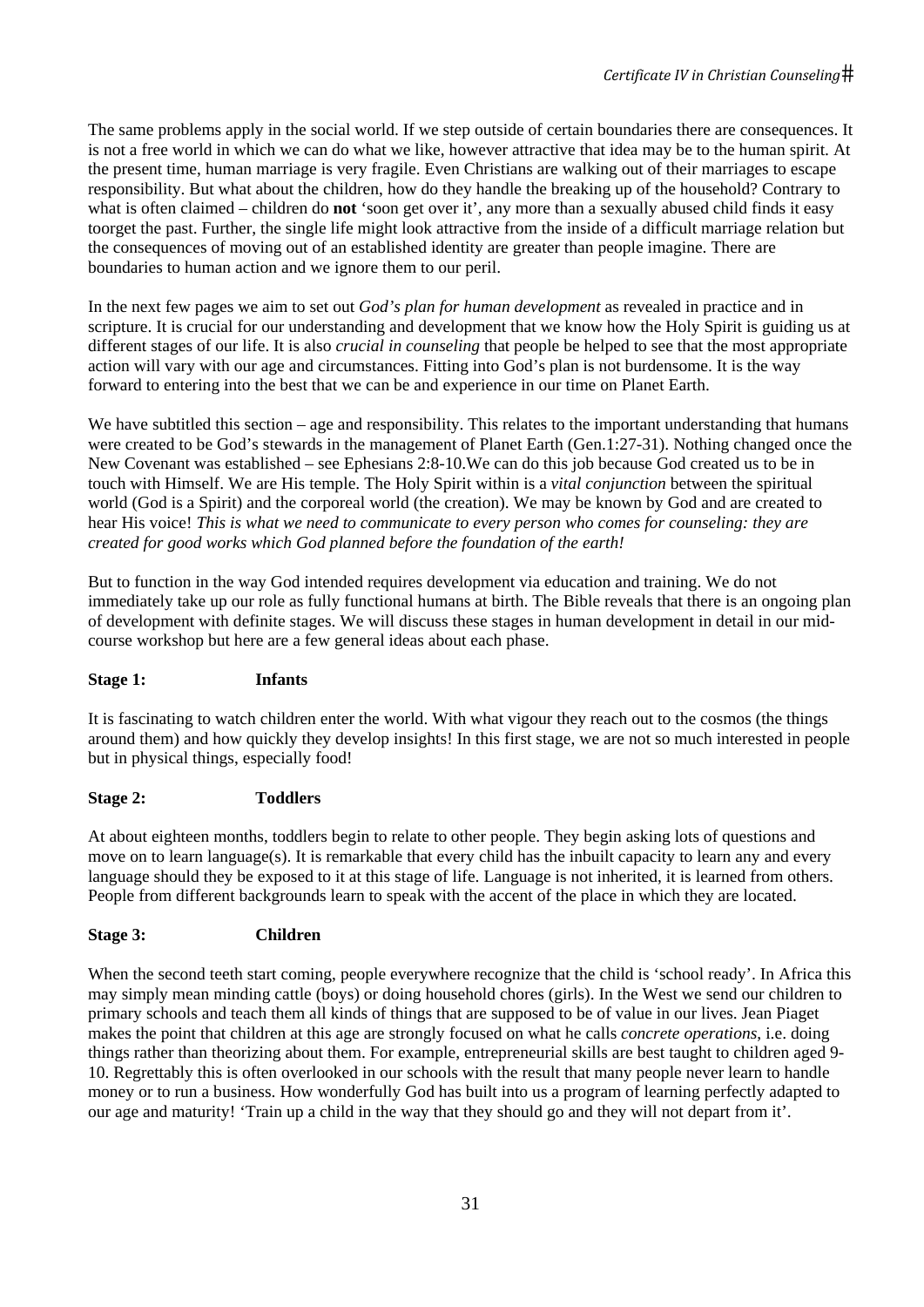The same problems apply in the social world. If we step outside of certain boundaries there are consequences. It is not a free world in which we can do what we like, however attractive that idea may be to the human spirit. At the present time, human marriage is very fragile. Even Christians are walking out of their marriages to escape responsibility. But what about the children, how do they handle the breaking up of the household? Contrary to what is often claimed – children do **not** 'soon get over it', any more than a sexually abused child finds it easy toorget the past. Further, the single life might look attractive from the inside of a difficult marriage relation but the consequences of moving out of an established identity are greater than people imagine. There are boundaries to human action and we ignore them to our peril.

In the next few pages we aim to set out *God's plan for human development* as revealed in practice and in scripture. It is crucial for our understanding and development that we know how the Holy Spirit is guiding us at different stages of our life. It is also *crucial in counseling* that people be helped to see that the most appropriate action will vary with our age and circumstances. Fitting into God's plan is not burdensome. It is the way forward to entering into the best that we can be and experience in our time on Planet Earth.

We have subtitled this section – age and responsibility. This relates to the important understanding that humans were created to be God's stewards in the management of Planet Earth (Gen.1:27-31). Nothing changed once the New Covenant was established – see Ephesians 2:8-10.We can do this job because God created us to be in touch with Himself. We are His temple. The Holy Spirit within is a *vital conjunction* between the spiritual world (God is a Spirit) and the corporeal world (the creation). We may be known by God and are created to hear His voice! *This is what we need to communicate to every person who comes for counseling: they are created for good works which God planned before the foundation of the earth!*

But to function in the way God intended requires development via education and training. We do not immediately take up our role as fully functional humans at birth. The Bible reveals that there is an ongoing plan of development with definite stages. We will discuss these stages in human development in detail in our mid-course workshop but here are a few general ideas about each phase.

**Stage 1: Infants**

It is fascinating to watch children enter the world. With what vigour they reach out to the cosmos (the things around them) and how quickly they develop insights! In this first stage, we are not so much interested in people but in physical things, especially food!

**Stage 2: Toddlers**

At about eighteen months, toddlers begin to relate to other people. They begin asking lots of questions and move on to learn language(s). It is remarkable that every child has the inbuilt capacity to learn any and every language should they be exposed to it at this stage of life. Language is not inherited, it is learned from others. People from different backgrounds learn to speak with the accent of the place in which they are located.

**Stage 3: Children**

When the second teeth start coming, people everywhere recognize that the child is 'school ready'. In Africa this may simply mean minding cattle (boys) or doing household chores (girls). In the West we send our children to primary schools and teach them all kinds of things that are supposed to be of value in our lives. Jean Piaget makes the point that children at this age are strongly focused on what he calls *concrete operations*, i.e. doing things rather than theorizing about them. For example, entrepreneurial skills are best taught to children aged 9-10. Regrettably this is often overlooked in our schools with the result that many people never learn to handle money or to run a business. How wonderfully God has built into us a program of learning perfectly adapted to our age and maturity! 'Train up a child in the way that they should go and they will not depart from it'.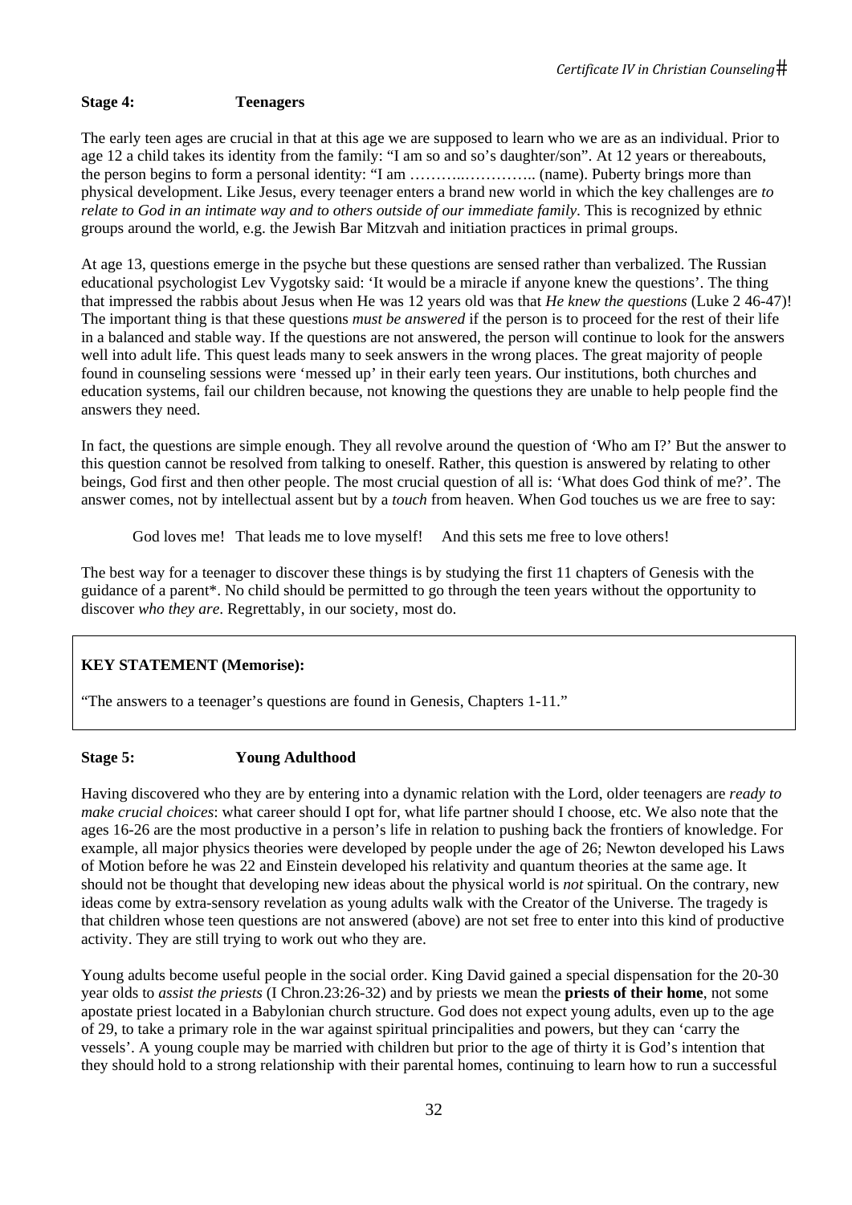**Stage 4: Teenagers**

The early teen ages are crucial in that at this age we are supposed to learn who we are as an individual. Prior to age 12 a child takes its identity from the family: "I am so and so's daughter/son". At 12 years or thereabouts, the person begins to form a personal identity: "I am ………..………….. (name). Puberty brings more than physical development. Like Jesus, every teenager enters a brand new world in which the key challenges are *to relate to God in an intimate way and to others outside of our immediate family*. This is recognized by ethnic groups around the world, e.g. the Jewish Bar Mitzvah and initiation practices in primal groups.

At age 13, questions emerge in the psyche but these questions are sensed rather than verbalized. The Russian educational psychologist Lev Vygotsky said: 'It would be a miracle if anyone knew the questions'. The thing that impressed the rabbis about Jesus when He was 12 years old was that *He knew the questions* (Luke 2 46-47)! The important thing is that these questions *must be answered* if the person is to proceed for the rest of their life in a balanced and stable way. If the questions are not answered, the person will continue to look for the answers well into adult life. This quest leads many to seek answers in the wrong places. The great majority of people found in counseling sessions were 'messed up' in their early teen years. Our institutions, both churches and education systems, fail our children because, not knowing the questions they are unable to help people find the answers they need.

In fact, the questions are simple enough. They all revolve around the question of 'Who am I?' But the answer to this question cannot be resolved from talking to oneself. Rather, this question is answered by relating to other beings, God first and then other people. The most crucial question of all is: 'What does God think of me?'. The answer comes, not by intellectual assent but by a *touch* from heaven. When God touches us we are free to say:

God loves me! That leads me to love myself! And this sets me free to love others!

The best way for a teenager to discover these things is by studying the first 11 chapters of Genesis with the guidance of a parent*. No child should be permitted to go through the teen years without the opportunity to discover *who they are*. Regrettably, in our society, most do.

> **KEY STATEMENT (Memorise):**
>
> "The answers to a teenager's questions are found in Genesis, Chapters 1-11."

**Stage 5: Young Adulthood**

Having discovered who they are by entering into a dynamic relation with the Lord, older teenagers are *ready to make crucial choices*: what career should I opt for, what life partner should I choose, etc. We also note that the ages 16-26 are the most productive in a person's life in relation to pushing back the frontiers of knowledge. For example, all major physics theories were developed by people under the age of 26; Newton developed his Laws of Motion before he was 22 and Einstein developed his relativity and quantum theories at the same age. It should not be thought that developing new ideas about the physical world is *not* spiritual. On the contrary, new ideas come by extra-sensory revelation as young adults walk with the Creator of the Universe. The tragedy is that children whose teen questions are not answered (above) are not set free to enter into this kind of productive activity. They are still trying to work out who they are.

Young adults become useful people in the social order. King David gained a special dispensation for the 20-30 year olds to *assist the priests* (I Chron.23:26-32) and by priests we mean the **priests of their home**, not some apostate priest located in a Babylonian church structure. God does not expect young adults, even up to the age of 29, to take a primary role in the war against spiritual principalities and powers, but they can 'carry the vessels'. A young couple may be married with children but prior to the age of thirty it is God's intention that they should hold to a strong relationship with their parental homes, continuing to learn how to run a successful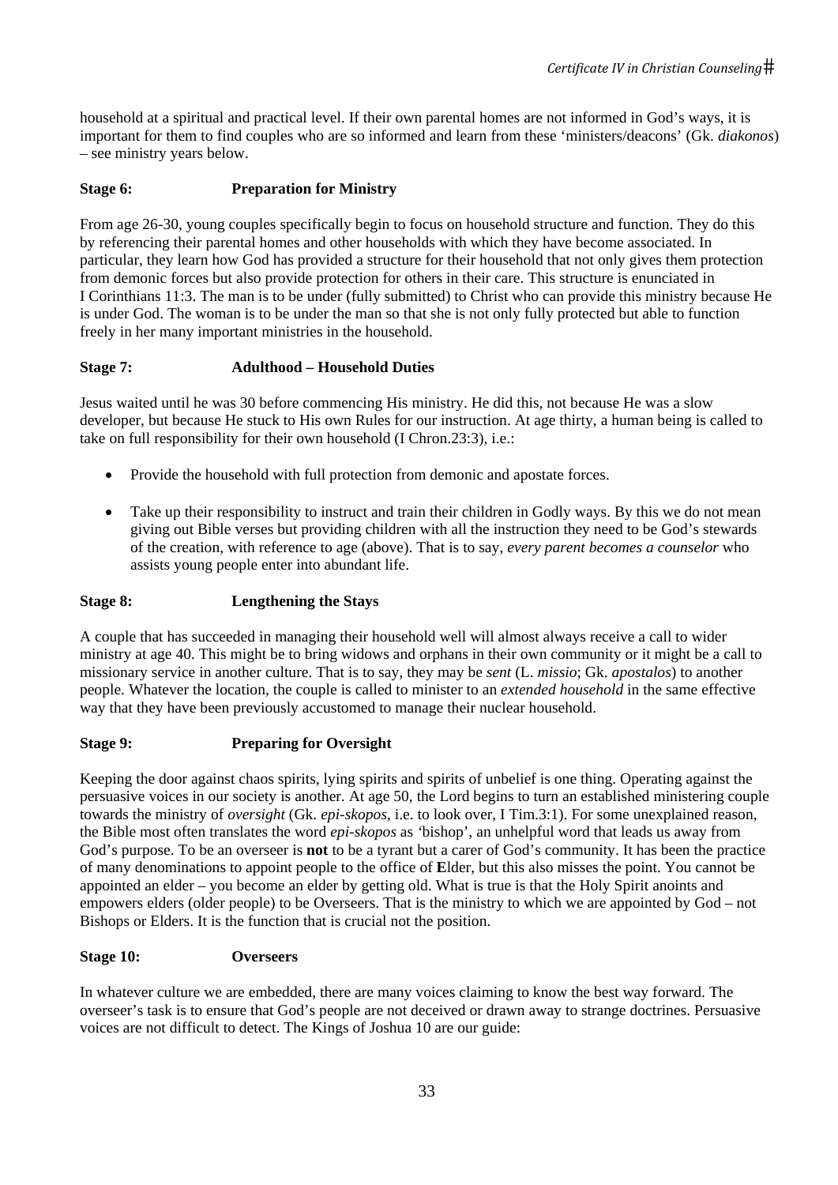household at a spiritual and practical level. If their own parental homes are not informed in God's ways, it is important for them to find couples who are so informed and learn from these 'ministers/deacons' (Gk. *diakonos*) – see ministry years below.

### Stage 6: Preparation for Ministry

From age 26-30, young couples specifically begin to focus on household structure and function. They do this by referencing their parental homes and other households with which they have become associated. In particular, they learn how God has provided a structure for their household that not only gives them protection from demonic forces but also provide protection for others in their care. This structure is enunciated in I Corinthians 11:3. The man is to be under (fully submitted) to Christ who can provide this ministry because He is under God. The woman is to be under the man so that she is not only fully protected but able to function freely in her many important ministries in the household.

### Stage 7: Adulthood – Household Duties

Jesus waited until he was 30 before commencing His ministry. He did this, not because He was a slow developer, but because He stuck to His own Rules for our instruction. At age thirty, a human being is called to take on full responsibility for their own household (I Chron.23:3), i.e.:

- Provide the household with full protection from demonic and apostate forces.
- Take up their responsibility to instruct and train their children in Godly ways. By this we do not mean giving out Bible verses but providing children with all the instruction they need to be God's stewards of the creation, with reference to age (above). That is to say, *every parent becomes a counselor* who assists young people enter into abundant life.

### Stage 8: Lengthening the Stays

A couple that has succeeded in managing their household well will almost always receive a call to wider ministry at age 40. This might be to bring widows and orphans in their own community or it might be a call to missionary service in another culture. That is to say, they may be *sent* (L. *missio*; Gk. *apostalos*) to another people. Whatever the location, the couple is called to minister to an *extended household* in the same effective way that they have been previously accustomed to manage their nuclear household.

### Stage 9: Preparing for Oversight

Keeping the door against chaos spirits, lying spirits and spirits of unbelief is one thing. Operating against the persuasive voices in our society is another. At age 50, the Lord begins to turn an established ministering couple towards the ministry of *oversight* (Gk. *epi-skopos*, i.e. to look over, I Tim.3:1). For some unexplained reason, the Bible most often translates the word *epi-skopos* as 'bishop', an unhelpful word that leads us away from God's purpose. To be an overseer is **not** to be a tyrant but a carer of God's community. It has been the practice of many denominations to appoint people to the office of **E**lder, but this also misses the point. You cannot be appointed an elder – you become an elder by getting old. What is true is that the Holy Spirit anoints and empowers elders (older people) to be Overseers. That is the ministry to which we are appointed by God – not Bishops or Elders. It is the function that is crucial not the position.

### Stage 10: Overseers

In whatever culture we are embedded, there are many voices claiming to know the best way forward. The overseer's task is to ensure that God's people are not deceived or drawn away to strange doctrines. Persuasive voices are not difficult to detect. The Kings of Joshua 10 are our guide: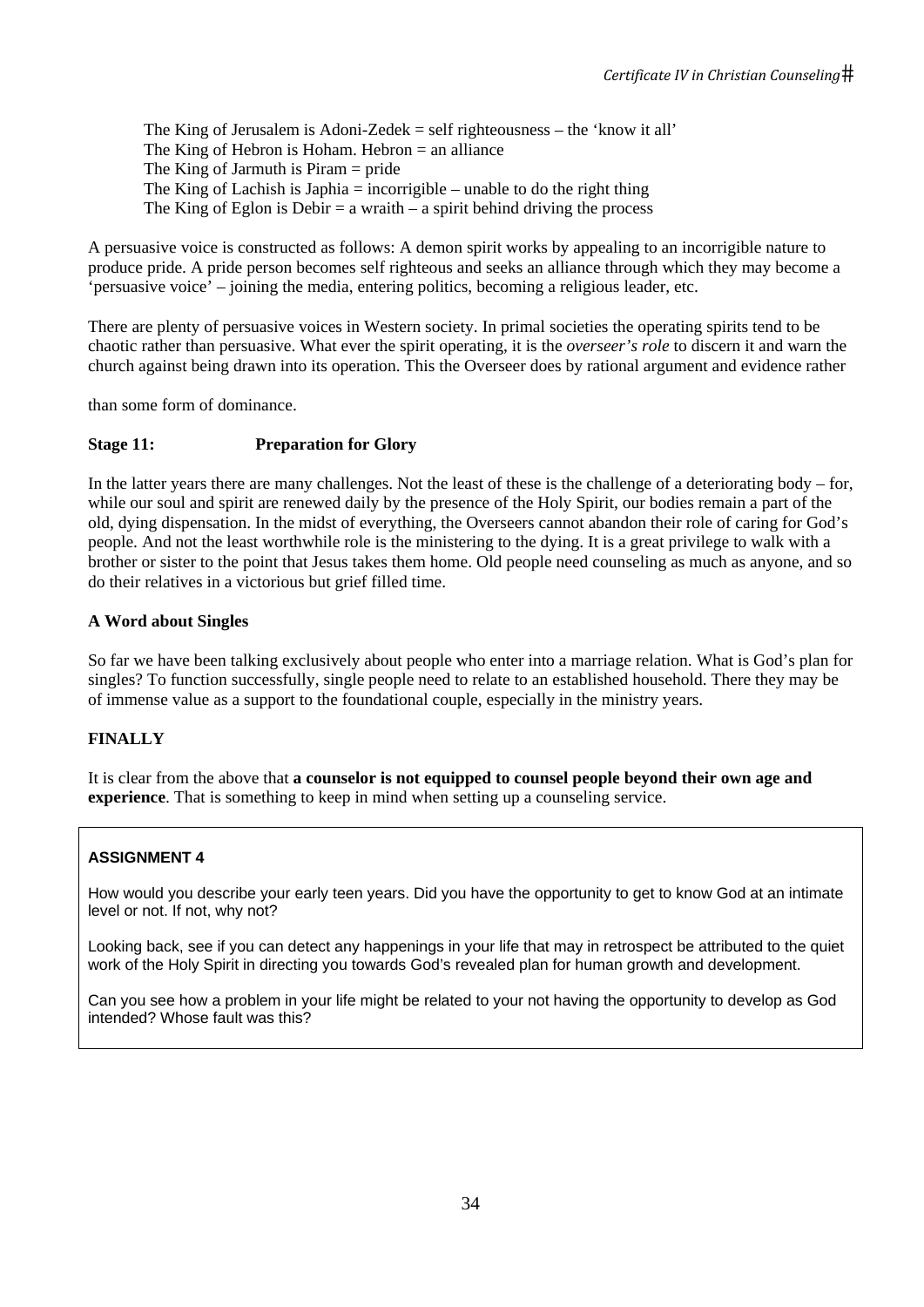The King of Jerusalem is Adoni-Zedek = self righteousness – the 'know it all'
The King of Hebron is Hoham. Hebron = an alliance
The King of Jarmuth is Piram = pride
The King of Lachish is Japhia = incorrigible – unable to do the right thing
The King of Eglon is Debir = a wraith – a spirit behind driving the process

A persuasive voice is constructed as follows: A demon spirit works by appealing to an incorrigible nature to produce pride. A pride person becomes self righteous and seeks an alliance through which they may become a 'persuasive voice' – joining the media, entering politics, becoming a religious leader, etc.

There are plenty of persuasive voices in Western society. In primal societies the operating spirits tend to be chaotic rather than persuasive. What ever the spirit operating, it is the *overseer's role* to discern it and warn the church against being drawn into its operation. This the Overseer does by rational argument and evidence rather

than some form of dominance.

**Stage 11: Preparation for Glory**

In the latter years there are many challenges. Not the least of these is the challenge of a deteriorating body – for, while our soul and spirit are renewed daily by the presence of the Holy Spirit, our bodies remain a part of the old, dying dispensation. In the midst of everything, the Overseers cannot abandon their role of caring for God's people. And not the least worthwhile role is the ministering to the dying. It is a great privilege to walk with a brother or sister to the point that Jesus takes them home. Old people need counseling as much as anyone, and so do their relatives in a victorious but grief filled time.

**A Word about Singles**

So far we have been talking exclusively about people who enter into a marriage relation. What is God's plan for singles? To function successfully, single people need to relate to an established household. There they may be of immense value as a support to the foundational couple, especially in the ministry years.

**FINALLY**

It is clear from the above that **a counselor is not equipped to counsel people beyond their own age and experience**. That is something to keep in mind when setting up a counseling service.

**ASSIGNMENT 4**

How would you describe your early teen years. Did you have the opportunity to get to know God at an intimate level or not. If not, why not?

Looking back, see if you can detect any happenings in your life that may in retrospect be attributed to the quiet work of the Holy Spirit in directing you towards God's revealed plan for human growth and development.

Can you see how a problem in your life might be related to your not having the opportunity to develop as God intended? Whose fault was this?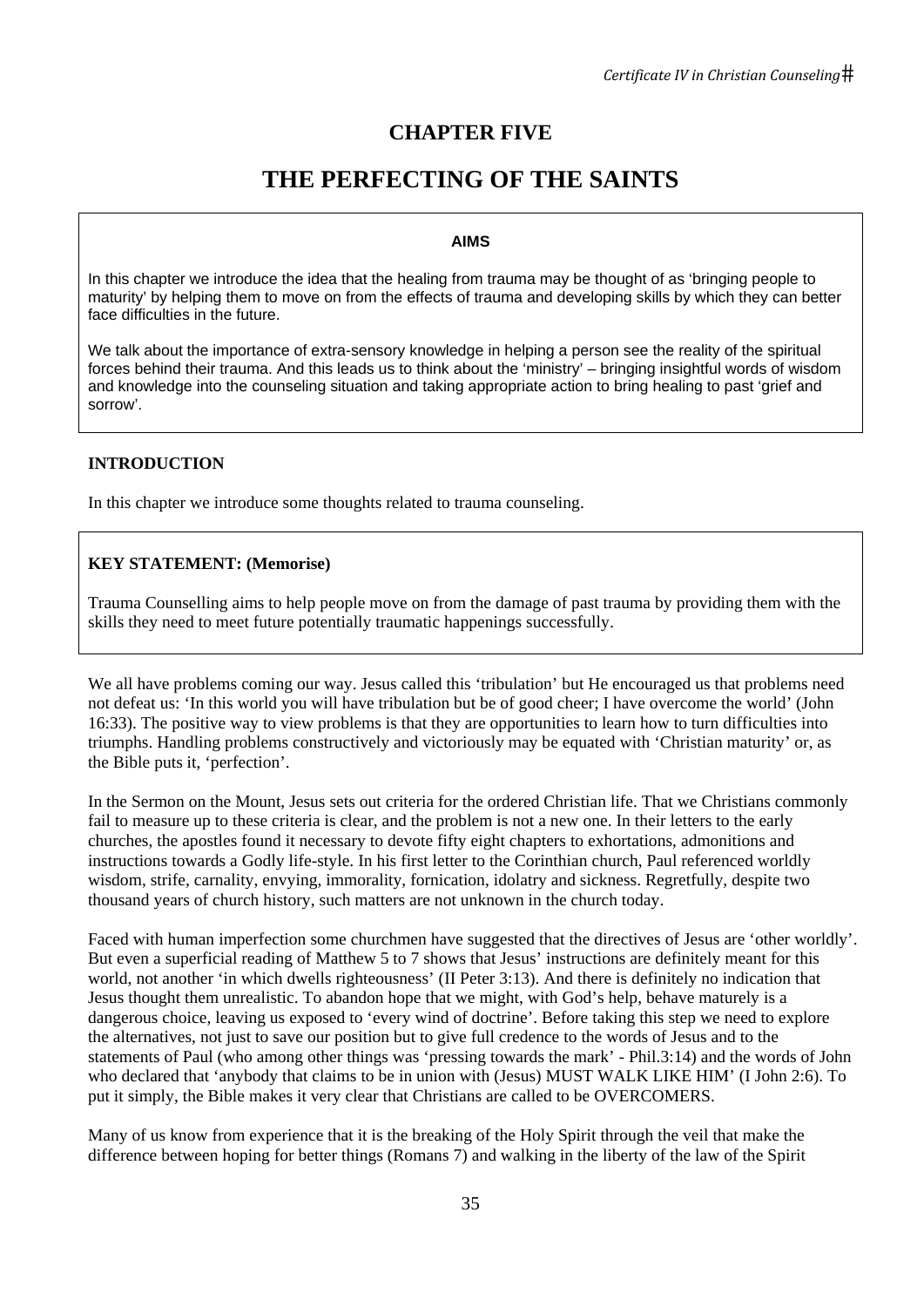# CHAPTER FIVE

# THE PERFECTING OF THE SAINTS

**AIMS**

In this chapter we introduce the idea that the healing from trauma may be thought of as 'bringing people to maturity' by helping them to move on from the effects of trauma and developing skills by which they can better face difficulties in the future.

We talk about the importance of extra-sensory knowledge in helping a person see the reality of the spiritual forces behind their trauma. And this leads us to think about the 'ministry' – bringing insightful words of wisdom and knowledge into the counseling situation and taking appropriate action to bring healing to past 'grief and sorrow'.

## INTRODUCTION

In this chapter we introduce some thoughts related to trauma counseling.

**KEY STATEMENT: (Memorise)**

Trauma Counselling aims to help people move on from the damage of past trauma by providing them with the skills they need to meet future potentially traumatic happenings successfully.

We all have problems coming our way. Jesus called this 'tribulation' but He encouraged us that problems need not defeat us: 'In this world you will have tribulation but be of good cheer; I have overcome the world' (John 16:33). The positive way to view problems is that they are opportunities to learn how to turn difficulties into triumphs. Handling problems constructively and victoriously may be equated with 'Christian maturity' or, as the Bible puts it, 'perfection'.

In the Sermon on the Mount, Jesus sets out criteria for the ordered Christian life. That we Christians commonly fail to measure up to these criteria is clear, and the problem is not a new one. In their letters to the early churches, the apostles found it necessary to devote fifty eight chapters to exhortations, admonitions and instructions towards a Godly life-style. In his first letter to the Corinthian church, Paul referenced worldly wisdom, strife, carnality, envying, immorality, fornication, idolatry and sickness. Regretfully, despite two thousand years of church history, such matters are not unknown in the church today.

Faced with human imperfection some churchmen have suggested that the directives of Jesus are 'other worldly'. But even a superficial reading of Matthew 5 to 7 shows that Jesus' instructions are definitely meant for this world, not another 'in which dwells righteousness' (II Peter 3:13). And there is definitely no indication that Jesus thought them unrealistic. To abandon hope that we might, with God's help, behave maturely is a dangerous choice, leaving us exposed to 'every wind of doctrine'. Before taking this step we need to explore the alternatives, not just to save our position but to give full credence to the words of Jesus and to the statements of Paul (who among other things was 'pressing towards the mark' - Phil.3:14) and the words of John who declared that 'anybody that claims to be in union with (Jesus) MUST WALK LIKE HIM' (I John 2:6). To put it simply, the Bible makes it very clear that Christians are called to be OVERCOMERS.

Many of us know from experience that it is the breaking of the Holy Spirit through the veil that make the difference between hoping for better things (Romans 7) and walking in the liberty of the law of the Spirit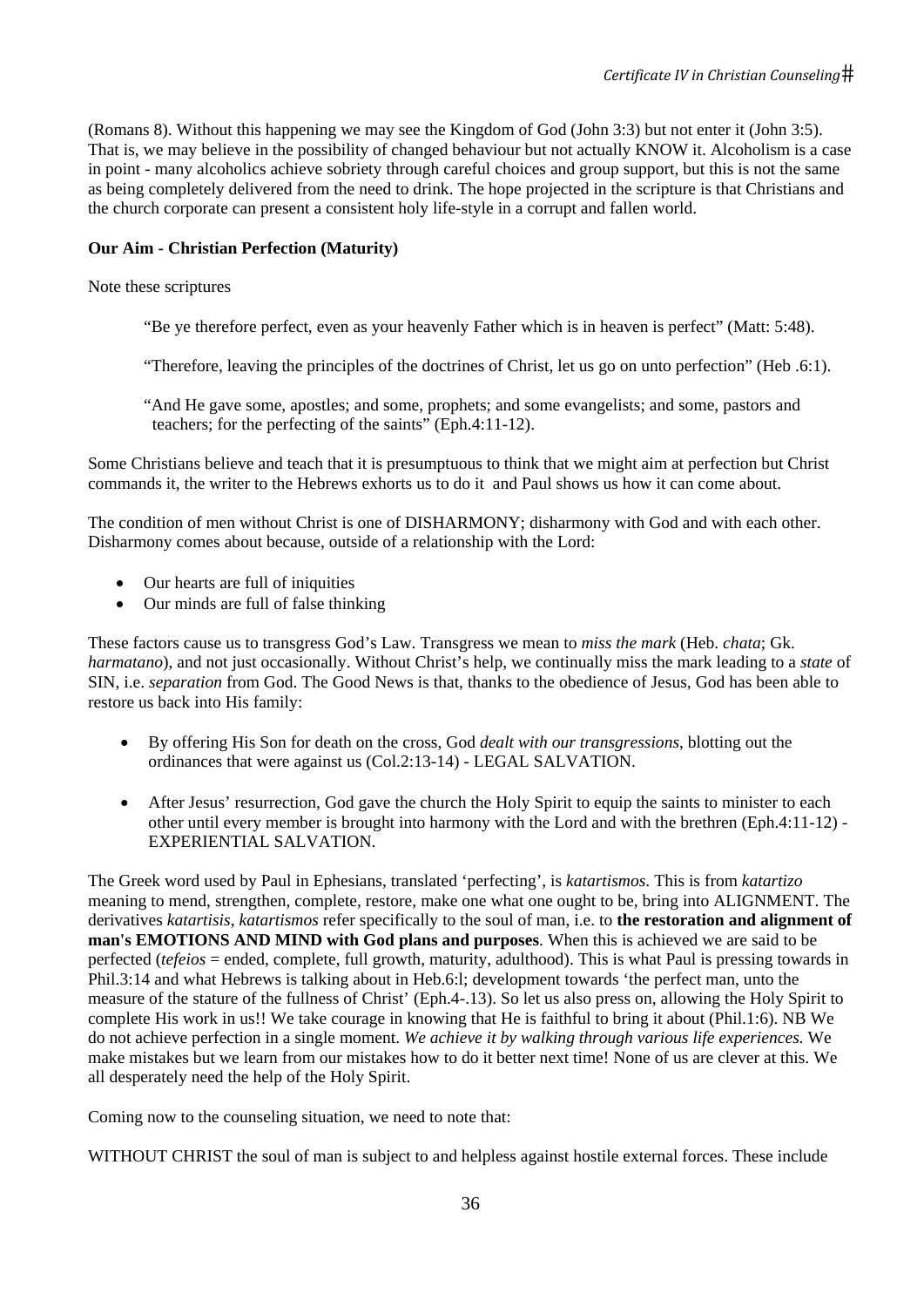(Romans 8). Without this happening we may see the Kingdom of God (John 3:3) but not enter it (John 3:5). That is, we may believe in the possibility of changed behaviour but not actually KNOW it. Alcoholism is a case in point - many alcoholics achieve sobriety through careful choices and group support, but this is not the same as being completely delivered from the need to drink. The hope projected in the scripture is that Christians and the church corporate can present a consistent holy life-style in a corrupt and fallen world.

**Our Aim - Christian Perfection (Maturity)**

Note these scriptures

> "Be ye therefore perfect, even as your heavenly Father which is in heaven is perfect" (Matt: 5:48).
>
> "Therefore, leaving the principles of the doctrines of Christ, let us go on unto perfection" (Heb .6:1).
>
> "And He gave some, apostles; and some, prophets; and some evangelists; and some, pastors and teachers; for the perfecting of the saints" (Eph.4:11-12).

Some Christians believe and teach that it is presumptuous to think that we might aim at perfection but Christ commands it, the writer to the Hebrews exhorts us to do it and Paul shows us how it can come about.

The condition of men without Christ is one of DISHARMONY; disharmony with God and with each other. Disharmony comes about because, outside of a relationship with the Lord:

- Our hearts are full of iniquities
- Our minds are full of false thinking

These factors cause us to transgress God's Law. Transgress we mean to *miss the mark* (Heb. *chata*; Gk. *harmatano*), and not just occasionally. Without Christ's help, we continually miss the mark leading to a *state* of SIN, i.e. *separation* from God. The Good News is that, thanks to the obedience of Jesus, God has been able to restore us back into His family:

- By offering His Son for death on the cross, God *dealt with our transgressions*, blotting out the ordinances that were against us (Col.2:13-14) - LEGAL SALVATION.

- After Jesus' resurrection, God gave the church the Holy Spirit to equip the saints to minister to each other until every member is brought into harmony with the Lord and with the brethren (Eph.4:11-12) - EXPERIENTIAL SALVATION.

The Greek word used by Paul in Ephesians, translated 'perfecting', is *katartismos*. This is from *katartizo* meaning to mend, strengthen, complete, restore, make one what one ought to be, bring into ALIGNMENT. The derivatives *katartisis*, *katartismos* refer specifically to the soul of man, i.e. to **the restoration and alignment of man's EMOTIONS AND MIND with God plans and purposes**. When this is achieved we are said to be perfected (*tefeios* = ended, complete, full growth, maturity, adulthood). This is what Paul is pressing towards in Phil.3:14 and what Hebrews is talking about in Heb.6:l; development towards 'the perfect man, unto the measure of the stature of the fullness of Christ' (Eph.4-.13). So let us also press on, allowing the Holy Spirit to complete His work in us!! We take courage in knowing that He is faithful to bring it about (Phil.1:6). NB We do not achieve perfection in a single moment. *We achieve it by walking through various life experiences.* We make mistakes but we learn from our mistakes how to do it better next time! None of us are clever at this. We all desperately need the help of the Holy Spirit.

Coming now to the counseling situation, we need to note that:

WITHOUT CHRIST the soul of man is subject to and helpless against hostile external forces. These include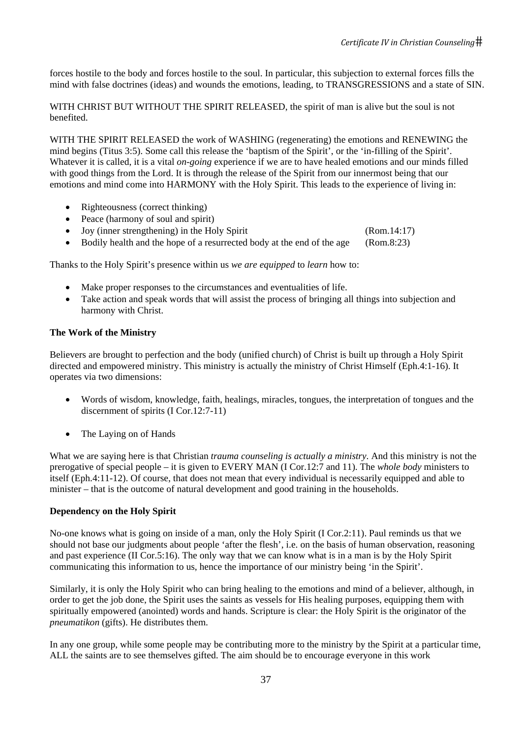forces hostile to the body and forces hostile to the soul. In particular, this subjection to external forces fills the mind with false doctrines (ideas) and wounds the emotions, leading, to TRANSGRESSIONS and a state of SIN.

WITH CHRIST BUT WITHOUT THE SPIRIT RELEASED, the spirit of man is alive but the soul is not benefited.

WITH THE SPIRIT RELEASED the work of WASHING (regenerating) the emotions and RENEWING the mind begins (Titus 3:5). Some call this release the 'baptism of the Spirit', or the 'in-filling of the Spirit'. Whatever it is called, it is a vital *on-going* experience if we are to have healed emotions and our minds filled with good things from the Lord. It is through the release of the Spirit from our innermost being that our emotions and mind come into HARMONY with the Holy Spirit. This leads to the experience of living in:

- Righteousness (correct thinking)
- Peace (harmony of soul and spirit)
- Joy (inner strengthening) in the Holy Spirit (Rom.14:17)
- Bodily health and the hope of a resurrected body at the end of the age (Rom.8:23)

Thanks to the Holy Spirit's presence within us *we are equipped* to *learn* how to:

- Make proper responses to the circumstances and eventualities of life.
- Take action and speak words that will assist the process of bringing all things into subjection and harmony with Christ.

**The Work of the Ministry**

Believers are brought to perfection and the body (unified church) of Christ is built up through a Holy Spirit directed and empowered ministry. This ministry is actually the ministry of Christ Himself (Eph.4:1-16). It operates via two dimensions:

- Words of wisdom, knowledge, faith, healings, miracles, tongues, the interpretation of tongues and the discernment of spirits (I Cor.12:7-11)

- The Laying on of Hands

What we are saying here is that Christian *trauma counseling is actually a ministry*. And this ministry is not the prerogative of special people – it is given to EVERY MAN (I Cor.12:7 and 11). The *whole body* ministers to itself (Eph.4:11-12). Of course, that does not mean that every individual is necessarily equipped and able to minister – that is the outcome of natural development and good training in the households.

**Dependency on the Holy Spirit**

No-one knows what is going on inside of a man, only the Holy Spirit (I Cor.2:11). Paul reminds us that we should not base our judgments about people 'after the flesh', i.e. on the basis of human observation, reasoning and past experience (II Cor.5:16). The only way that we can know what is in a man is by the Holy Spirit communicating this information to us, hence the importance of our ministry being 'in the Spirit'.

Similarly, it is only the Holy Spirit who can bring healing to the emotions and mind of a believer, although, in order to get the job done, the Spirit uses the saints as vessels for His healing purposes, equipping them with spiritually empowered (anointed) words and hands. Scripture is clear: the Holy Spirit is the originator of the *pneumatikon* (gifts). He distributes them.

In any one group, while some people may be contributing more to the ministry by the Spirit at a particular time, ALL the saints are to see themselves gifted. The aim should be to encourage everyone in this work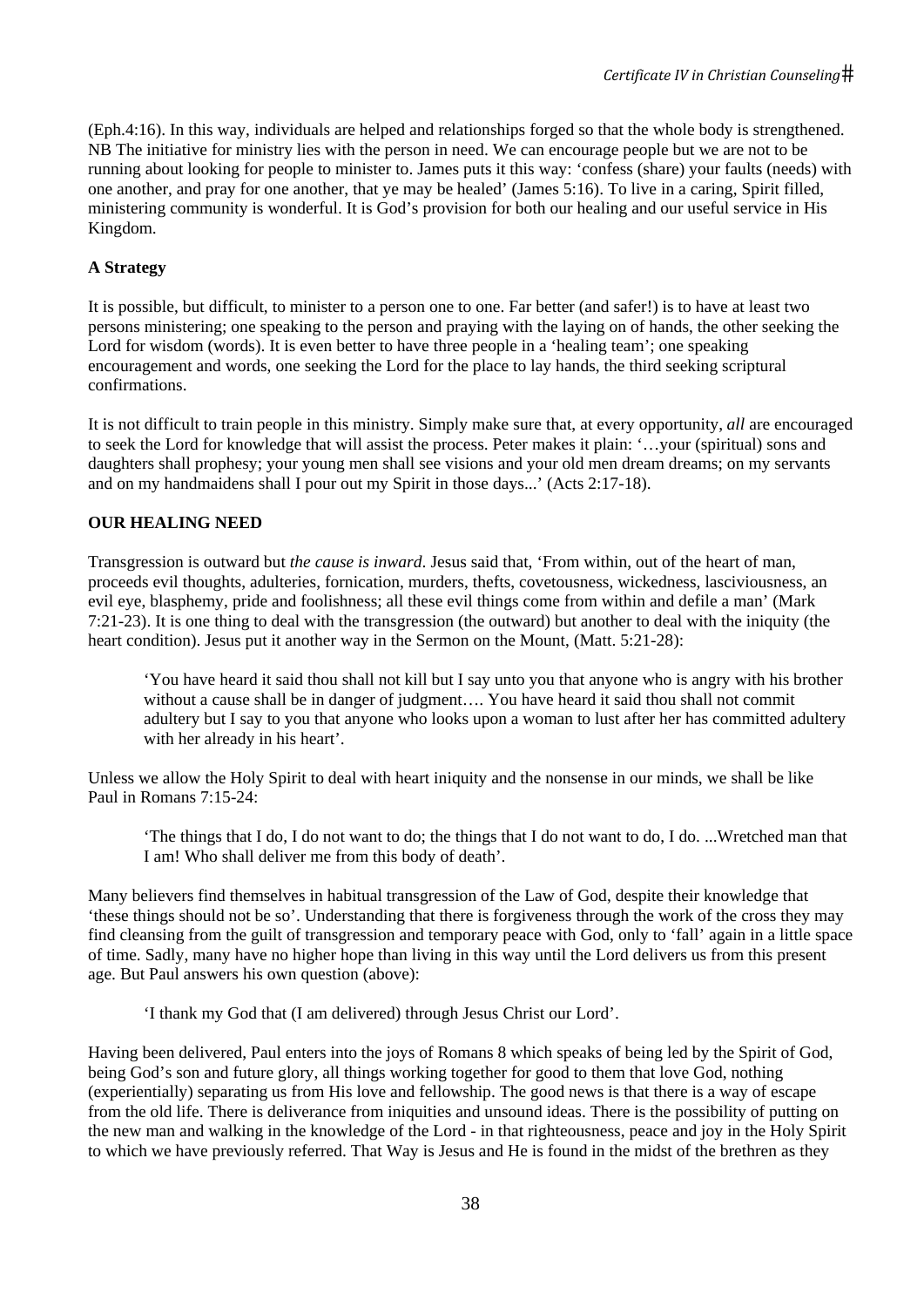(Eph.4:16). In this way, individuals are helped and relationships forged so that the whole body is strengthened. NB The initiative for ministry lies with the person in need. We can encourage people but we are not to be running about looking for people to minister to. James puts it this way: 'confess (share) your faults (needs) with one another, and pray for one another, that ye may be healed' (James 5:16). To live in a caring, Spirit filled, ministering community is wonderful. It is God's provision for both our healing and our useful service in His Kingdom.

**A Strategy**

It is possible, but difficult, to minister to a person one to one. Far better (and safer!) is to have at least two persons ministering; one speaking to the person and praying with the laying on of hands, the other seeking the Lord for wisdom (words). It is even better to have three people in a 'healing team'; one speaking encouragement and words, one seeking the Lord for the place to lay hands, the third seeking scriptural confirmations.

It is not difficult to train people in this ministry. Simply make sure that, at every opportunity, *all* are encouraged to seek the Lord for knowledge that will assist the process. Peter makes it plain: '…your (spiritual) sons and daughters shall prophesy; your young men shall see visions and your old men dream dreams; on my servants and on my handmaidens shall I pour out my Spirit in those days...' (Acts 2:17-18).

**OUR HEALING NEED**

Transgression is outward but *the cause is inward*. Jesus said that, 'From within, out of the heart of man, proceeds evil thoughts, adulteries, fornication, murders, thefts, covetousness, wickedness, lasciviousness, an evil eye, blasphemy, pride and foolishness; all these evil things come from within and defile a man' (Mark 7:21-23). It is one thing to deal with the transgression (the outward) but another to deal with the iniquity (the heart condition). Jesus put it another way in the Sermon on the Mount, (Matt. 5:21-28):

> 'You have heard it said thou shall not kill but I say unto you that anyone who is angry with his brother without a cause shall be in danger of judgment…. You have heard it said thou shall not commit adultery but I say to you that anyone who looks upon a woman to lust after her has committed adultery with her already in his heart'.

Unless we allow the Holy Spirit to deal with heart iniquity and the nonsense in our minds, we shall be like Paul in Romans 7:15-24:

> 'The things that I do, I do not want to do; the things that I do not want to do, I do. ...Wretched man that I am! Who shall deliver me from this body of death'.

Many believers find themselves in habitual transgression of the Law of God, despite their knowledge that 'these things should not be so'. Understanding that there is forgiveness through the work of the cross they may find cleansing from the guilt of transgression and temporary peace with God, only to 'fall' again in a little space of time. Sadly, many have no higher hope than living in this way until the Lord delivers us from this present age. But Paul answers his own question (above):

> 'I thank my God that (I am delivered) through Jesus Christ our Lord'.

Having been delivered, Paul enters into the joys of Romans 8 which speaks of being led by the Spirit of God, being God's son and future glory, all things working together for good to them that love God, nothing (experientially) separating us from His love and fellowship. The good news is that there is a way of escape from the old life. There is deliverance from iniquities and unsound ideas. There is the possibility of putting on the new man and walking in the knowledge of the Lord - in that righteousness, peace and joy in the Holy Spirit to which we have previously referred. That Way is Jesus and He is found in the midst of the brethren as they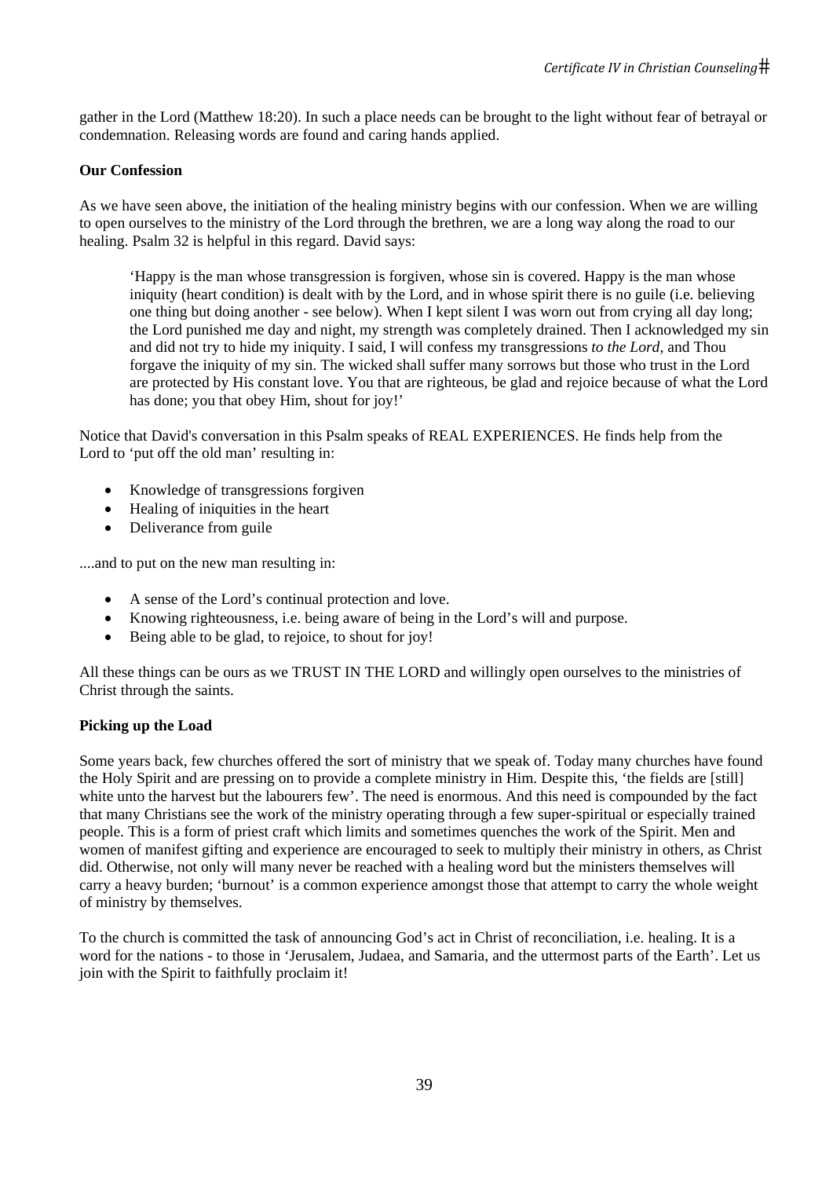gather in the Lord (Matthew 18:20). In such a place needs can be brought to the light without fear of betrayal or condemnation. Releasing words are found and caring hands applied.

**Our Confession**

As we have seen above, the initiation of the healing ministry begins with our confession. When we are willing to open ourselves to the ministry of the Lord through the brethren, we are a long way along the road to our healing. Psalm 32 is helpful in this regard. David says:

> 'Happy is the man whose transgression is forgiven, whose sin is covered. Happy is the man whose iniquity (heart condition) is dealt with by the Lord, and in whose spirit there is no guile (i.e. believing one thing but doing another - see below). When I kept silent I was worn out from crying all day long; the Lord punished me day and night, my strength was completely drained. Then I acknowledged my sin and did not try to hide my iniquity. I said, I will confess my transgressions *to the Lord*, and Thou forgave the iniquity of my sin. The wicked shall suffer many sorrows but those who trust in the Lord are protected by His constant love. You that are righteous, be glad and rejoice because of what the Lord has done; you that obey Him, shout for joy!'

Notice that David's conversation in this Psalm speaks of REAL EXPERIENCES. He finds help from the Lord to 'put off the old man' resulting in:

- Knowledge of transgressions forgiven
- Healing of iniquities in the heart
- Deliverance from guile

....and to put on the new man resulting in:

- A sense of the Lord's continual protection and love.
- Knowing righteousness, i.e. being aware of being in the Lord's will and purpose.
- Being able to be glad, to rejoice, to shout for joy!

All these things can be ours as we TRUST IN THE LORD and willingly open ourselves to the ministries of Christ through the saints.

**Picking up the Load**

Some years back, few churches offered the sort of ministry that we speak of. Today many churches have found the Holy Spirit and are pressing on to provide a complete ministry in Him. Despite this, 'the fields are [still] white unto the harvest but the labourers few'. The need is enormous. And this need is compounded by the fact that many Christians see the work of the ministry operating through a few super-spiritual or especially trained people. This is a form of priest craft which limits and sometimes quenches the work of the Spirit. Men and women of manifest gifting and experience are encouraged to seek to multiply their ministry in others, as Christ did. Otherwise, not only will many never be reached with a healing word but the ministers themselves will carry a heavy burden; 'burnout' is a common experience amongst those that attempt to carry the whole weight of ministry by themselves.

To the church is committed the task of announcing God's act in Christ of reconciliation, i.e. healing. It is a word for the nations - to those in 'Jerusalem, Judaea, and Samaria, and the uttermost parts of the Earth'. Let us join with the Spirit to faithfully proclaim it!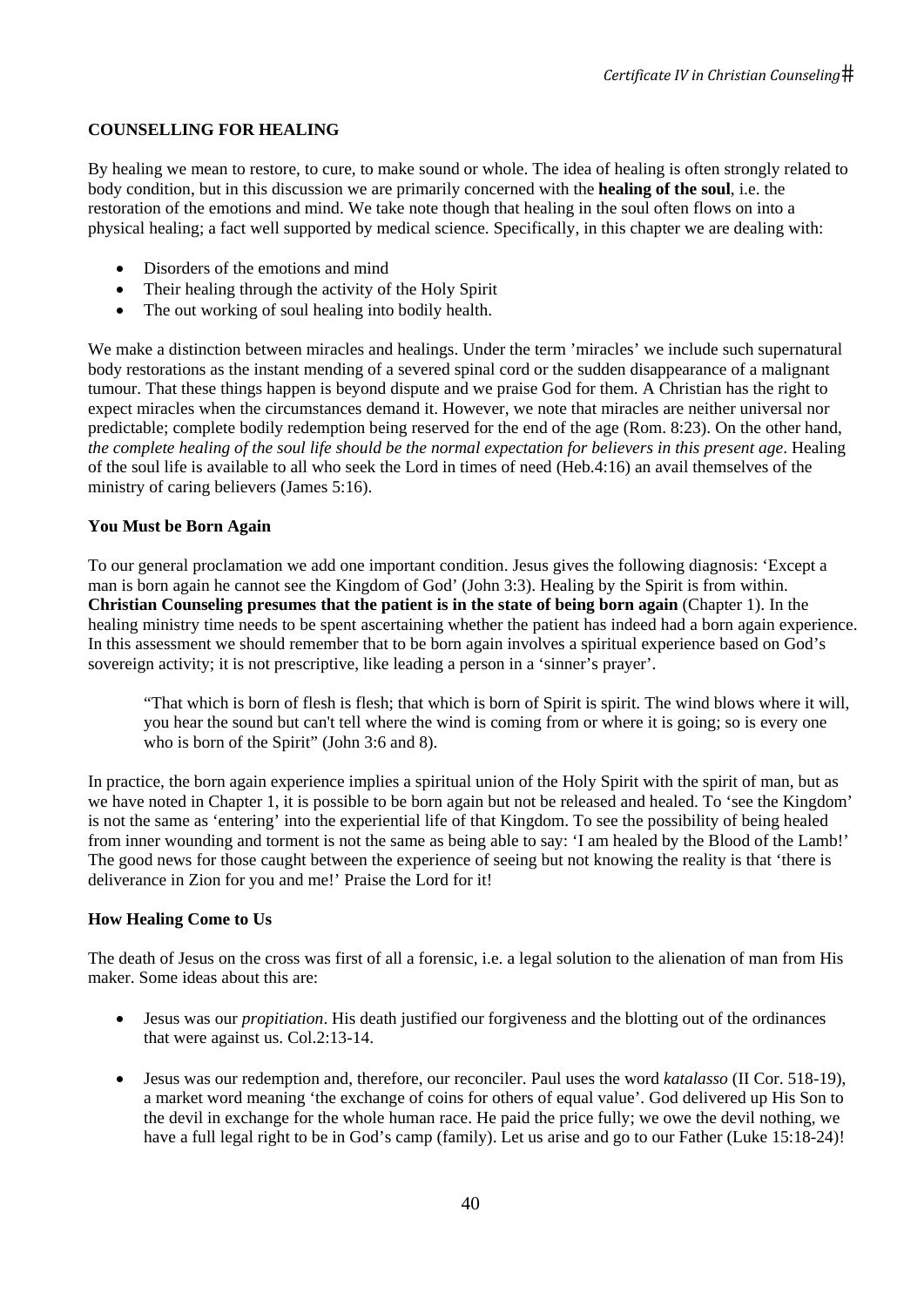## COUNSELLING FOR HEALING

By healing we mean to restore, to cure, to make sound or whole. The idea of healing is often strongly related to body condition, but in this discussion we are primarily concerned with the **healing of the soul**, i.e. the restoration of the emotions and mind. We take note though that healing in the soul often flows on into a physical healing; a fact well supported by medical science. Specifically, in this chapter we are dealing with:

- Disorders of the emotions and mind
- Their healing through the activity of the Holy Spirit
- The out working of soul healing into bodily health.

We make a distinction between miracles and healings. Under the term 'miracles' we include such supernatural body restorations as the instant mending of a severed spinal cord or the sudden disappearance of a malignant tumour. That these things happen is beyond dispute and we praise God for them. A Christian has the right to expect miracles when the circumstances demand it. However, we note that miracles are neither universal nor predictable; complete bodily redemption being reserved for the end of the age (Rom. 8:23). On the other hand, *the complete healing of the soul life should be the normal expectation for believers in this present age*. Healing of the soul life is available to all who seek the Lord in times of need (Heb.4:16) an avail themselves of the ministry of caring believers (James 5:16).

### You Must be Born Again

To our general proclamation we add one important condition. Jesus gives the following diagnosis: 'Except a man is born again he cannot see the Kingdom of God' (John 3:3). Healing by the Spirit is from within. **Christian Counseling presumes that the patient is in the state of being born again** (Chapter 1). In the healing ministry time needs to be spent ascertaining whether the patient has indeed had a born again experience. In this assessment we should remember that to be born again involves a spiritual experience based on God's sovereign activity; it is not prescriptive, like leading a person in a 'sinner's prayer'.

> "That which is born of flesh is flesh; that which is born of Spirit is spirit. The wind blows where it will, you hear the sound but can't tell where the wind is coming from or where it is going; so is every one who is born of the Spirit" (John 3:6 and 8).

In practice, the born again experience implies a spiritual union of the Holy Spirit with the spirit of man, but as we have noted in Chapter 1, it is possible to be born again but not be released and healed. To 'see the Kingdom' is not the same as 'entering' into the experiential life of that Kingdom. To see the possibility of being healed from inner wounding and torment is not the same as being able to say: 'I am healed by the Blood of the Lamb!' The good news for those caught between the experience of seeing but not knowing the reality is that 'there is deliverance in Zion for you and me!' Praise the Lord for it!

### How Healing Come to Us

The death of Jesus on the cross was first of all a forensic, i.e. a legal solution to the alienation of man from His maker. Some ideas about this are:

- Jesus was our *propitiation*. His death justified our forgiveness and the blotting out of the ordinances that were against us. Col.2:13-14.
- Jesus was our redemption and, therefore, our reconciler. Paul uses the word *katalasso* (II Cor. 518-19), a market word meaning 'the exchange of coins for others of equal value'. God delivered up His Son to the devil in exchange for the whole human race. He paid the price fully; we owe the devil nothing, we have a full legal right to be in God's camp (family). Let us arise and go to our Father (Luke 15:18-24)!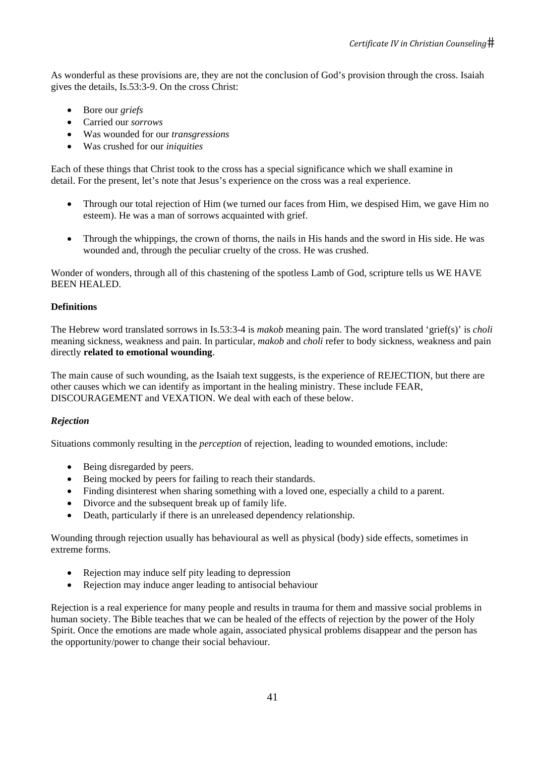As wonderful as these provisions are, they are not the conclusion of God's provision through the cross. Isaiah gives the details, Is.53:3-9. On the cross Christ:

- Bore our *griefs*
- Carried our *sorrows*
- Was wounded for our *transgressions*
- Was crushed for our *iniquities*

Each of these things that Christ took to the cross has a special significance which we shall examine in detail. For the present, let's note that Jesus's experience on the cross was a real experience.

- Through our total rejection of Him (we turned our faces from Him, we despised Him, we gave Him no esteem). He was a man of sorrows acquainted with grief.

- Through the whippings, the crown of thorns, the nails in His hands and the sword in His side. He was wounded and, through the peculiar cruelty of the cross. He was crushed.

Wonder of wonders, through all of this chastening of the spotless Lamb of God, scripture tells us WE HAVE BEEN HEALED.

**Definitions**

The Hebrew word translated sorrows in Is.53:3-4 is *makob* meaning pain. The word translated 'grief(s)' is *choli* meaning sickness, weakness and pain. In particular, *makob* and *choli* refer to body sickness, weakness and pain directly **related to emotional wounding**.

The main cause of such wounding, as the Isaiah text suggests, is the experience of REJECTION, but there are other causes which we can identify as important in the healing ministry. These include FEAR, DISCOURAGEMENT and VEXATION. We deal with each of these below.

***Rejection***

Situations commonly resulting in the *perception* of rejection, leading to wounded emotions, include:

- Being disregarded by peers.
- Being mocked by peers for failing to reach their standards.
- Finding disinterest when sharing something with a loved one, especially a child to a parent.
- Divorce and the subsequent break up of family life.
- Death, particularly if there is an unreleased dependency relationship.

Wounding through rejection usually has behavioural as well as physical (body) side effects, sometimes in extreme forms.

- Rejection may induce self pity leading to depression
- Rejection may induce anger leading to antisocial behaviour

Rejection is a real experience for many people and results in trauma for them and massive social problems in human society. The Bible teaches that we can be healed of the effects of rejection by the power of the Holy Spirit. Once the emotions are made whole again, associated physical problems disappear and the person has the opportunity/power to change their social behaviour.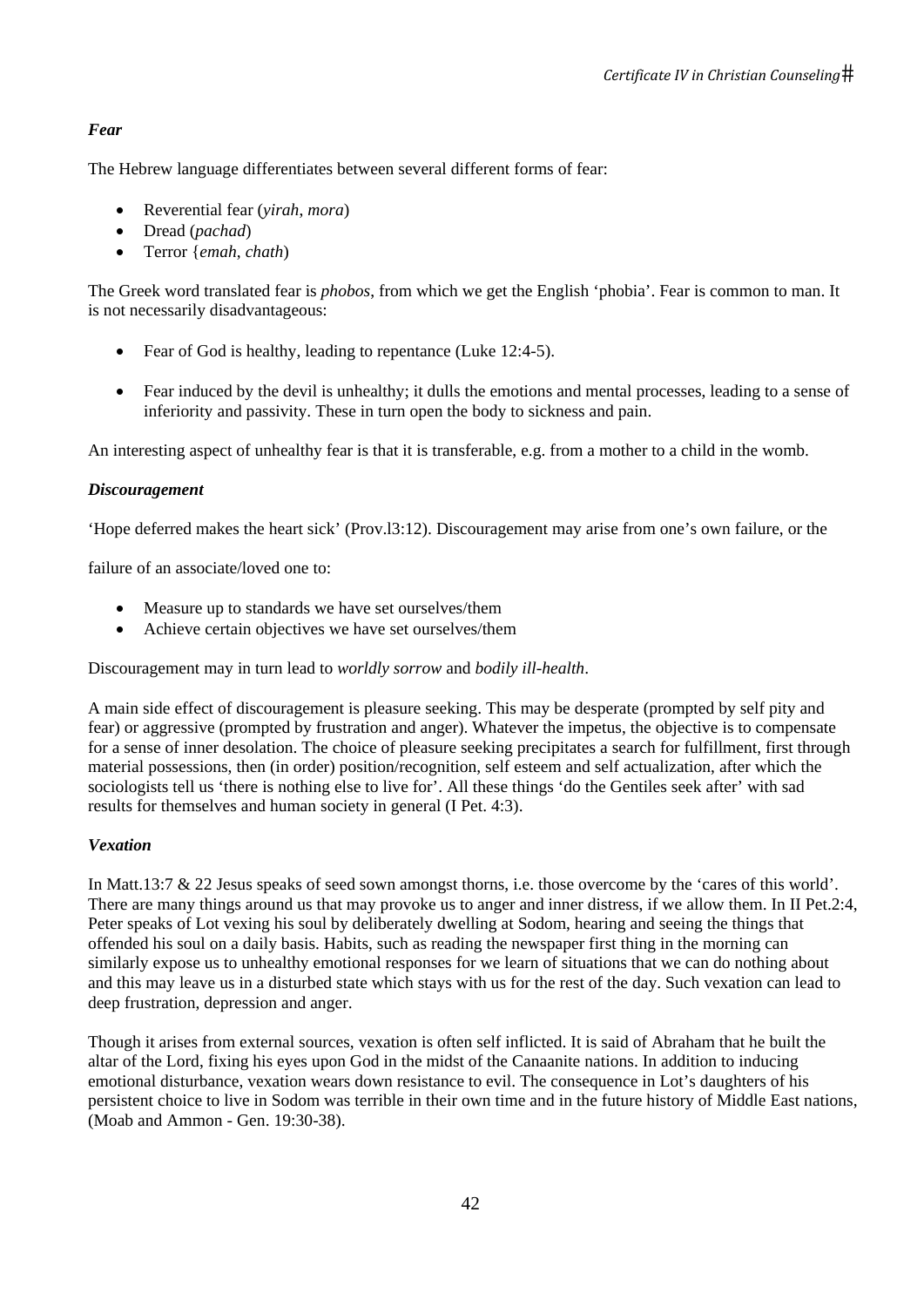### *Fear*

The Hebrew language differentiates between several different forms of fear:

- Reverential fear (*yirah*, *mora*)
- Dread (*pachad*)
- Terror {*emah*, *chath*)

The Greek word translated fear is *phobos*, from which we get the English 'phobia'. Fear is common to man. It is not necessarily disadvantageous:

- Fear of God is healthy, leading to repentance (Luke 12:4-5).
- Fear induced by the devil is unhealthy; it dulls the emotions and mental processes, leading to a sense of inferiority and passivity. These in turn open the body to sickness and pain.

An interesting aspect of unhealthy fear is that it is transferable, e.g. from a mother to a child in the womb.

### *Discouragement*

'Hope deferred makes the heart sick' (Prov.l3:12). Discouragement may arise from one's own failure, or the failure of an associate/loved one to:

- Measure up to standards we have set ourselves/them
- Achieve certain objectives we have set ourselves/them

Discouragement may in turn lead to *worldly sorrow* and *bodily ill-health*.

A main side effect of discouragement is pleasure seeking. This may be desperate (prompted by self pity and fear) or aggressive (prompted by frustration and anger). Whatever the impetus, the objective is to compensate for a sense of inner desolation. The choice of pleasure seeking precipitates a search for fulfillment, first through material possessions, then (in order) position/recognition, self esteem and self actualization, after which the sociologists tell us 'there is nothing else to live for'. All these things 'do the Gentiles seek after' with sad results for themselves and human society in general (I Pet. 4:3).

### *Vexation*

In Matt.13:7 & 22 Jesus speaks of seed sown amongst thorns, i.e. those overcome by the 'cares of this world'. There are many things around us that may provoke us to anger and inner distress, if we allow them. In II Pet.2:4, Peter speaks of Lot vexing his soul by deliberately dwelling at Sodom, hearing and seeing the things that offended his soul on a daily basis. Habits, such as reading the newspaper first thing in the morning can similarly expose us to unhealthy emotional responses for we learn of situations that we can do nothing about and this may leave us in a disturbed state which stays with us for the rest of the day. Such vexation can lead to deep frustration, depression and anger.

Though it arises from external sources, vexation is often self inflicted. It is said of Abraham that he built the altar of the Lord, fixing his eyes upon God in the midst of the Canaanite nations. In addition to inducing emotional disturbance, vexation wears down resistance to evil. The consequence in Lot's daughters of his persistent choice to live in Sodom was terrible in their own time and in the future history of Middle East nations, (Moab and Ammon - Gen. 19:30-38).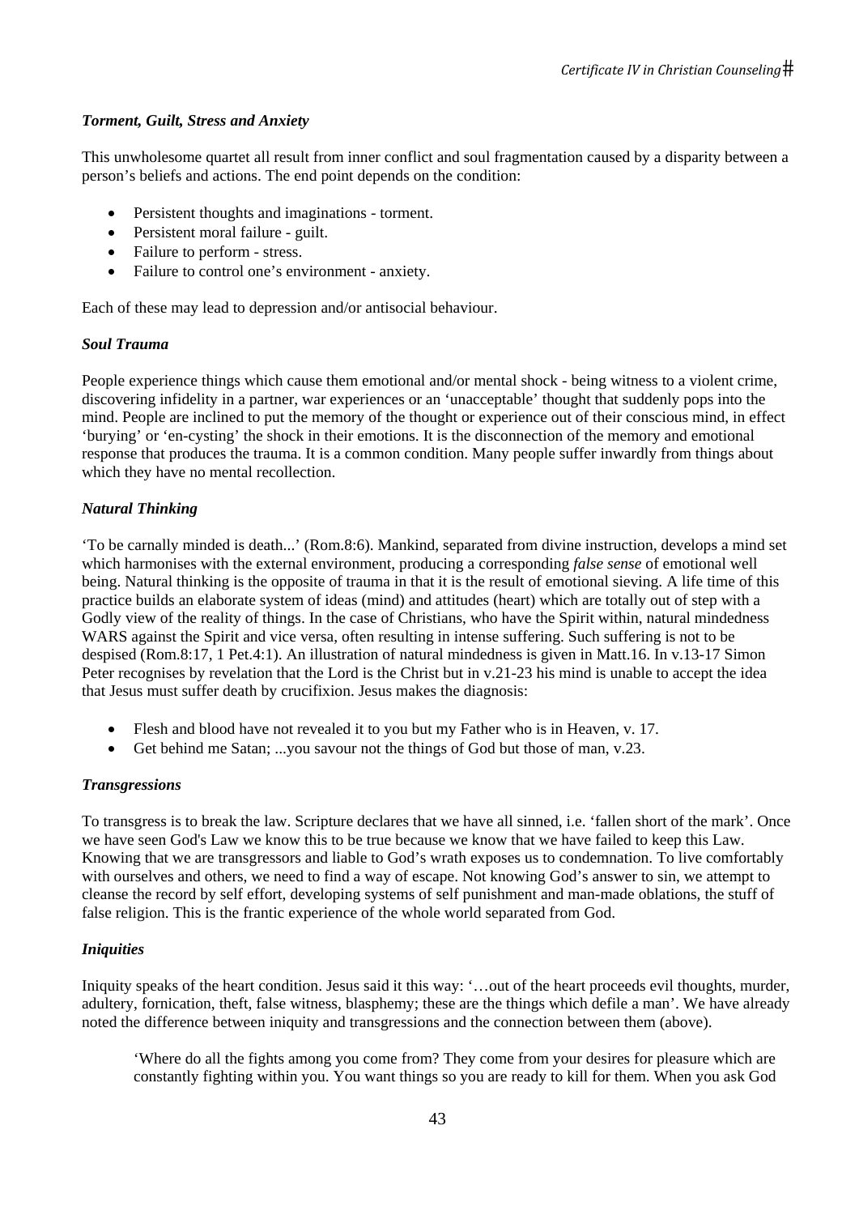### *Torment, Guilt, Stress and Anxiety*

This unwholesome quartet all result from inner conflict and soul fragmentation caused by a disparity between a person's beliefs and actions. The end point depends on the condition:

- Persistent thoughts and imaginations - torment.
- Persistent moral failure - guilt.
- Failure to perform - stress.
- Failure to control one's environment - anxiety.

Each of these may lead to depression and/or antisocial behaviour.

### *Soul Trauma*

People experience things which cause them emotional and/or mental shock - being witness to a violent crime, discovering infidelity in a partner, war experiences or an 'unacceptable' thought that suddenly pops into the mind. People are inclined to put the memory of the thought or experience out of their conscious mind, in effect 'burying' or 'en-cysting' the shock in their emotions. It is the disconnection of the memory and emotional response that produces the trauma. It is a common condition. Many people suffer inwardly from things about which they have no mental recollection.

### *Natural Thinking*

'To be carnally minded is death...' (Rom.8:6). Mankind, separated from divine instruction, develops a mind set which harmonises with the external environment, producing a corresponding *false sense* of emotional well being. Natural thinking is the opposite of trauma in that it is the result of emotional sieving. A life time of this practice builds an elaborate system of ideas (mind) and attitudes (heart) which are totally out of step with a Godly view of the reality of things. In the case of Christians, who have the Spirit within, natural mindedness WARS against the Spirit and vice versa, often resulting in intense suffering. Such suffering is not to be despised (Rom.8:17, 1 Pet.4:1). An illustration of natural mindedness is given in Matt.16. In v.13-17 Simon Peter recognises by revelation that the Lord is the Christ but in v.21-23 his mind is unable to accept the idea that Jesus must suffer death by crucifixion. Jesus makes the diagnosis:

- Flesh and blood have not revealed it to you but my Father who is in Heaven, v. 17.
- Get behind me Satan; ...you savour not the things of God but those of man, v.23.

### *Transgressions*

To transgress is to break the law. Scripture declares that we have all sinned, i.e. 'fallen short of the mark'. Once we have seen God's Law we know this to be true because we know that we have failed to keep this Law. Knowing that we are transgressors and liable to God's wrath exposes us to condemnation. To live comfortably with ourselves and others, we need to find a way of escape. Not knowing God's answer to sin, we attempt to cleanse the record by self effort, developing systems of self punishment and man-made oblations, the stuff of false religion. This is the frantic experience of the whole world separated from God.

### *Iniquities*

Iniquity speaks of the heart condition. Jesus said it this way: '…out of the heart proceeds evil thoughts, murder, adultery, fornication, theft, false witness, blasphemy; these are the things which defile a man'. We have already noted the difference between iniquity and transgressions and the connection between them (above).

> 'Where do all the fights among you come from? They come from your desires for pleasure which are constantly fighting within you. You want things so you are ready to kill for them. When you ask God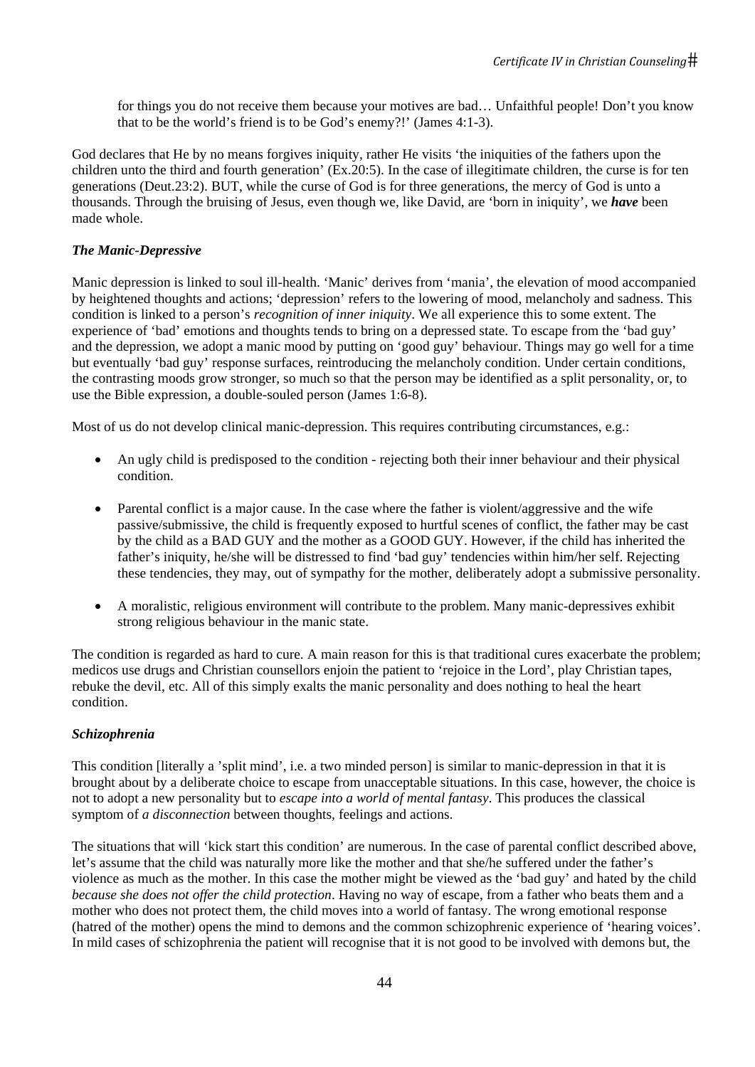for things you do not receive them because your motives are bad… Unfaithful people! Don't you know that to be the world's friend is to be God's enemy?!' (James 4:1-3).

God declares that He by no means forgives iniquity, rather He visits 'the iniquities of the fathers upon the children unto the third and fourth generation' (Ex.20:5). In the case of illegitimate children, the curse is for ten generations (Deut.23:2). BUT, while the curse of God is for three generations, the mercy of God is unto a thousands. Through the bruising of Jesus, even though we, like David, are 'born in iniquity', we ***have*** been made whole.

### *The Manic-Depressive*

Manic depression is linked to soul ill-health. 'Manic' derives from 'mania', the elevation of mood accompanied by heightened thoughts and actions; 'depression' refers to the lowering of mood, melancholy and sadness. This condition is linked to a person's *recognition of inner iniquity*. We all experience this to some extent. The experience of 'bad' emotions and thoughts tends to bring on a depressed state. To escape from the 'bad guy' and the depression, we adopt a manic mood by putting on 'good guy' behaviour. Things may go well for a time but eventually 'bad guy' response surfaces, reintroducing the melancholy condition. Under certain conditions, the contrasting moods grow stronger, so much so that the person may be identified as a split personality, or, to use the Bible expression, a double-souled person (James 1:6-8).

Most of us do not develop clinical manic-depression. This requires contributing circumstances, e.g.:

- An ugly child is predisposed to the condition - rejecting both their inner behaviour and their physical condition.
- Parental conflict is a major cause. In the case where the father is violent/aggressive and the wife passive/submissive, the child is frequently exposed to hurtful scenes of conflict, the father may be cast by the child as a BAD GUY and the mother as a GOOD GUY. However, if the child has inherited the father's iniquity, he/she will be distressed to find 'bad guy' tendencies within him/her self. Rejecting these tendencies, they may, out of sympathy for the mother, deliberately adopt a submissive personality.
- A moralistic, religious environment will contribute to the problem. Many manic-depressives exhibit strong religious behaviour in the manic state.

The condition is regarded as hard to cure. A main reason for this is that traditional cures exacerbate the problem; medicos use drugs and Christian counsellors enjoin the patient to 'rejoice in the Lord', play Christian tapes, rebuke the devil, etc. All of this simply exalts the manic personality and does nothing to heal the heart condition.

### *Schizophrenia*

This condition [literally a 'split mind', i.e. a two minded person] is similar to manic-depression in that it is brought about by a deliberate choice to escape from unacceptable situations. In this case, however, the choice is not to adopt a new personality but to *escape into a world of mental fantasy*. This produces the classical symptom of *a disconnection* between thoughts, feelings and actions.

The situations that will 'kick start this condition' are numerous. In the case of parental conflict described above, let's assume that the child was naturally more like the mother and that she/he suffered under the father's violence as much as the mother. In this case the mother might be viewed as the 'bad guy' and hated by the child *because she does not offer the child protection*. Having no way of escape, from a father who beats them and a mother who does not protect them, the child moves into a world of fantasy. The wrong emotional response (hatred of the mother) opens the mind to demons and the common schizophrenic experience of 'hearing voices'. In mild cases of schizophrenia the patient will recognise that it is not good to be involved with demons but, the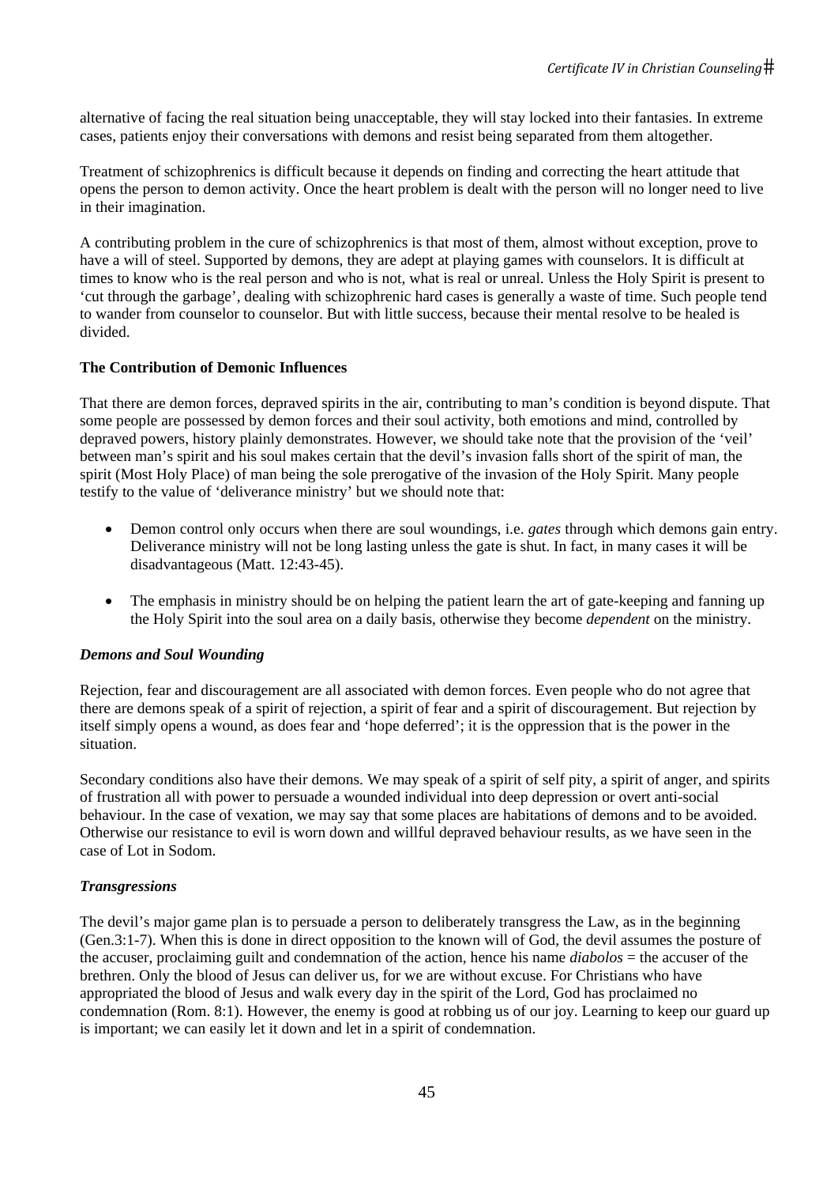alternative of facing the real situation being unacceptable, they will stay locked into their fantasies. In extreme cases, patients enjoy their conversations with demons and resist being separated from them altogether.

Treatment of schizophrenics is difficult because it depends on finding and correcting the heart attitude that opens the person to demon activity. Once the heart problem is dealt with the person will no longer need to live in their imagination.

A contributing problem in the cure of schizophrenics is that most of them, almost without exception, prove to have a will of steel. Supported by demons, they are adept at playing games with counselors. It is difficult at times to know who is the real person and who is not, what is real or unreal. Unless the Holy Spirit is present to 'cut through the garbage', dealing with schizophrenic hard cases is generally a waste of time. Such people tend to wander from counselor to counselor. But with little success, because their mental resolve to be healed is divided.

**The Contribution of Demonic Influences**

That there are demon forces, depraved spirits in the air, contributing to man's condition is beyond dispute. That some people are possessed by demon forces and their soul activity, both emotions and mind, controlled by depraved powers, history plainly demonstrates. However, we should take note that the provision of the 'veil' between man's spirit and his soul makes certain that the devil's invasion falls short of the spirit of man, the spirit (Most Holy Place) of man being the sole prerogative of the invasion of the Holy Spirit. Many people testify to the value of 'deliverance ministry' but we should note that:

- Demon control only occurs when there are soul woundings, i.e. *gates* through which demons gain entry. Deliverance ministry will not be long lasting unless the gate is shut. In fact, in many cases it will be disadvantageous (Matt. 12:43-45).
- The emphasis in ministry should be on helping the patient learn the art of gate-keeping and fanning up the Holy Spirit into the soul area on a daily basis, otherwise they become *dependent* on the ministry.

***Demons and Soul Wounding***

Rejection, fear and discouragement are all associated with demon forces. Even people who do not agree that there are demons speak of a spirit of rejection, a spirit of fear and a spirit of discouragement. But rejection by itself simply opens a wound, as does fear and 'hope deferred'; it is the oppression that is the power in the situation.

Secondary conditions also have their demons. We may speak of a spirit of self pity, a spirit of anger, and spirits of frustration all with power to persuade a wounded individual into deep depression or overt anti-social behaviour. In the case of vexation, we may say that some places are habitations of demons and to be avoided. Otherwise our resistance to evil is worn down and willful depraved behaviour results, as we have seen in the case of Lot in Sodom.

***Transgressions***

The devil's major game plan is to persuade a person to deliberately transgress the Law, as in the beginning (Gen.3:1-7). When this is done in direct opposition to the known will of God, the devil assumes the posture of the accuser, proclaiming guilt and condemnation of the action, hence his name *diabolos* = the accuser of the brethren. Only the blood of Jesus can deliver us, for we are without excuse. For Christians who have appropriated the blood of Jesus and walk every day in the spirit of the Lord, God has proclaimed no condemnation (Rom. 8:1). However, the enemy is good at robbing us of our joy. Learning to keep our guard up is important; we can easily let it down and let in a spirit of condemnation.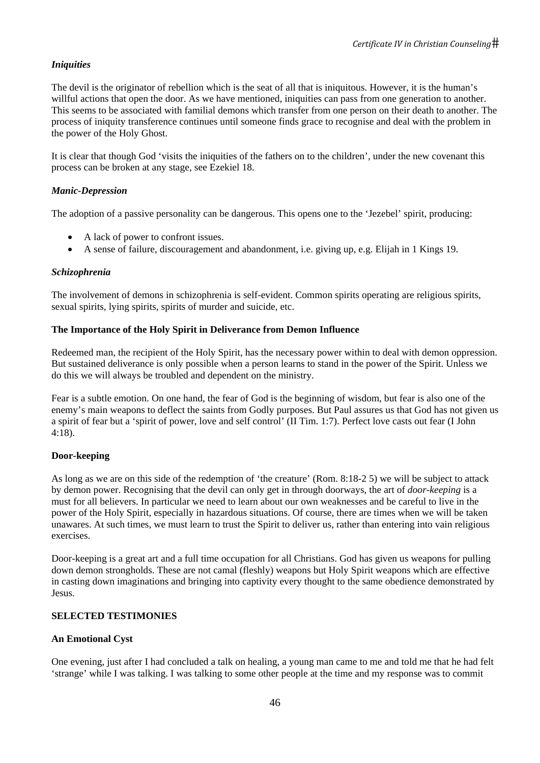### *Iniquities*

The devil is the originator of rebellion which is the seat of all that is iniquitous. However, it is the human's willful actions that open the door. As we have mentioned, iniquities can pass from one generation to another. This seems to be associated with familial demons which transfer from one person on their death to another. The process of iniquity transference continues until someone finds grace to recognise and deal with the problem in the power of the Holy Ghost.

It is clear that though God 'visits the iniquities of the fathers on to the children', under the new covenant this process can be broken at any stage, see Ezekiel 18.

### *Manic-Depression*

The adoption of a passive personality can be dangerous. This opens one to the 'Jezebel' spirit, producing:

- A lack of power to confront issues.
- A sense of failure, discouragement and abandonment, i.e. giving up, e.g. Elijah in 1 Kings 19.

### *Schizophrenia*

The involvement of demons in schizophrenia is self-evident. Common spirits operating are religious spirits, sexual spirits, lying spirits, spirits of murder and suicide, etc.

### The Importance of the Holy Spirit in Deliverance from Demon Influence

Redeemed man, the recipient of the Holy Spirit, has the necessary power within to deal with demon oppression. But sustained deliverance is only possible when a person learns to stand in the power of the Spirit. Unless we do this we will always be troubled and dependent on the ministry.

Fear is a subtle emotion. On one hand, the fear of God is the beginning of wisdom, but fear is also one of the enemy's main weapons to deflect the saints from Godly purposes. But Paul assures us that God has not given us a spirit of fear but a 'spirit of power, love and self control' (II Tim. 1:7). Perfect love casts out fear (I John 4:18).

### Door-keeping

As long as we are on this side of the redemption of 'the creature' (Rom. 8:18-2 5) we will be subject to attack by demon power. Recognising that the devil can only get in through doorways, the art of *door-keeping* is a must for all believers. In particular we need to learn about our own weaknesses and be careful to live in the power of the Holy Spirit, especially in hazardous situations. Of course, there are times when we will be taken unawares. At such times, we must learn to trust the Spirit to deliver us, rather than entering into vain religious exercises.

Door-keeping is a great art and a full time occupation for all Christians. God has given us weapons for pulling down demon strongholds. These are not camal (fleshly) weapons but Holy Spirit weapons which are effective in casting down imaginations and bringing into captivity every thought to the same obedience demonstrated by Jesus.

## SELECTED TESTIMONIES

### An Emotional Cyst

One evening, just after I had concluded a talk on healing, a young man came to me and told me that he had felt 'strange' while I was talking. I was talking to some other people at the time and my response was to commit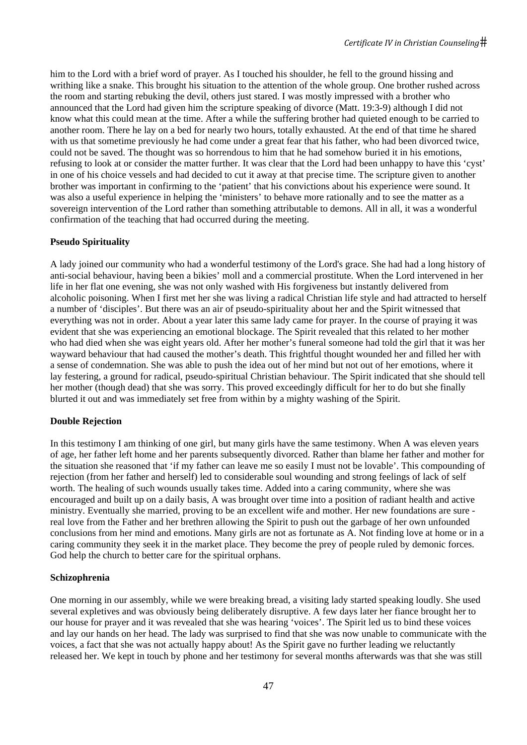him to the Lord with a brief word of prayer. As I touched his shoulder, he fell to the ground hissing and writhing like a snake. This brought his situation to the attention of the whole group. One brother rushed across the room and starting rebuking the devil, others just stared. I was mostly impressed with a brother who announced that the Lord had given him the scripture speaking of divorce (Matt. 19:3-9) although I did not know what this could mean at the time. After a while the suffering brother had quieted enough to be carried to another room. There he lay on a bed for nearly two hours, totally exhausted. At the end of that time he shared with us that sometime previously he had come under a great fear that his father, who had been divorced twice, could not be saved. The thought was so horrendous to him that he had somehow buried it in his emotions, refusing to look at or consider the matter further. It was clear that the Lord had been unhappy to have this 'cyst' in one of his choice vessels and had decided to cut it away at that precise time. The scripture given to another brother was important in confirming to the 'patient' that his convictions about his experience were sound. It was also a useful experience in helping the 'ministers' to behave more rationally and to see the matter as a sovereign intervention of the Lord rather than something attributable to demons. All in all, it was a wonderful confirmation of the teaching that had occurred during the meeting.

**Pseudo Spirituality**

A lady joined our community who had a wonderful testimony of the Lord's grace. She had had a long history of anti-social behaviour, having been a bikies' moll and a commercial prostitute. When the Lord intervened in her life in her flat one evening, she was not only washed with His forgiveness but instantly delivered from alcoholic poisoning. When I first met her she was living a radical Christian life style and had attracted to herself a number of 'disciples'. But there was an air of pseudo-spirituality about her and the Spirit witnessed that everything was not in order. About a year later this same lady came for prayer. In the course of praying it was evident that she was experiencing an emotional blockage. The Spirit revealed that this related to her mother who had died when she was eight years old. After her mother's funeral someone had told the girl that it was her wayward behaviour that had caused the mother's death. This frightful thought wounded her and filled her with a sense of condemnation. She was able to push the idea out of her mind but not out of her emotions, where it lay festering, a ground for radical, pseudo-spiritual Christian behaviour. The Spirit indicated that she should tell her mother (though dead) that she was sorry. This proved exceedingly difficult for her to do but she finally blurted it out and was immediately set free from within by a mighty washing of the Spirit.

**Double Rejection**

In this testimony I am thinking of one girl, but many girls have the same testimony. When A was eleven years of age, her father left home and her parents subsequently divorced. Rather than blame her father and mother for the situation she reasoned that 'if my father can leave me so easily I must not be lovable'. This compounding of rejection (from her father and herself) led to considerable soul wounding and strong feelings of lack of self worth. The healing of such wounds usually takes time. Added into a caring community, where she was encouraged and built up on a daily basis, A was brought over time into a position of radiant health and active ministry. Eventually she married, proving to be an excellent wife and mother. Her new foundations are sure - real love from the Father and her brethren allowing the Spirit to push out the garbage of her own unfounded conclusions from her mind and emotions. Many girls are not as fortunate as A. Not finding love at home or in a caring community they seek it in the market place. They become the prey of people ruled by demonic forces. God help the church to better care for the spiritual orphans.

**Schizophrenia**

One morning in our assembly, while we were breaking bread, a visiting lady started speaking loudly. She used several expletives and was obviously being deliberately disruptive. A few days later her fiance brought her to our house for prayer and it was revealed that she was hearing 'voices'. The Spirit led us to bind these voices and lay our hands on her head. The lady was surprised to find that she was now unable to communicate with the voices, a fact that she was not actually happy about! As the Spirit gave no further leading we reluctantly released her. We kept in touch by phone and her testimony for several months afterwards was that she was still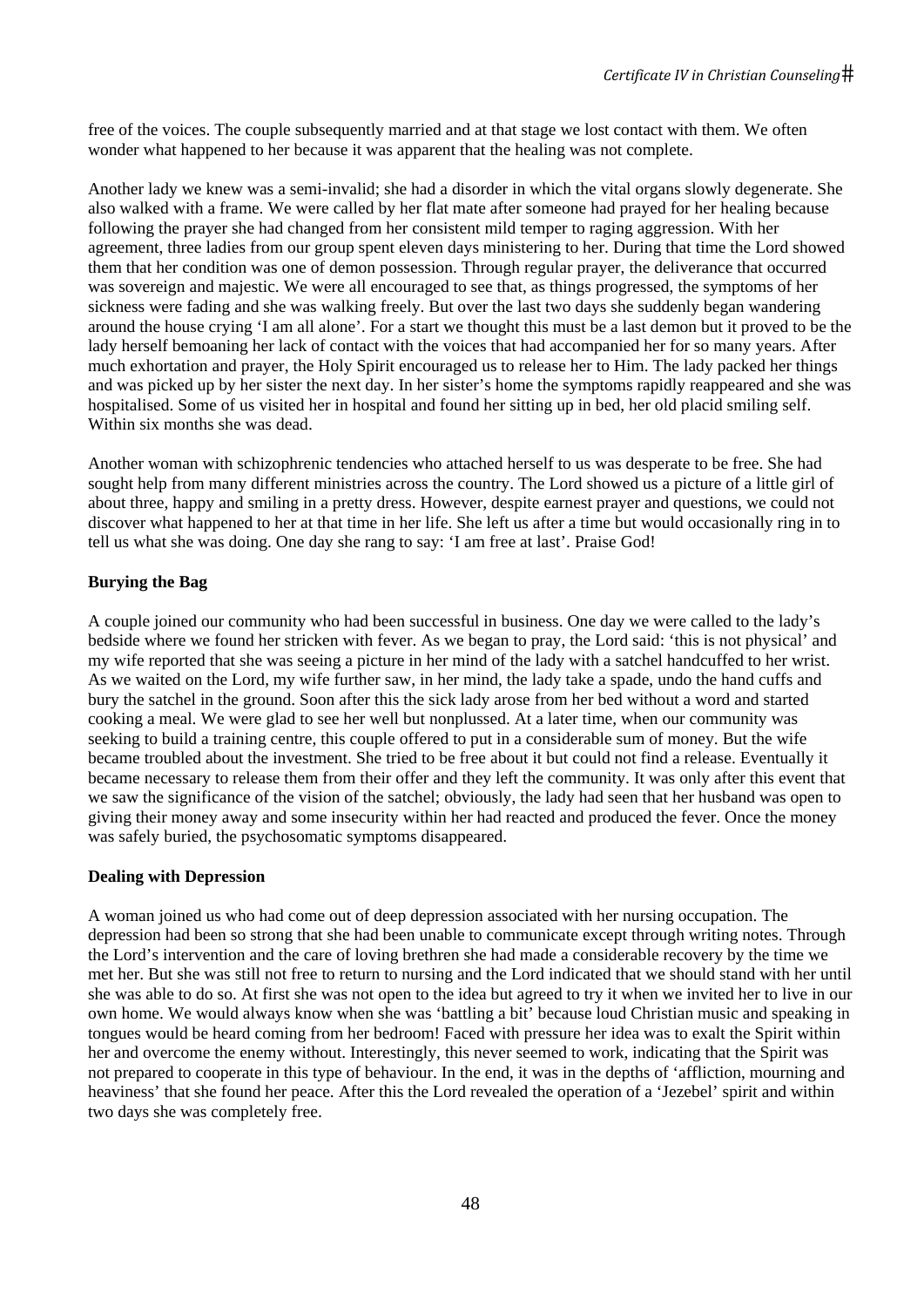free of the voices. The couple subsequently married and at that stage we lost contact with them. We often wonder what happened to her because it was apparent that the healing was not complete.

Another lady we knew was a semi-invalid; she had a disorder in which the vital organs slowly degenerate. She also walked with a frame. We were called by her flat mate after someone had prayed for her healing because following the prayer she had changed from her consistent mild temper to raging aggression. With her agreement, three ladies from our group spent eleven days ministering to her. During that time the Lord showed them that her condition was one of demon possession. Through regular prayer, the deliverance that occurred was sovereign and majestic. We were all encouraged to see that, as things progressed, the symptoms of her sickness were fading and she was walking freely. But over the last two days she suddenly began wandering around the house crying 'I am all alone'. For a start we thought this must be a last demon but it proved to be the lady herself bemoaning her lack of contact with the voices that had accompanied her for so many years. After much exhortation and prayer, the Holy Spirit encouraged us to release her to Him. The lady packed her things and was picked up by her sister the next day. In her sister's home the symptoms rapidly reappeared and she was hospitalised. Some of us visited her in hospital and found her sitting up in bed, her old placid smiling self. Within six months she was dead.

Another woman with schizophrenic tendencies who attached herself to us was desperate to be free. She had sought help from many different ministries across the country. The Lord showed us a picture of a little girl of about three, happy and smiling in a pretty dress. However, despite earnest prayer and questions, we could not discover what happened to her at that time in her life. She left us after a time but would occasionally ring in to tell us what she was doing. One day she rang to say: 'I am free at last'. Praise God!

**Burying the Bag**

A couple joined our community who had been successful in business. One day we were called to the lady's bedside where we found her stricken with fever. As we began to pray, the Lord said: 'this is not physical' and my wife reported that she was seeing a picture in her mind of the lady with a satchel handcuffed to her wrist. As we waited on the Lord, my wife further saw, in her mind, the lady take a spade, undo the hand cuffs and bury the satchel in the ground. Soon after this the sick lady arose from her bed without a word and started cooking a meal. We were glad to see her well but nonplussed. At a later time, when our community was seeking to build a training centre, this couple offered to put in a considerable sum of money. But the wife became troubled about the investment. She tried to be free about it but could not find a release. Eventually it became necessary to release them from their offer and they left the community. It was only after this event that we saw the significance of the vision of the satchel; obviously, the lady had seen that her husband was open to giving their money away and some insecurity within her had reacted and produced the fever. Once the money was safely buried, the psychosomatic symptoms disappeared.

**Dealing with Depression**

A woman joined us who had come out of deep depression associated with her nursing occupation. The depression had been so strong that she had been unable to communicate except through writing notes. Through the Lord's intervention and the care of loving brethren she had made a considerable recovery by the time we met her. But she was still not free to return to nursing and the Lord indicated that we should stand with her until she was able to do so. At first she was not open to the idea but agreed to try it when we invited her to live in our own home. We would always know when she was 'battling a bit' because loud Christian music and speaking in tongues would be heard coming from her bedroom! Faced with pressure her idea was to exalt the Spirit within her and overcome the enemy without. Interestingly, this never seemed to work, indicating that the Spirit was not prepared to cooperate in this type of behaviour. In the end, it was in the depths of 'affliction, mourning and heaviness' that she found her peace. After this the Lord revealed the operation of a 'Jezebel' spirit and within two days she was completely free.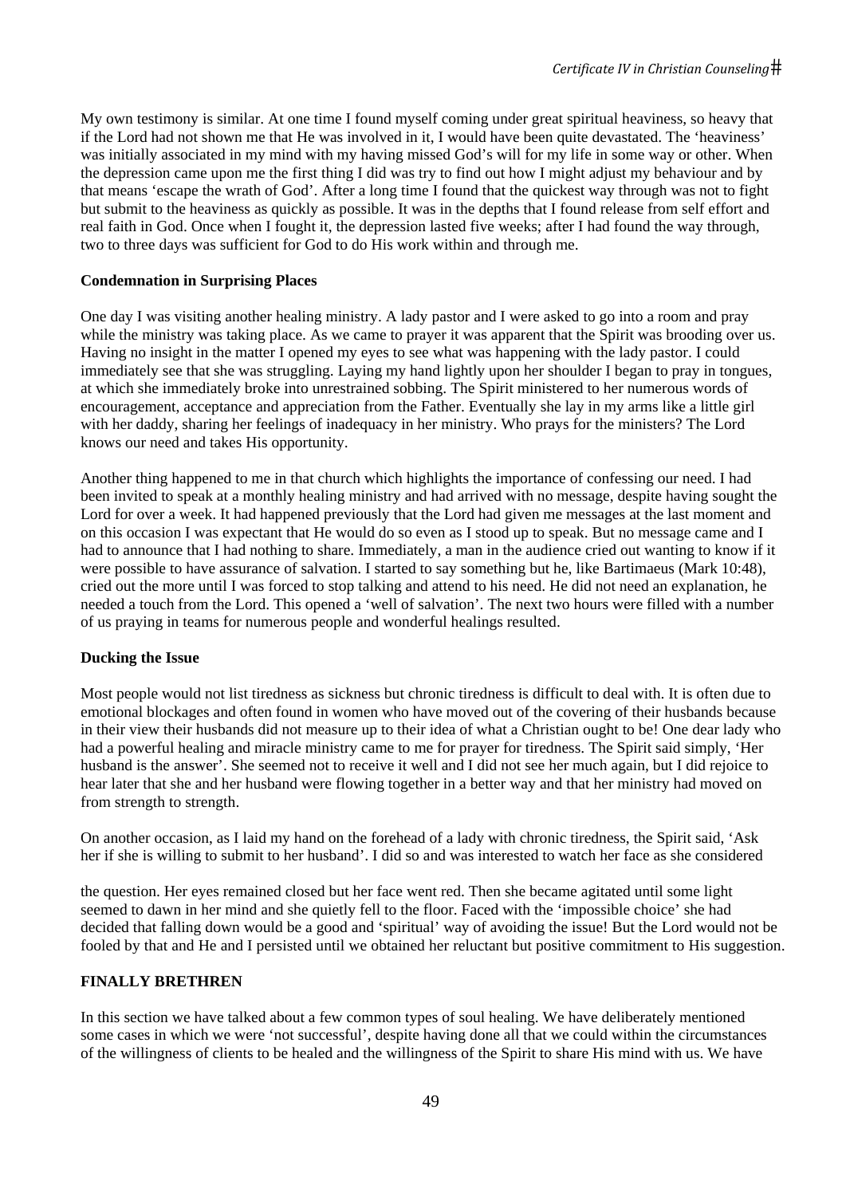My own testimony is similar. At one time I found myself coming under great spiritual heaviness, so heavy that if the Lord had not shown me that He was involved in it, I would have been quite devastated. The 'heaviness' was initially associated in my mind with my having missed God's will for my life in some way or other. When the depression came upon me the first thing I did was try to find out how I might adjust my behaviour and by that means 'escape the wrath of God'. After a long time I found that the quickest way through was not to fight but submit to the heaviness as quickly as possible. It was in the depths that I found release from self effort and real faith in God. Once when I fought it, the depression lasted five weeks; after I had found the way through, two to three days was sufficient for God to do His work within and through me.

**Condemnation in Surprising Places**

One day I was visiting another healing ministry. A lady pastor and I were asked to go into a room and pray while the ministry was taking place. As we came to prayer it was apparent that the Spirit was brooding over us. Having no insight in the matter I opened my eyes to see what was happening with the lady pastor. I could immediately see that she was struggling. Laying my hand lightly upon her shoulder I began to pray in tongues, at which she immediately broke into unrestrained sobbing. The Spirit ministered to her numerous words of encouragement, acceptance and appreciation from the Father. Eventually she lay in my arms like a little girl with her daddy, sharing her feelings of inadequacy in her ministry. Who prays for the ministers? The Lord knows our need and takes His opportunity.

Another thing happened to me in that church which highlights the importance of confessing our need. I had been invited to speak at a monthly healing ministry and had arrived with no message, despite having sought the Lord for over a week. It had happened previously that the Lord had given me messages at the last moment and on this occasion I was expectant that He would do so even as I stood up to speak. But no message came and I had to announce that I had nothing to share. Immediately, a man in the audience cried out wanting to know if it were possible to have assurance of salvation. I started to say something but he, like Bartimaeus (Mark 10:48), cried out the more until I was forced to stop talking and attend to his need. He did not need an explanation, he needed a touch from the Lord. This opened a 'well of salvation'. The next two hours were filled with a number of us praying in teams for numerous people and wonderful healings resulted.

**Ducking the Issue**

Most people would not list tiredness as sickness but chronic tiredness is difficult to deal with. It is often due to emotional blockages and often found in women who have moved out of the covering of their husbands because in their view their husbands did not measure up to their idea of what a Christian ought to be! One dear lady who had a powerful healing and miracle ministry came to me for prayer for tiredness. The Spirit said simply, 'Her husband is the answer'. She seemed not to receive it well and I did not see her much again, but I did rejoice to hear later that she and her husband were flowing together in a better way and that her ministry had moved on from strength to strength.

On another occasion, as I laid my hand on the forehead of a lady with chronic tiredness, the Spirit said, 'Ask her if she is willing to submit to her husband'. I did so and was interested to watch her face as she considered the question. Her eyes remained closed but her face went red. Then she became agitated until some light seemed to dawn in her mind and she quietly fell to the floor. Faced with the 'impossible choice' she had decided that falling down would be a good and 'spiritual' way of avoiding the issue! But the Lord would not be fooled by that and He and I persisted until we obtained her reluctant but positive commitment to His suggestion.

**FINALLY BRETHREN**

In this section we have talked about a few common types of soul healing. We have deliberately mentioned some cases in which we were 'not successful', despite having done all that we could within the circumstances of the willingness of clients to be healed and the willingness of the Spirit to share His mind with us. We have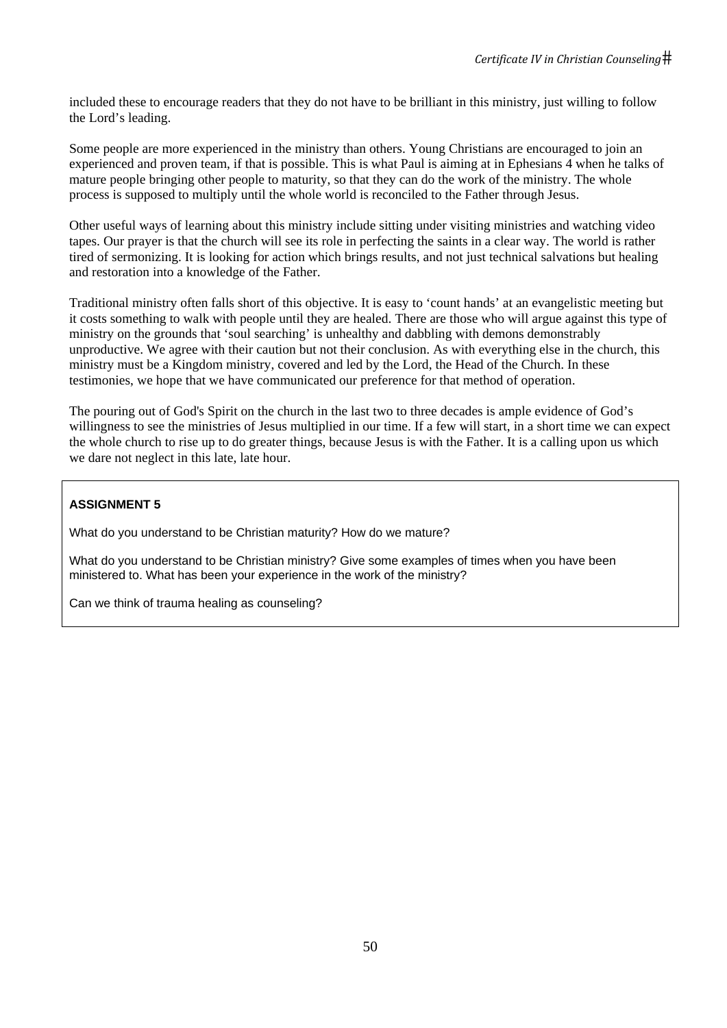included these to encourage readers that they do not have to be brilliant in this ministry, just willing to follow the Lord's leading.

Some people are more experienced in the ministry than others. Young Christians are encouraged to join an experienced and proven team, if that is possible. This is what Paul is aiming at in Ephesians 4 when he talks of mature people bringing other people to maturity, so that they can do the work of the ministry. The whole process is supposed to multiply until the whole world is reconciled to the Father through Jesus.

Other useful ways of learning about this ministry include sitting under visiting ministries and watching video tapes. Our prayer is that the church will see its role in perfecting the saints in a clear way. The world is rather tired of sermonizing. It is looking for action which brings results, and not just technical salvations but healing and restoration into a knowledge of the Father.

Traditional ministry often falls short of this objective. It is easy to 'count hands' at an evangelistic meeting but it costs something to walk with people until they are healed. There are those who will argue against this type of ministry on the grounds that 'soul searching' is unhealthy and dabbling with demons demonstrably unproductive. We agree with their caution but not their conclusion. As with everything else in the church, this ministry must be a Kingdom ministry, covered and led by the Lord, the Head of the Church. In these testimonies, we hope that we have communicated our preference for that method of operation.

The pouring out of God's Spirit on the church in the last two to three decades is ample evidence of God's willingness to see the ministries of Jesus multiplied in our time. If a few will start, in a short time we can expect the whole church to rise up to do greater things, because Jesus is with the Father. It is a calling upon us which we dare not neglect in this late, late hour.

**ASSIGNMENT 5**

What do you understand to be Christian maturity? How do we mature?

What do you understand to be Christian ministry? Give some examples of times when you have been ministered to. What has been your experience in the work of the ministry?

Can we think of trauma healing as counseling?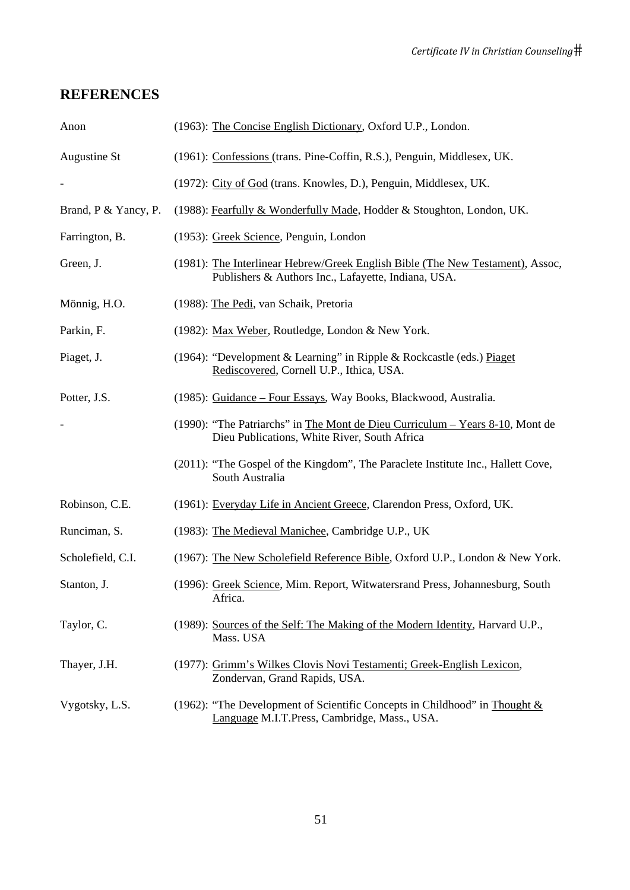## REFERENCES

| | |
|---|---|
| Anon | (1963): The Concise English Dictionary, Oxford U.P., London. |
| Augustine St | (1961): Confessions (trans. Pine-Coffin, R.S.), Penguin, Middlesex, UK. |
| - | (1972): City of God (trans. Knowles, D.), Penguin, Middlesex, UK. |
| Brand, P & Yancy, P. | (1988): Fearfully & Wonderfully Made, Hodder & Stoughton, London, UK. |
| Farrington, B. | (1953): Greek Science, Penguin, London |
| Green, J. | (1981): The Interlinear Hebrew/Greek English Bible (The New Testament), Assoc, Publishers & Authors Inc., Lafayette, Indiana, USA. |
| Mönnig, H.O. | (1988): The Pedi, van Schaik, Pretoria |
| Parkin, F. | (1982): Max Weber, Routledge, London & New York. |
| Piaget, J. | (1964): "Development & Learning" in Ripple & Rockcastle (eds.) Piaget Rediscovered, Cornell U.P., Ithica, USA. |
| Potter, J.S. | (1985): Guidance – Four Essays, Way Books, Blackwood, Australia. |
| - | (1990): "The Patriarchs" in The Mont de Dieu Curriculum – Years 8-10, Mont de Dieu Publications, White River, South Africa |
| | (2011): "The Gospel of the Kingdom", The Paraclete Institute Inc., Hallett Cove, South Australia |
| Robinson, C.E. | (1961): Everyday Life in Ancient Greece, Clarendon Press, Oxford, UK. |
| Runciman, S. | (1983): The Medieval Manichee, Cambridge U.P., UK |
| Scholefield, C.I. | (1967): The New Scholefield Reference Bible, Oxford U.P., London & New York. |
| Stanton, J. | (1996): Greek Science, Mim. Report, Witwatersrand Press, Johannesburg, South Africa. |
| Taylor, C. | (1989): Sources of the Self: The Making of the Modern Identity, Harvard U.P., Mass. USA |
| Thayer, J.H. | (1977): Grimm's Wilkes Clovis Novi Testamenti; Greek-English Lexicon, Zondervan, Grand Rapids, USA. |
| Vygotsky, L.S. | (1962): "The Development of Scientific Concepts in Childhood" in Thought & Language M.I.T.Press, Cambridge, Mass., USA. |